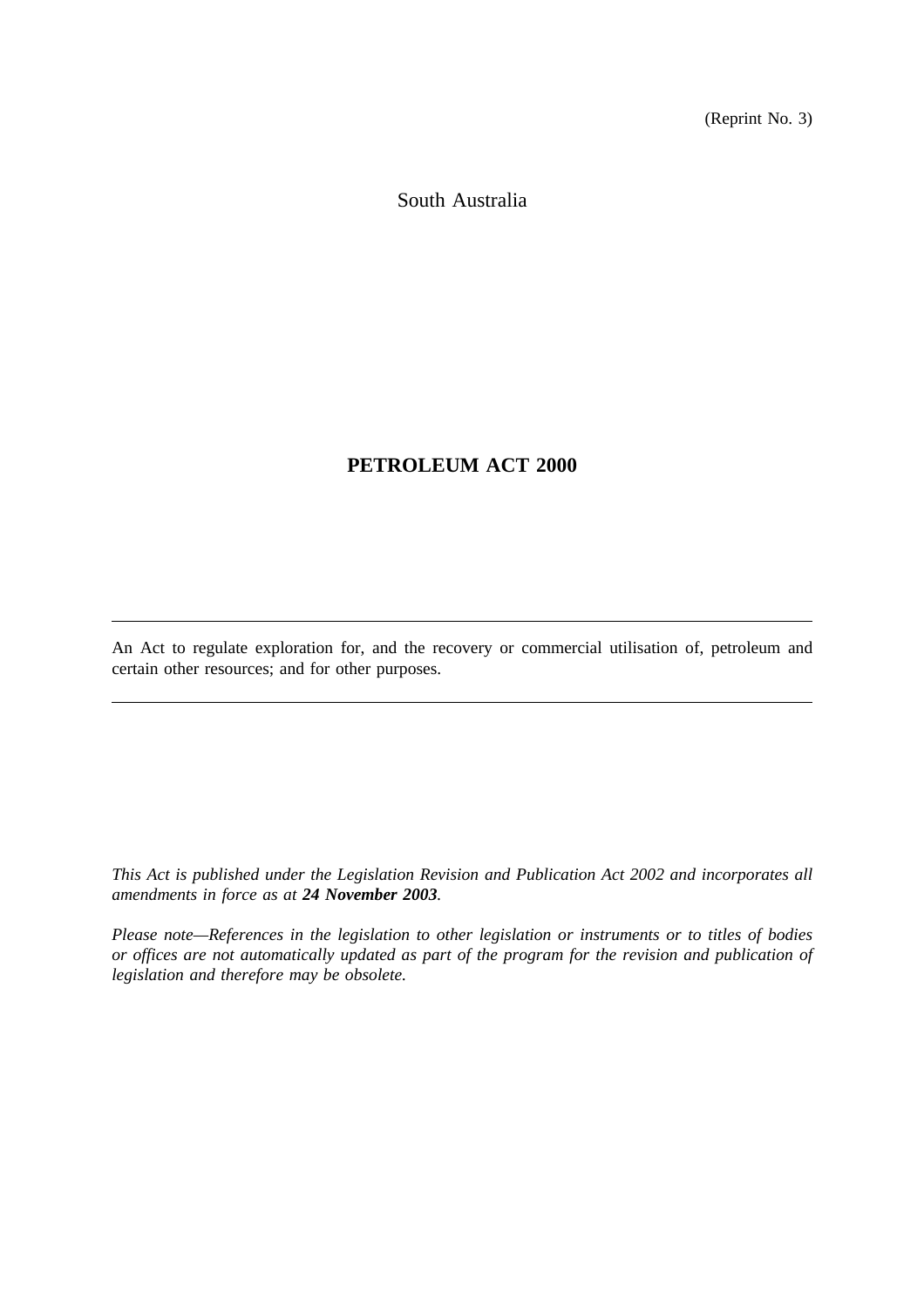(Reprint No. 3)

South Australia

# PETROLEUM ACT 2000

---

An Act to regulate exploration for, and the recovery or commercial utilisation of, petroleum and certain other resources; and for other purposes.

---

*This Act is published under the Legislation Revision and Publication Act 2002 and incorporates all amendments in force as at **24 November 2003**.*

*Please note—References in the legislation to other legislation or instruments or to titles of bodies or offices are not automatically updated as part of the program for the revision and publication of legislation and therefore may be obsolete.*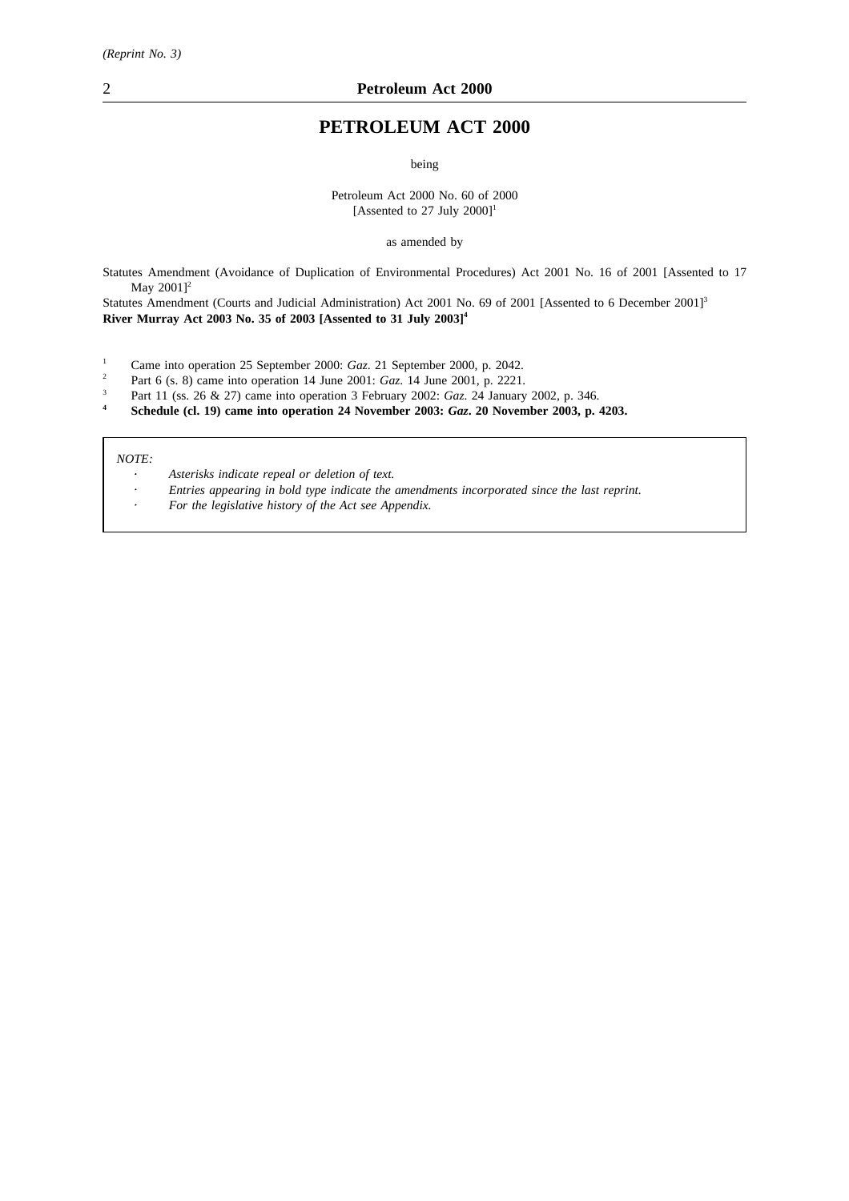*(Reprint No. 3)*

# PETROLEUM ACT 2000

being

Petroleum Act 2000 No. 60 of 2000
[Assented to 27 July 2000][1]

as amended by

Statutes Amendment (Avoidance of Duplication of Environmental Procedures) Act 2001 No. 16 of 2001 [Assented to 17 May 2001][2]

Statutes Amendment (Courts and Judicial Administration) Act 2001 No. 69 of 2001 [Assented to 6 December 2001][3]

**River Murray Act 2003 No. 35 of 2003 [Assented to 31 July 2003][4]**

[1] Came into operation 25 September 2000: *Gaz*. 21 September 2000, p. 2042.

[2] Part 6 (s. 8) came into operation 14 June 2001: *Gaz.* 14 June 2001, p. 2221.

[3] Part 11 (ss. 26 & 27) came into operation 3 February 2002: *Gaz.* 24 January 2002, p. 346.

**[4] Schedule (cl. 19) came into operation 24 November 2003: *Gaz*. 20 November 2003, p. 4203.**

*NOTE:*

- *Asterisks indicate repeal or deletion of text.*
- *Entries appearing in bold type indicate the amendments incorporated since the last reprint.*
- *For the legislative history of the Act see Appendix.*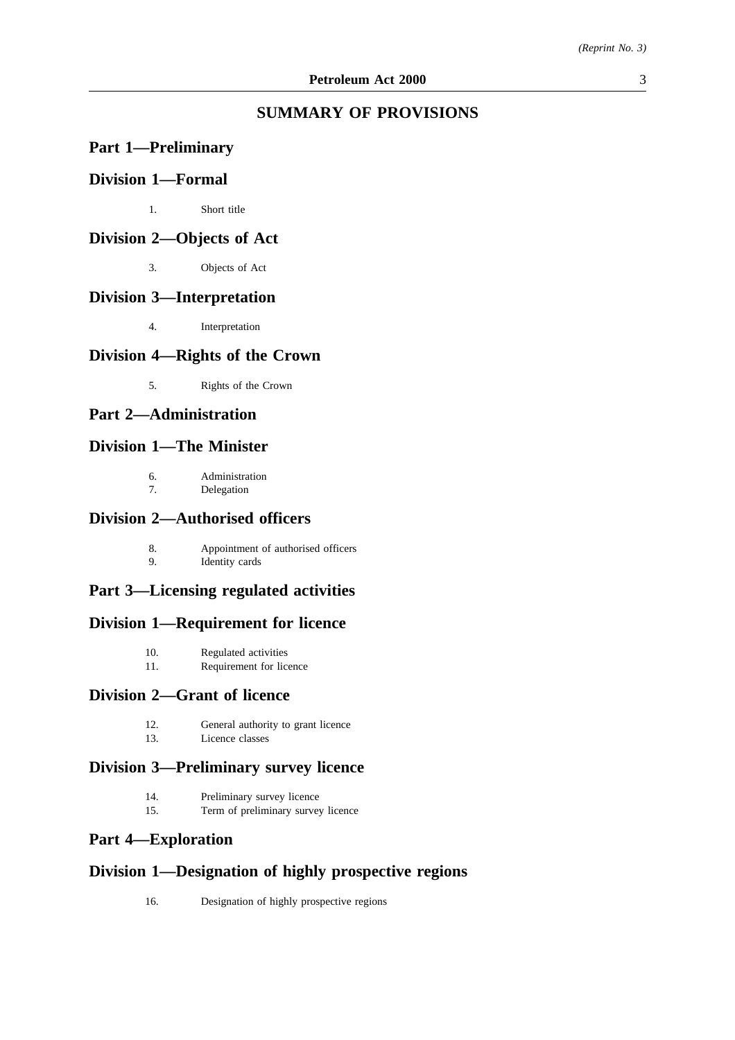## SUMMARY OF PROVISIONS

## Part 1—Preliminary

### Division 1—Formal

1. Short title

### Division 2—Objects of Act

3. Objects of Act

### Division 3—Interpretation

4. Interpretation

### Division 4—Rights of the Crown

5. Rights of the Crown

## Part 2—Administration

### Division 1—The Minister

6. Administration
7. Delegation

### Division 2—Authorised officers

8. Appointment of authorised officers
9. Identity cards

## Part 3—Licensing regulated activities

### Division 1—Requirement for licence

10. Regulated activities
11. Requirement for licence

### Division 2—Grant of licence

12. General authority to grant licence
13. Licence classes

### Division 3—Preliminary survey licence

14. Preliminary survey licence
15. Term of preliminary survey licence

## Part 4—Exploration

### Division 1—Designation of highly prospective regions

16. Designation of highly prospective regions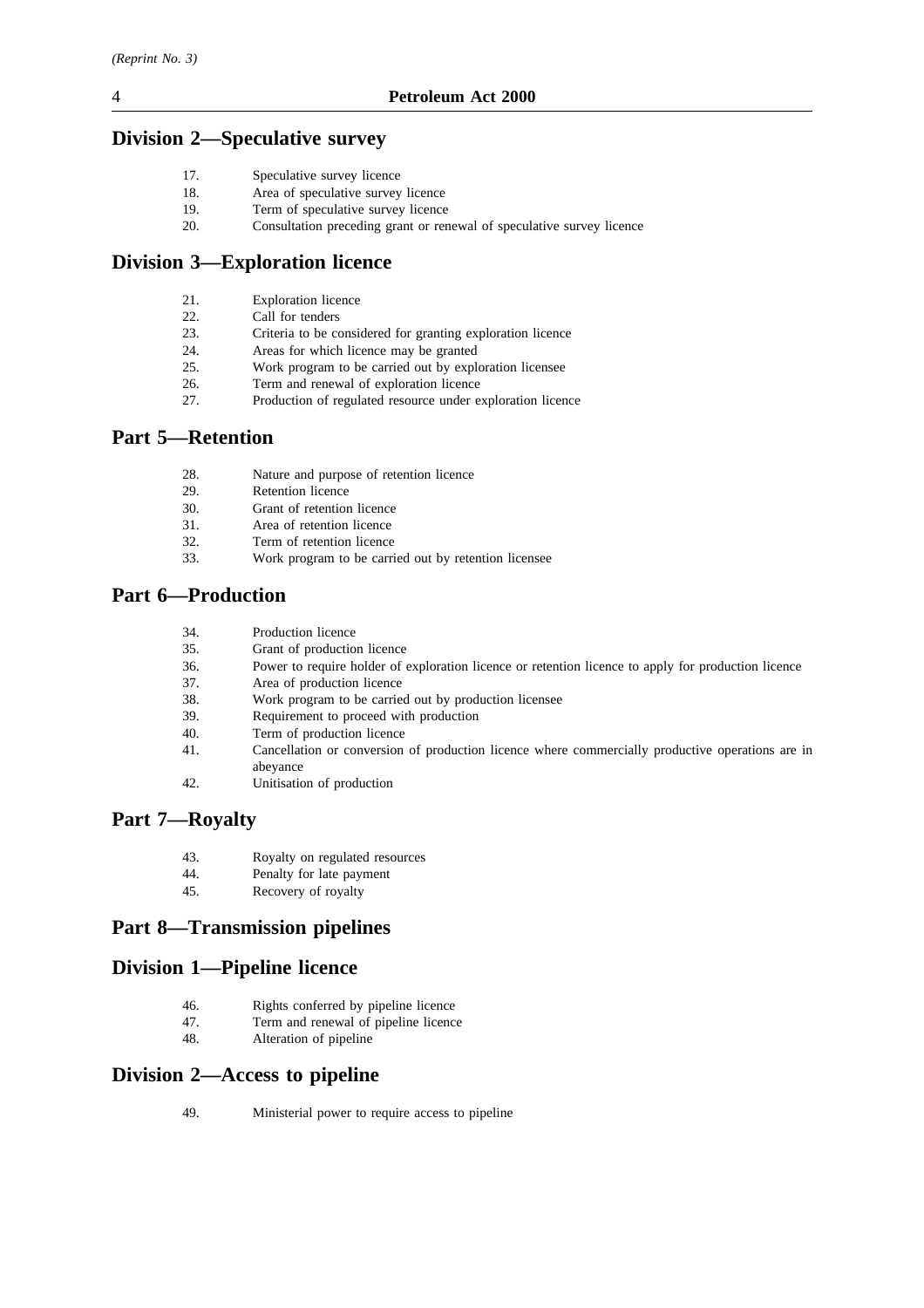## Division 2—Speculative survey

17. Speculative survey licence
18. Area of speculative survey licence
19. Term of speculative survey licence
20. Consultation preceding grant or renewal of speculative survey licence

## Division 3—Exploration licence

21. Exploration licence
22. Call for tenders
23. Criteria to be considered for granting exploration licence
24. Areas for which licence may be granted
25. Work program to be carried out by exploration licensee
26. Term and renewal of exploration licence
27. Production of regulated resource under exploration licence

## Part 5—Retention

28. Nature and purpose of retention licence
29. Retention licence
30. Grant of retention licence
31. Area of retention licence
32. Term of retention licence
33. Work program to be carried out by retention licensee

## Part 6—Production

34. Production licence
35. Grant of production licence
36. Power to require holder of exploration licence or retention licence to apply for production licence
37. Area of production licence
38. Work program to be carried out by production licensee
39. Requirement to proceed with production
40. Term of production licence
41. Cancellation or conversion of production licence where commercially productive operations are in abeyance
42. Unitisation of production

## Part 7—Royalty

43. Royalty on regulated resources
44. Penalty for late payment
45. Recovery of royalty

## Part 8—Transmission pipelines

## Division 1—Pipeline licence

46. Rights conferred by pipeline licence
47. Term and renewal of pipeline licence
48. Alteration of pipeline

## Division 2—Access to pipeline

49. Ministerial power to require access to pipeline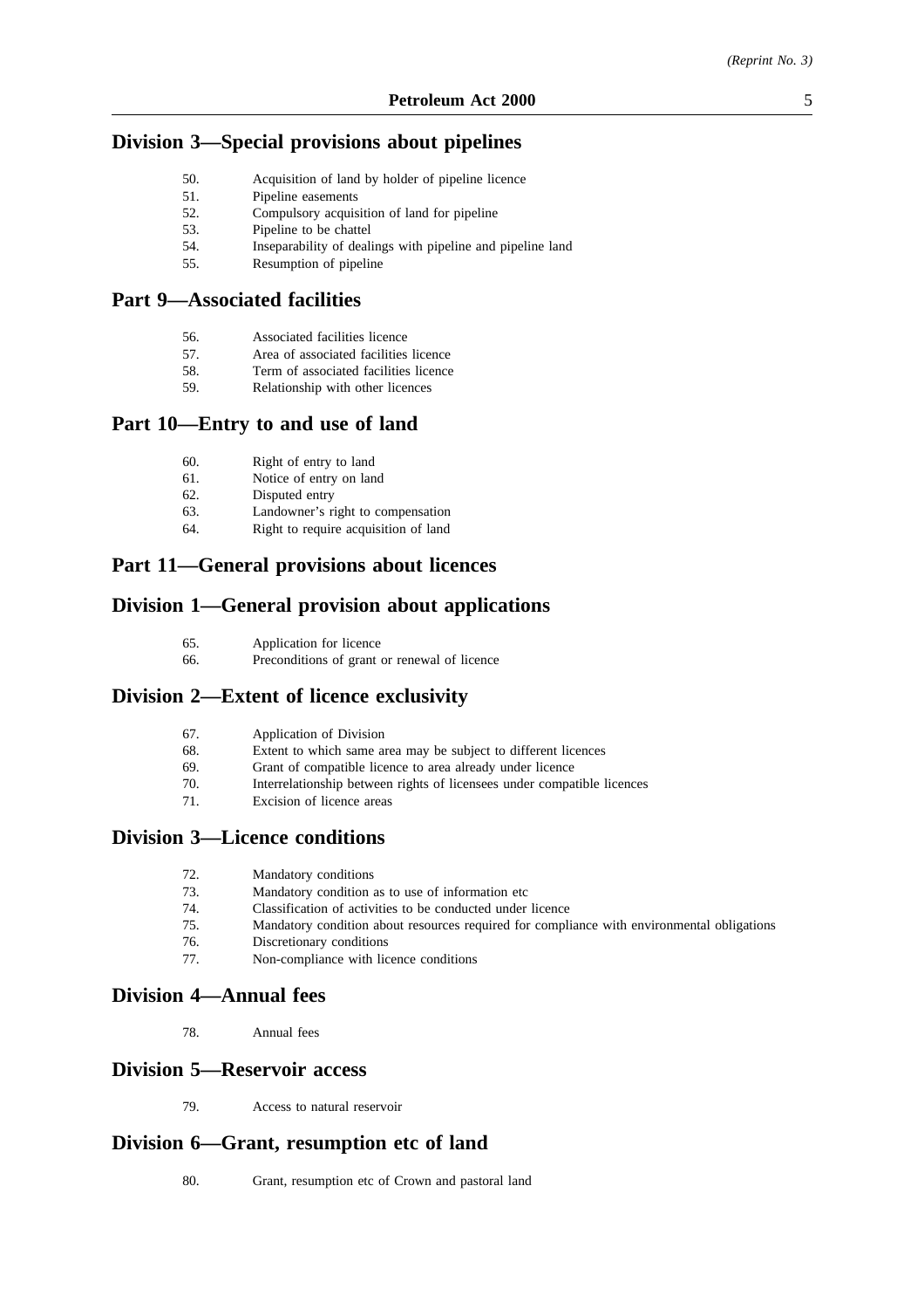## Division 3—Special provisions about pipelines

50. Acquisition of land by holder of pipeline licence
51. Pipeline easements
52. Compulsory acquisition of land for pipeline
53. Pipeline to be chattel
54. Inseparability of dealings with pipeline and pipeline land
55. Resumption of pipeline

## Part 9—Associated facilities

56. Associated facilities licence
57. Area of associated facilities licence
58. Term of associated facilities licence
59. Relationship with other licences

## Part 10—Entry to and use of land

60. Right of entry to land
61. Notice of entry on land
62. Disputed entry
63. Landowner's right to compensation
64. Right to require acquisition of land

## Part 11—General provisions about licences

## Division 1—General provision about applications

65. Application for licence
66. Preconditions of grant or renewal of licence

## Division 2—Extent of licence exclusivity

67. Application of Division
68. Extent to which same area may be subject to different licences
69. Grant of compatible licence to area already under licence
70. Interrelationship between rights of licensees under compatible licences
71. Excision of licence areas

## Division 3—Licence conditions

72. Mandatory conditions
73. Mandatory condition as to use of information etc
74. Classification of activities to be conducted under licence
75. Mandatory condition about resources required for compliance with environmental obligations
76. Discretionary conditions
77. Non-compliance with licence conditions

## Division 4—Annual fees

78. Annual fees

## Division 5—Reservoir access

79. Access to natural reservoir

## Division 6—Grant, resumption etc of land

80. Grant, resumption etc of Crown and pastoral land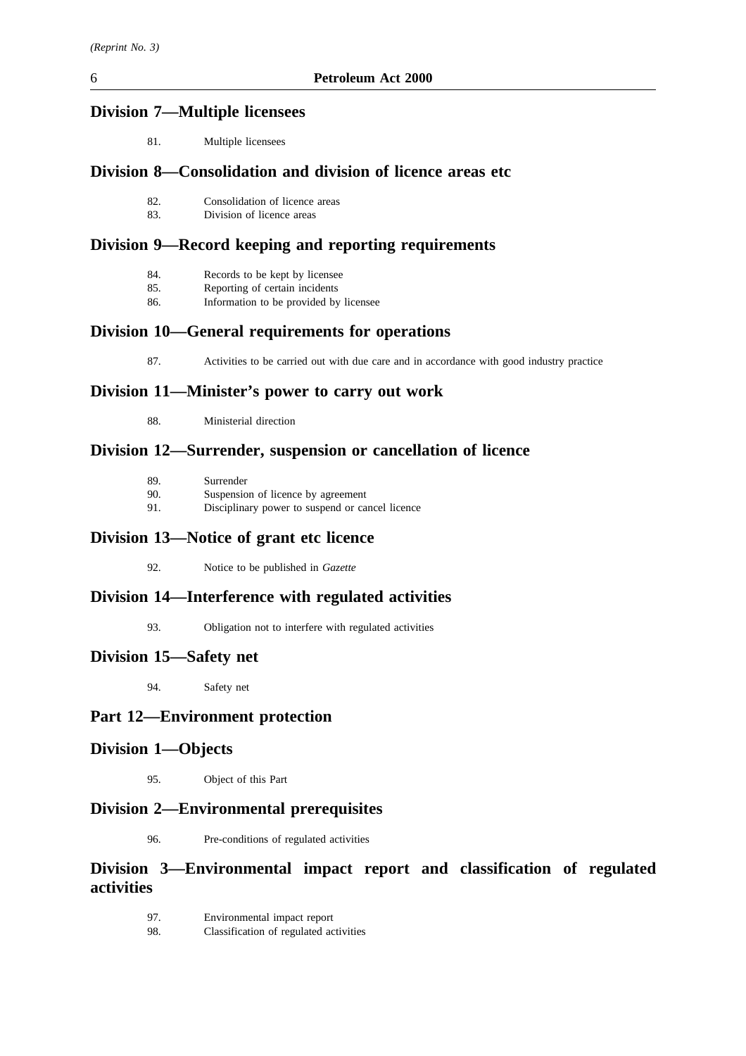## Division 7—Multiple licensees

81. Multiple licensees

## Division 8—Consolidation and division of licence areas etc

82. Consolidation of licence areas
83. Division of licence areas

## Division 9—Record keeping and reporting requirements

84. Records to be kept by licensee
85. Reporting of certain incidents
86. Information to be provided by licensee

## Division 10—General requirements for operations

87. Activities to be carried out with due care and in accordance with good industry practice

## Division 11—Minister's power to carry out work

88. Ministerial direction

## Division 12—Surrender, suspension or cancellation of licence

89. Surrender
90. Suspension of licence by agreement
91. Disciplinary power to suspend or cancel licence

## Division 13—Notice of grant etc licence

92. Notice to be published in *Gazette*

## Division 14—Interference with regulated activities

93. Obligation not to interfere with regulated activities

## Division 15—Safety net

94. Safety net

## Part 12—Environment protection

## Division 1—Objects

95. Object of this Part

## Division 2—Environmental prerequisites

96. Pre-conditions of regulated activities

## Division 3—Environmental impact report and classification of regulated activities

97. Environmental impact report
98. Classification of regulated activities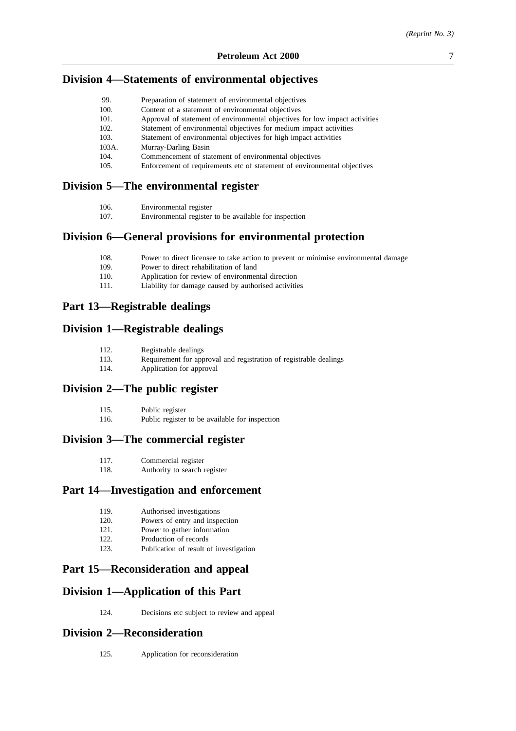## Division 4—Statements of environmental objectives

99. Preparation of statement of environmental objectives
100. Content of a statement of environmental objectives
101. Approval of statement of environmental objectives for low impact activities
102. Statement of environmental objectives for medium impact activities
103. Statement of environmental objectives for high impact activities
103A. Murray-Darling Basin
104. Commencement of statement of environmental objectives
105. Enforcement of requirements etc of statement of environmental objectives

## Division 5—The environmental register

106. Environmental register
107. Environmental register to be available for inspection

## Division 6—General provisions for environmental protection

108. Power to direct licensee to take action to prevent or minimise environmental damage
109. Power to direct rehabilitation of land
110. Application for review of environmental direction
111. Liability for damage caused by authorised activities

## Part 13—Registrable dealings

## Division 1—Registrable dealings

112. Registrable dealings
113. Requirement for approval and registration of registrable dealings
114. Application for approval

## Division 2—The public register

115. Public register
116. Public register to be available for inspection

## Division 3—The commercial register

117. Commercial register
118. Authority to search register

## Part 14—Investigation and enforcement

119. Authorised investigations
120. Powers of entry and inspection
121. Power to gather information
122. Production of records
123. Publication of result of investigation

## Part 15—Reconsideration and appeal

## Division 1—Application of this Part

124. Decisions etc subject to review and appeal

## Division 2—Reconsideration

125. Application for reconsideration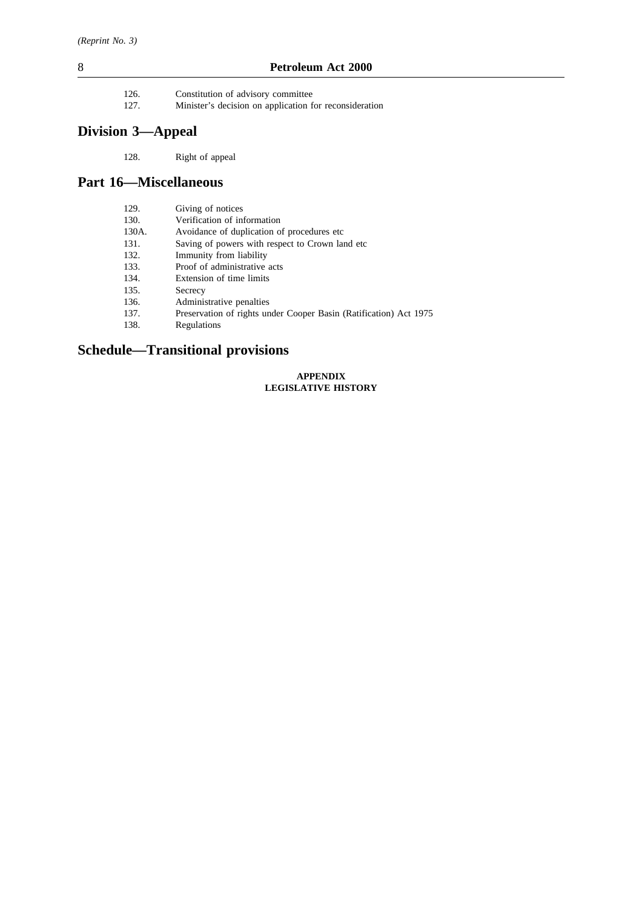126. Constitution of advisory committee
127. Minister's decision on application for reconsideration

## Division 3—Appeal

128. Right of appeal

## Part 16—Miscellaneous

129. Giving of notices
130. Verification of information
130A. Avoidance of duplication of procedures etc
131. Saving of powers with respect to Crown land etc
132. Immunity from liability
133. Proof of administrative acts
134. Extension of time limits
135. Secrecy
136. Administrative penalties
137. Preservation of rights under Cooper Basin (Ratification) Act 1975
138. Regulations

## Schedule—Transitional provisions

**APPENDIX**
**LEGISLATIVE HISTORY**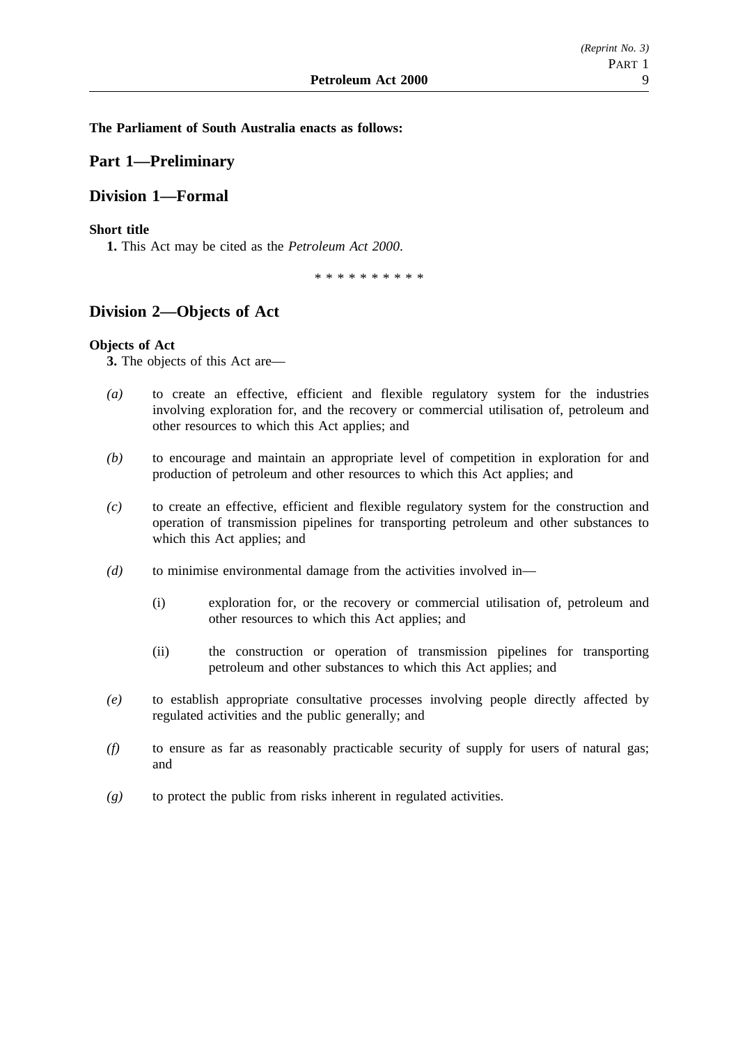**The Parliament of South Australia enacts as follows:**

## Part 1—Preliminary

## Division 1—Formal

**Short title**

**1.** This Act may be cited as the *Petroleum Act 2000*.

\* \* \* \* \* \* \* \* \* \*

## Division 2—Objects of Act

**Objects of Act**

**3.** The objects of this Act are—

*(a)* to create an effective, efficient and flexible regulatory system for the industries involving exploration for, and the recovery or commercial utilisation of, petroleum and other resources to which this Act applies; and

*(b)* to encourage and maintain an appropriate level of competition in exploration for and production of petroleum and other resources to which this Act applies; and

*(c)* to create an effective, efficient and flexible regulatory system for the construction and operation of transmission pipelines for transporting petroleum and other substances to which this Act applies; and

*(d)* to minimise environmental damage from the activities involved in—

(i) exploration for, or the recovery or commercial utilisation of, petroleum and other resources to which this Act applies; and

(ii) the construction or operation of transmission pipelines for transporting petroleum and other substances to which this Act applies; and

*(e)* to establish appropriate consultative processes involving people directly affected by regulated activities and the public generally; and

*(f)* to ensure as far as reasonably practicable security of supply for users of natural gas; and

*(g)* to protect the public from risks inherent in regulated activities.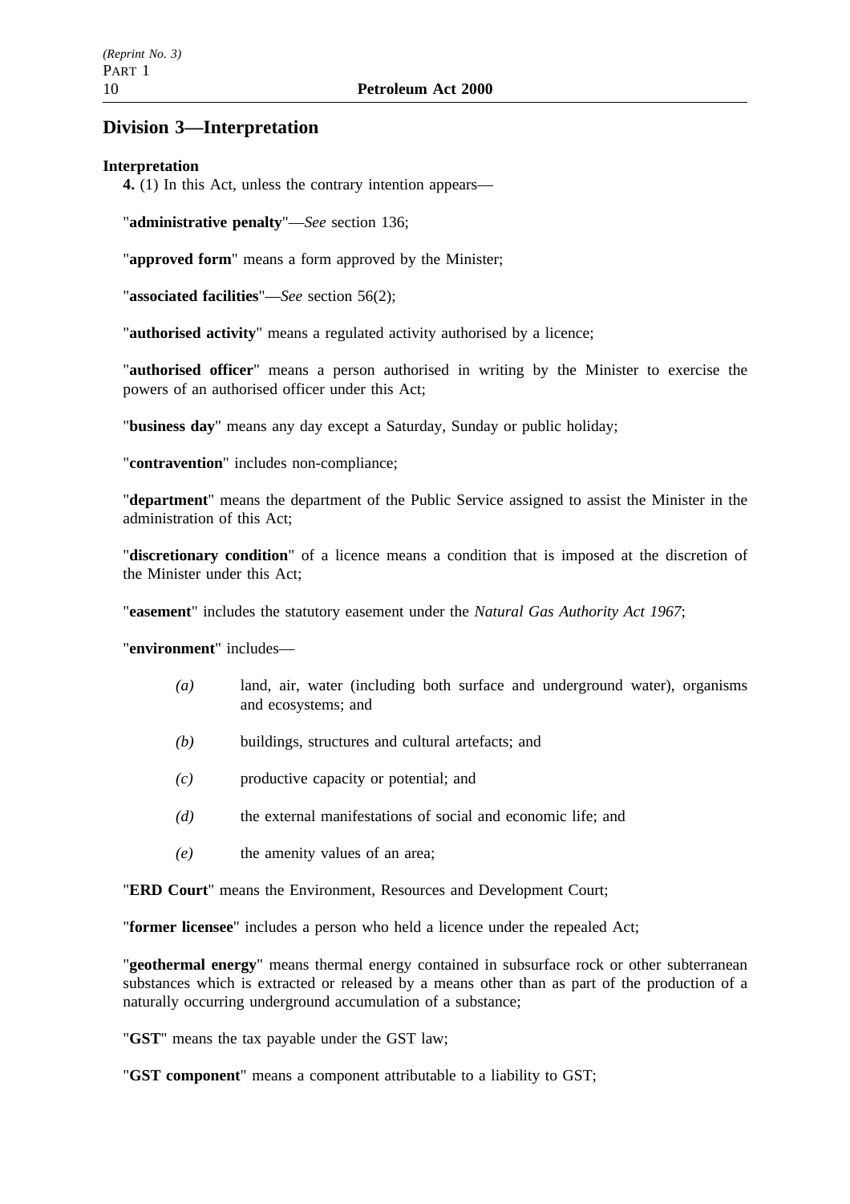## Division 3—Interpretation

**Interpretation**

**4.** (1) In this Act, unless the contrary intention appears—

"**administrative penalty**"—*See* section 136;

"**approved form**" means a form approved by the Minister;

"**associated facilities**"—*See* section 56(2);

"**authorised activity**" means a regulated activity authorised by a licence;

"**authorised officer**" means a person authorised in writing by the Minister to exercise the powers of an authorised officer under this Act;

"**business day**" means any day except a Saturday, Sunday or public holiday;

"**contravention**" includes non-compliance;

"**department**" means the department of the Public Service assigned to assist the Minister in the administration of this Act;

"**discretionary condition**" of a licence means a condition that is imposed at the discretion of the Minister under this Act;

"**easement**" includes the statutory easement under the *Natural Gas Authority Act 1967*;

"**environment**" includes—

*(a)* land, air, water (including both surface and underground water), organisms and ecosystems; and

*(b)* buildings, structures and cultural artefacts; and

*(c)* productive capacity or potential; and

*(d)* the external manifestations of social and economic life; and

*(e)* the amenity values of an area;

"**ERD Court**" means the Environment, Resources and Development Court;

"**former licensee**" includes a person who held a licence under the repealed Act;

"**geothermal energy**" means thermal energy contained in subsurface rock or other subterranean substances which is extracted or released by a means other than as part of the production of a naturally occurring underground accumulation of a substance;

"**GST**" means the tax payable under the GST law;

"**GST component**" means a component attributable to a liability to GST;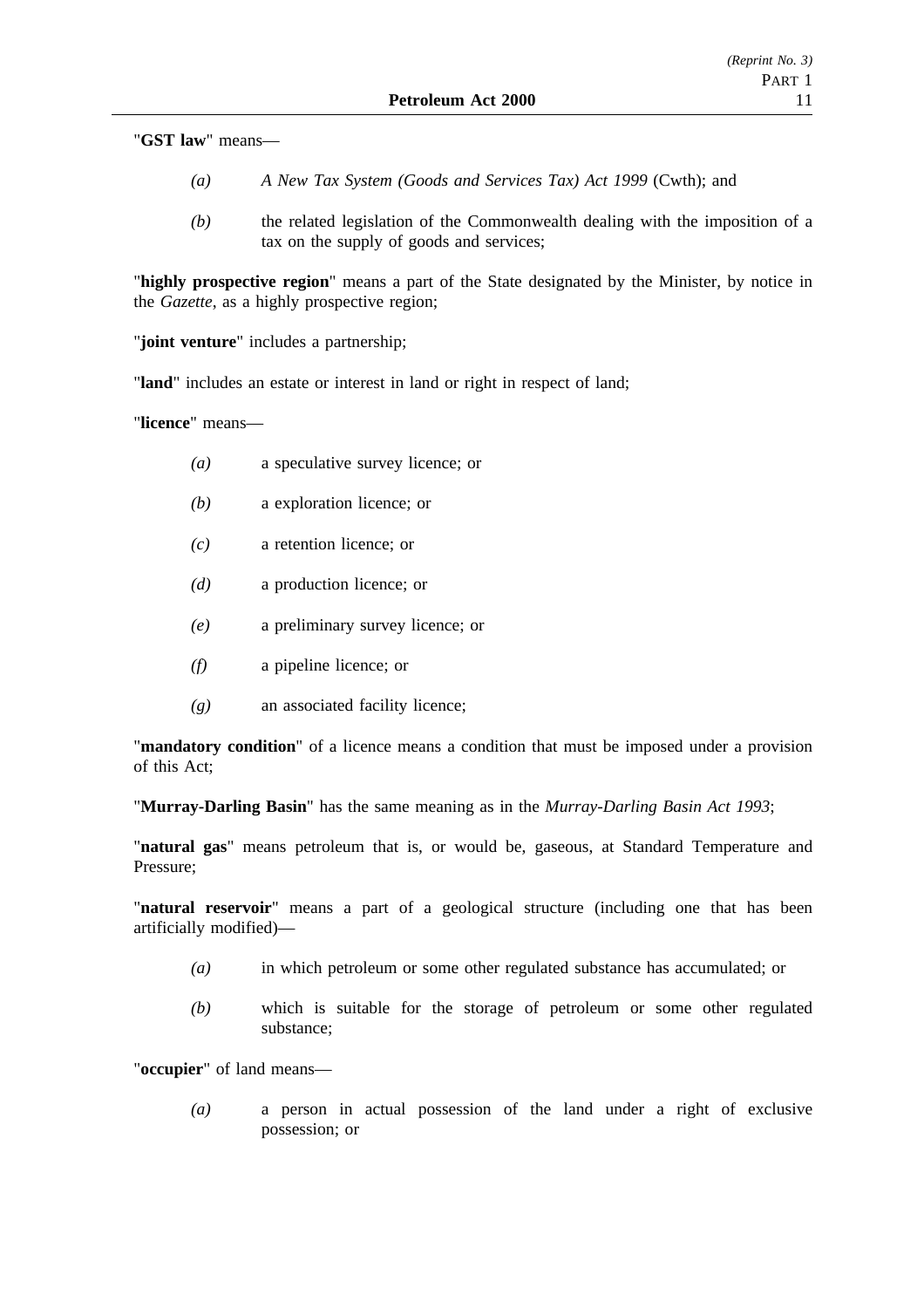"**GST law**" means—

*(a)* *A New Tax System (Goods and Services Tax) Act 1999* (Cwth); and

*(b)* the related legislation of the Commonwealth dealing with the imposition of a tax on the supply of goods and services;

"**highly prospective region**" means a part of the State designated by the Minister, by notice in the *Gazette*, as a highly prospective region;

"**joint venture**" includes a partnership;

"**land**" includes an estate or interest in land or right in respect of land;

"**licence**" means—

*(a)* a speculative survey licence; or

*(b)* a exploration licence; or

*(c)* a retention licence; or

*(d)* a production licence; or

*(e)* a preliminary survey licence; or

*(f)* a pipeline licence; or

*(g)* an associated facility licence;

"**mandatory condition**" of a licence means a condition that must be imposed under a provision of this Act;

"**Murray-Darling Basin**" has the same meaning as in the *Murray-Darling Basin Act 1993*;

"**natural gas**" means petroleum that is, or would be, gaseous, at Standard Temperature and Pressure;

"**natural reservoir**" means a part of a geological structure (including one that has been artificially modified)—

*(a)* in which petroleum or some other regulated substance has accumulated; or

*(b)* which is suitable for the storage of petroleum or some other regulated substance;

"**occupier**" of land means—

*(a)* a person in actual possession of the land under a right of exclusive possession; or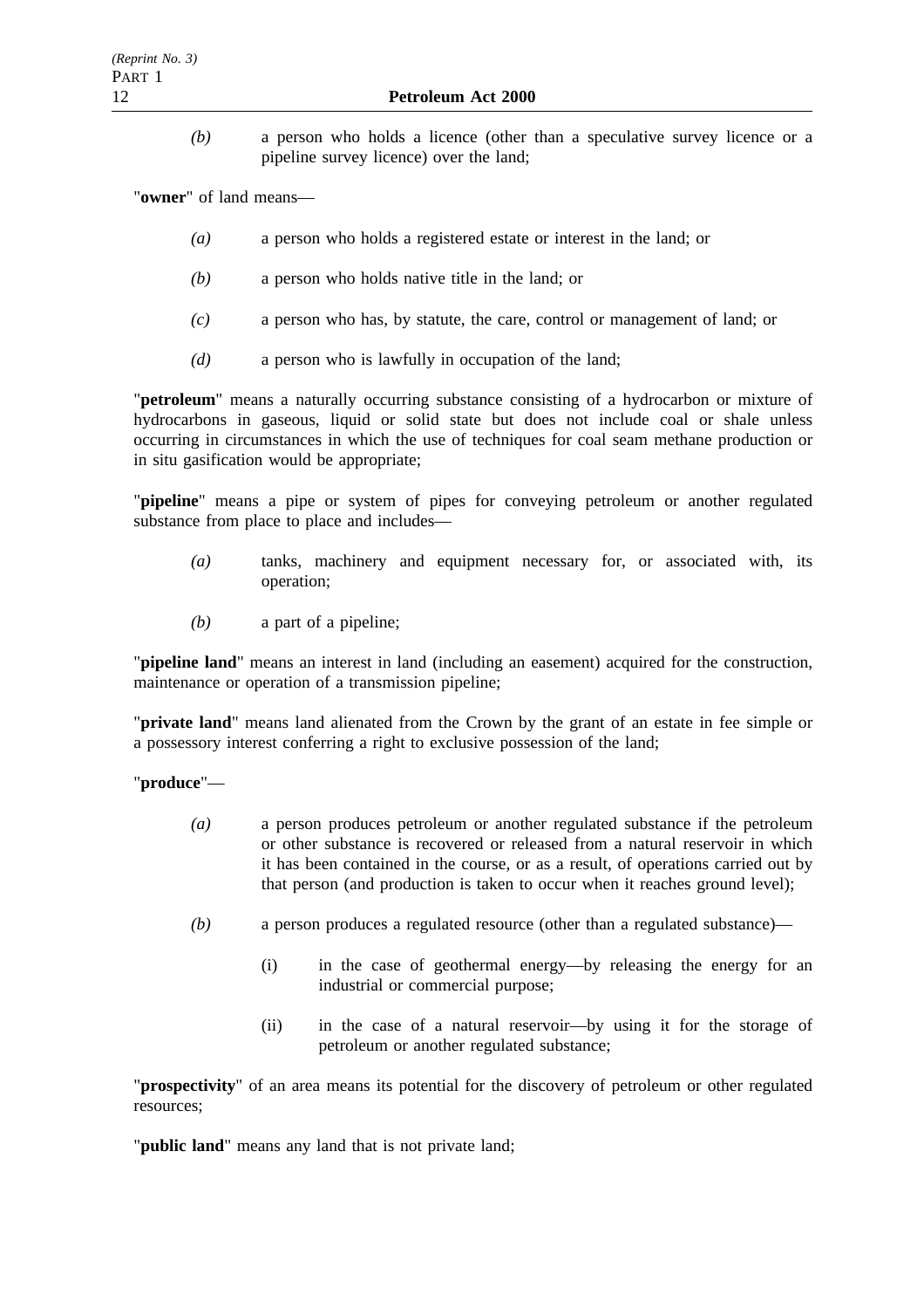*(b)* a person who holds a licence (other than a speculative survey licence or a pipeline survey licence) over the land;

"**owner**" of land means—

*(a)* a person who holds a registered estate or interest in the land; or

*(b)* a person who holds native title in the land; or

*(c)* a person who has, by statute, the care, control or management of land; or

*(d)* a person who is lawfully in occupation of the land;

"**petroleum**" means a naturally occurring substance consisting of a hydrocarbon or mixture of hydrocarbons in gaseous, liquid or solid state but does not include coal or shale unless occurring in circumstances in which the use of techniques for coal seam methane production or in situ gasification would be appropriate;

"**pipeline**" means a pipe or system of pipes for conveying petroleum or another regulated substance from place to place and includes—

*(a)* tanks, machinery and equipment necessary for, or associated with, its operation;

*(b)* a part of a pipeline;

"**pipeline land**" means an interest in land (including an easement) acquired for the construction, maintenance or operation of a transmission pipeline;

"**private land**" means land alienated from the Crown by the grant of an estate in fee simple or a possessory interest conferring a right to exclusive possession of the land;

"**produce**"—

*(a)* a person produces petroleum or another regulated substance if the petroleum or other substance is recovered or released from a natural reservoir in which it has been contained in the course, or as a result, of operations carried out by that person (and production is taken to occur when it reaches ground level);

*(b)* a person produces a regulated resource (other than a regulated substance)—

(i) in the case of geothermal energy—by releasing the energy for an industrial or commercial purpose;

(ii) in the case of a natural reservoir—by using it for the storage of petroleum or another regulated substance;

"**prospectivity**" of an area means its potential for the discovery of petroleum or other regulated resources;

"**public land**" means any land that is not private land;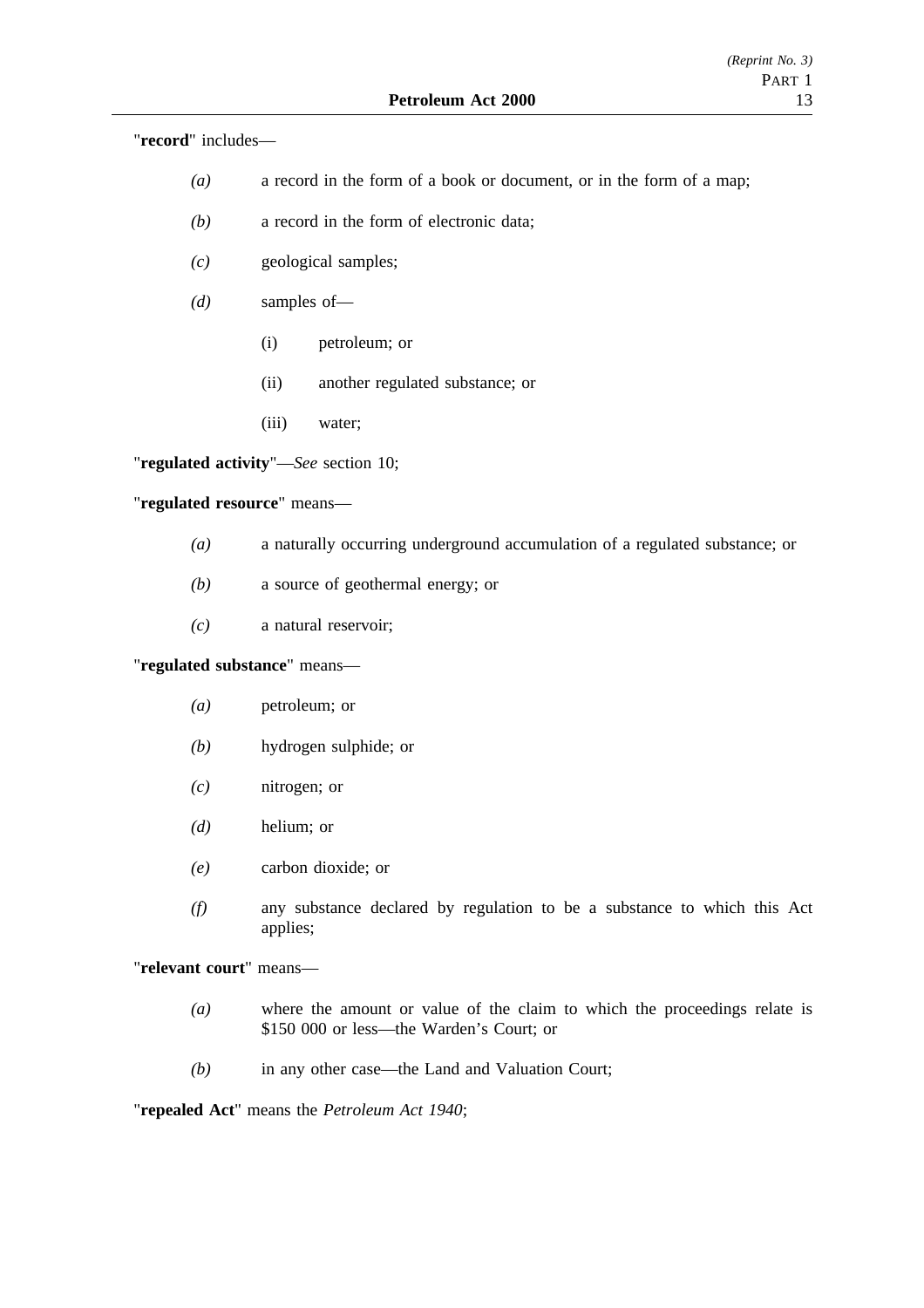"**record**" includes—

*(a)* a record in the form of a book or document, or in the form of a map;

*(b)* a record in the form of electronic data;

*(c)* geological samples;

*(d)* samples of—

(i) petroleum; or

(ii) another regulated substance; or

(iii) water;

"**regulated activity**"—*See* section 10;

"**regulated resource**" means—

*(a)* a naturally occurring underground accumulation of a regulated substance; or

*(b)* a source of geothermal energy; or

*(c)* a natural reservoir;

"**regulated substance**" means—

*(a)* petroleum; or

*(b)* hydrogen sulphide; or

*(c)* nitrogen; or

*(d)* helium; or

*(e)* carbon dioxide; or

*(f)* any substance declared by regulation to be a substance to which this Act applies;

"**relevant court**" means—

*(a)* where the amount or value of the claim to which the proceedings relate is $150 000 or less—the Warden's Court; or

*(b)* in any other case—the Land and Valuation Court;

"**repealed Act**" means the *Petroleum Act 1940*;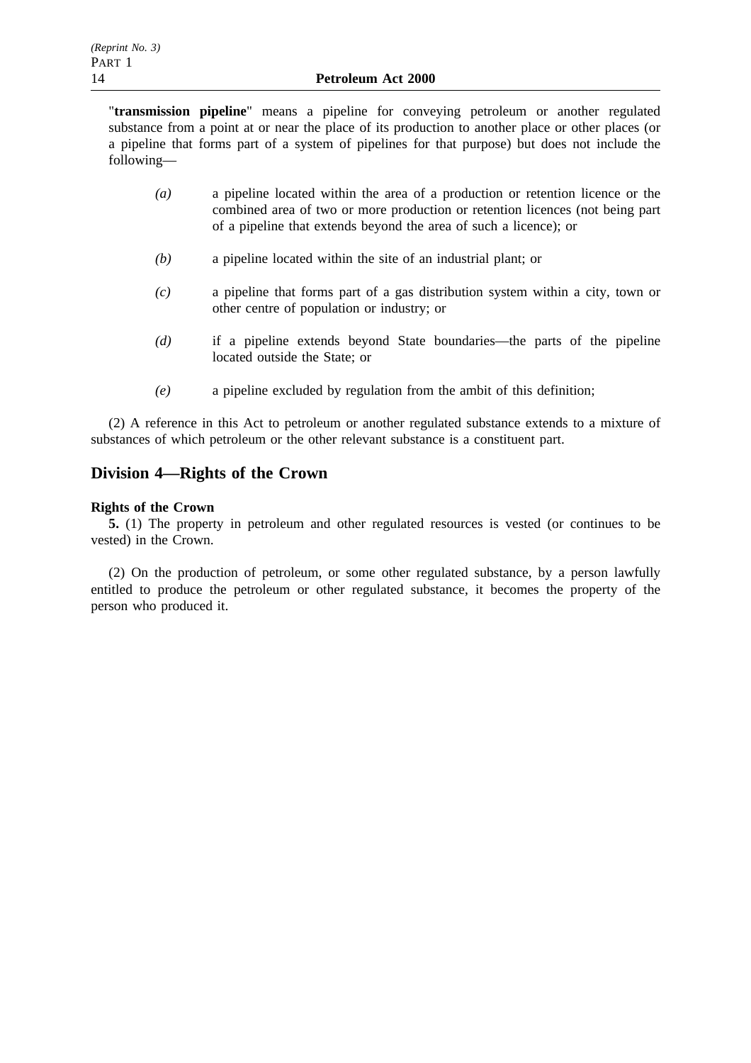"**transmission pipeline**" means a pipeline for conveying petroleum or another regulated substance from a point at or near the place of its production to another place or other places (or a pipeline that forms part of a system of pipelines for that purpose) but does not include the following—

*(a)* a pipeline located within the area of a production or retention licence or the combined area of two or more production or retention licences (not being part of a pipeline that extends beyond the area of such a licence); or

*(b)* a pipeline located within the site of an industrial plant; or

*(c)* a pipeline that forms part of a gas distribution system within a city, town or other centre of population or industry; or

*(d)* if a pipeline extends beyond State boundaries—the parts of the pipeline located outside the State; or

*(e)* a pipeline excluded by regulation from the ambit of this definition;

(2) A reference in this Act to petroleum or another regulated substance extends to a mixture of substances of which petroleum or the other relevant substance is a constituent part.

## Division 4—Rights of the Crown

**Rights of the Crown**

**5.** (1) The property in petroleum and other regulated resources is vested (or continues to be vested) in the Crown.

(2) On the production of petroleum, or some other regulated substance, by a person lawfully entitled to produce the petroleum or other regulated substance, it becomes the property of the person who produced it.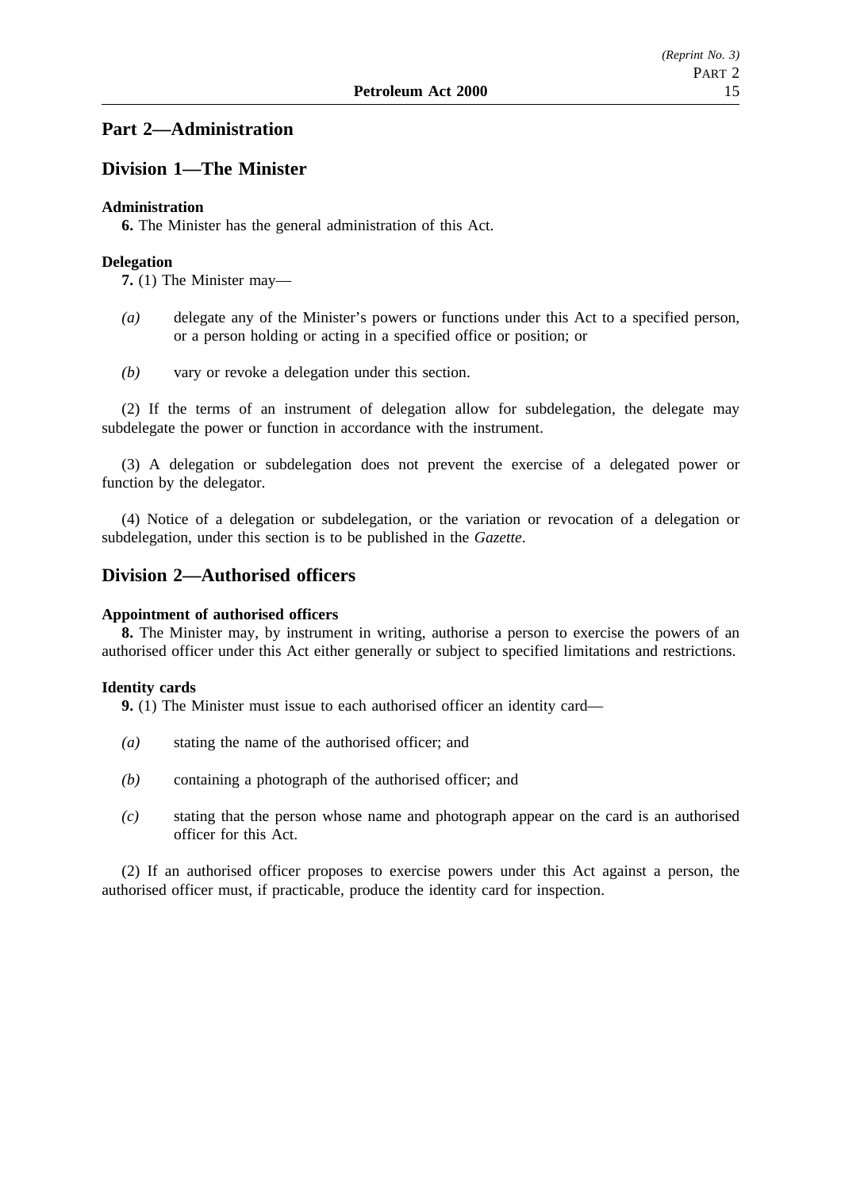## Part 2—Administration

## Division 1—The Minister

**Administration**

**6.** The Minister has the general administration of this Act.

**Delegation**

**7.** (1) The Minister may—

*(a)* delegate any of the Minister's powers or functions under this Act to a specified person, or a person holding or acting in a specified office or position; or

*(b)* vary or revoke a delegation under this section.

(2) If the terms of an instrument of delegation allow for subdelegation, the delegate may subdelegate the power or function in accordance with the instrument.

(3) A delegation or subdelegation does not prevent the exercise of a delegated power or function by the delegator.

(4) Notice of a delegation or subdelegation, or the variation or revocation of a delegation or subdelegation, under this section is to be published in the *Gazette*.

## Division 2—Authorised officers

**Appointment of authorised officers**

**8.** The Minister may, by instrument in writing, authorise a person to exercise the powers of an authorised officer under this Act either generally or subject to specified limitations and restrictions.

**Identity cards**

**9.** (1) The Minister must issue to each authorised officer an identity card—

*(a)* stating the name of the authorised officer; and

*(b)* containing a photograph of the authorised officer; and

*(c)* stating that the person whose name and photograph appear on the card is an authorised officer for this Act.

(2) If an authorised officer proposes to exercise powers under this Act against a person, the authorised officer must, if practicable, produce the identity card for inspection.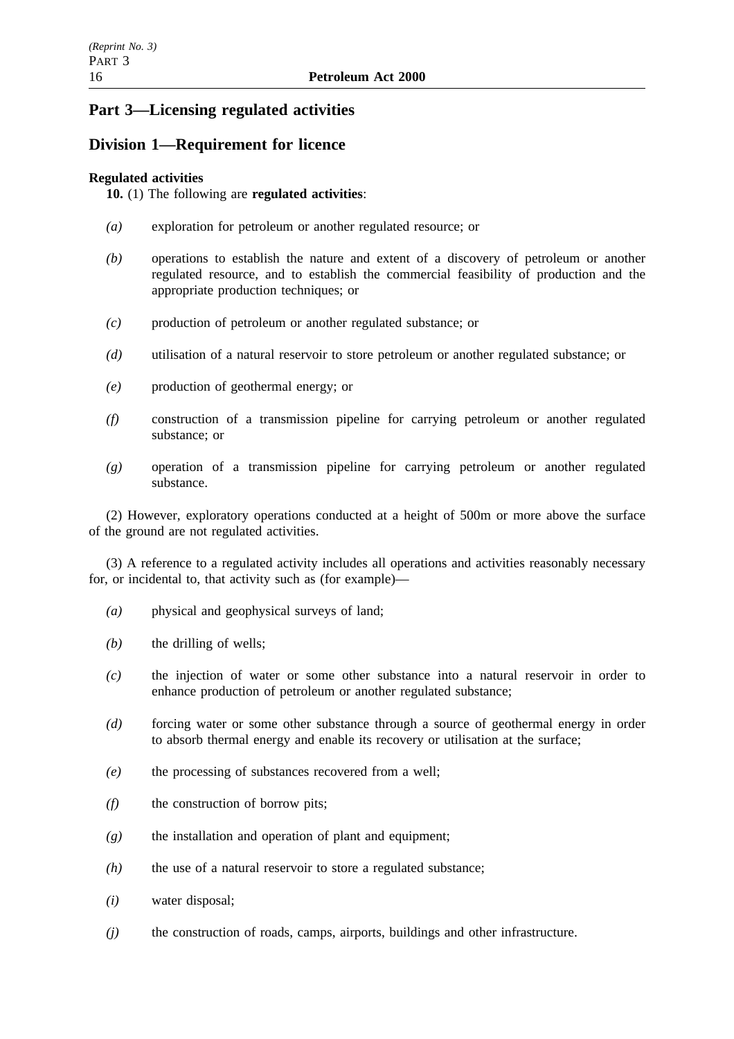# Part 3—Licensing regulated activities

## Division 1—Requirement for licence

**Regulated activities**

**10.** (1) The following are **regulated activities**:

*(a)* exploration for petroleum or another regulated resource; or

*(b)* operations to establish the nature and extent of a discovery of petroleum or another regulated resource, and to establish the commercial feasibility of production and the appropriate production techniques; or

*(c)* production of petroleum or another regulated substance; or

*(d)* utilisation of a natural reservoir to store petroleum or another regulated substance; or

*(e)* production of geothermal energy; or

*(f)* construction of a transmission pipeline for carrying petroleum or another regulated substance; or

*(g)* operation of a transmission pipeline for carrying petroleum or another regulated substance.

(2) However, exploratory operations conducted at a height of 500m or more above the surface of the ground are not regulated activities.

(3) A reference to a regulated activity includes all operations and activities reasonably necessary for, or incidental to, that activity such as (for example)—

*(a)* physical and geophysical surveys of land;

*(b)* the drilling of wells;

*(c)* the injection of water or some other substance into a natural reservoir in order to enhance production of petroleum or another regulated substance;

*(d)* forcing water or some other substance through a source of geothermal energy in order to absorb thermal energy and enable its recovery or utilisation at the surface;

*(e)* the processing of substances recovered from a well;

*(f)* the construction of borrow pits;

*(g)* the installation and operation of plant and equipment;

*(h)* the use of a natural reservoir to store a regulated substance;

*(i)* water disposal;

*(j)* the construction of roads, camps, airports, buildings and other infrastructure.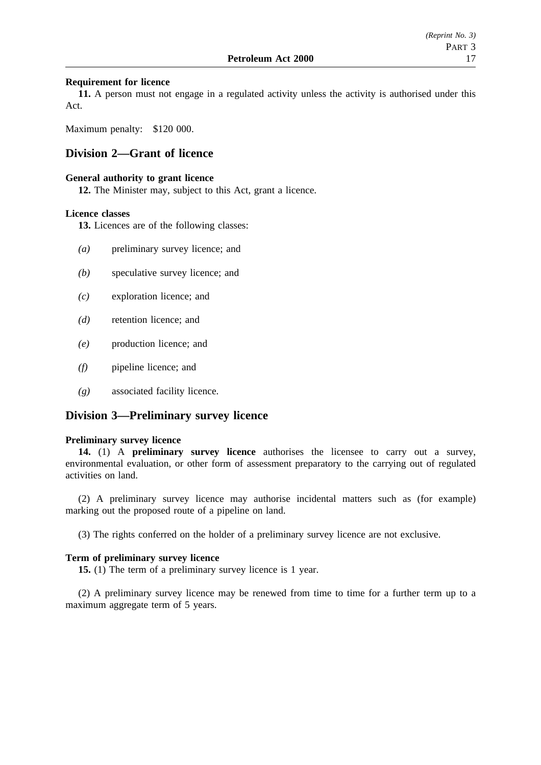**Requirement for licence**

**11.** A person must not engage in a regulated activity unless the activity is authorised under this Act.

Maximum penalty: $120 000.

## Division 2—Grant of licence

**General authority to grant licence**

**12.** The Minister may, subject to this Act, grant a licence.

**Licence classes**

**13.** Licences are of the following classes:

*(a)* preliminary survey licence; and

*(b)* speculative survey licence; and

*(c)* exploration licence; and

*(d)* retention licence; and

*(e)* production licence; and

*(f)* pipeline licence; and

*(g)* associated facility licence.

## Division 3—Preliminary survey licence

**Preliminary survey licence**

**14.** (1) A **preliminary survey licence** authorises the licensee to carry out a survey, environmental evaluation, or other form of assessment preparatory to the carrying out of regulated activities on land.

(2) A preliminary survey licence may authorise incidental matters such as (for example) marking out the proposed route of a pipeline on land.

(3) The rights conferred on the holder of a preliminary survey licence are not exclusive.

**Term of preliminary survey licence**

**15.** (1) The term of a preliminary survey licence is 1 year.

(2) A preliminary survey licence may be renewed from time to time for a further term up to a maximum aggregate term of 5 years.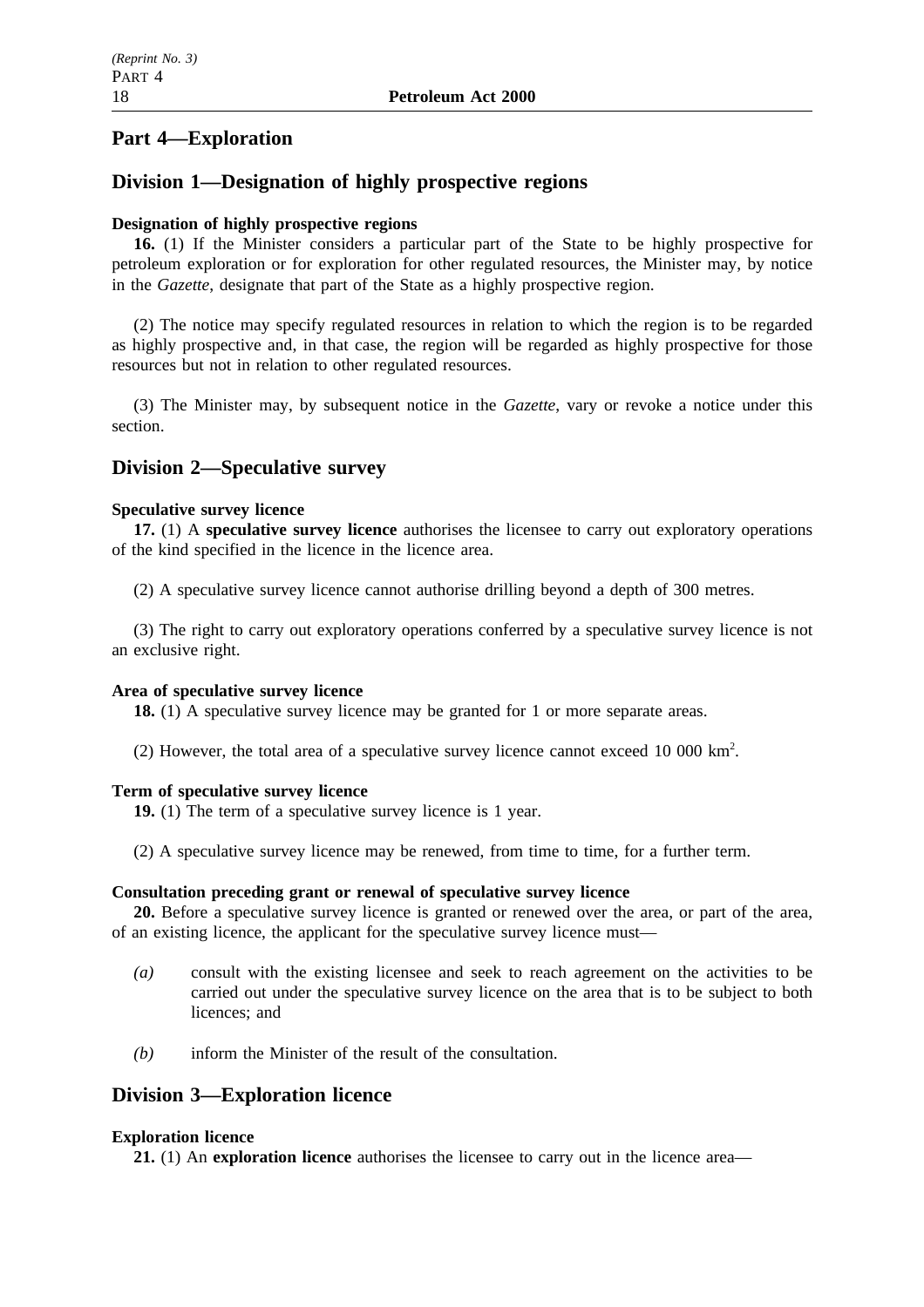## Part 4—Exploration

## Division 1—Designation of highly prospective regions

**Designation of highly prospective regions**

**16.** (1) If the Minister considers a particular part of the State to be highly prospective for petroleum exploration or for exploration for other regulated resources, the Minister may, by notice in the *Gazette*, designate that part of the State as a highly prospective region.

(2) The notice may specify regulated resources in relation to which the region is to be regarded as highly prospective and, in that case, the region will be regarded as highly prospective for those resources but not in relation to other regulated resources.

(3) The Minister may, by subsequent notice in the *Gazette*, vary or revoke a notice under this section.

## Division 2—Speculative survey

**Speculative survey licence**

**17.** (1) A **speculative survey licence** authorises the licensee to carry out exploratory operations of the kind specified in the licence in the licence area.

(2) A speculative survey licence cannot authorise drilling beyond a depth of 300 metres.

(3) The right to carry out exploratory operations conferred by a speculative survey licence is not an exclusive right.

**Area of speculative survey licence**

**18.** (1) A speculative survey licence may be granted for 1 or more separate areas.

(2) However, the total area of a speculative survey licence cannot exceed 10 000 $km^2$.

**Term of speculative survey licence**

**19.** (1) The term of a speculative survey licence is 1 year.

(2) A speculative survey licence may be renewed, from time to time, for a further term.

**Consultation preceding grant or renewal of speculative survey licence**

**20.** Before a speculative survey licence is granted or renewed over the area, or part of the area, of an existing licence, the applicant for the speculative survey licence must—

*(a)* consult with the existing licensee and seek to reach agreement on the activities to be carried out under the speculative survey licence on the area that is to be subject to both licences; and

*(b)* inform the Minister of the result of the consultation.

## Division 3—Exploration licence

**Exploration licence**

**21.** (1) An **exploration licence** authorises the licensee to carry out in the licence area—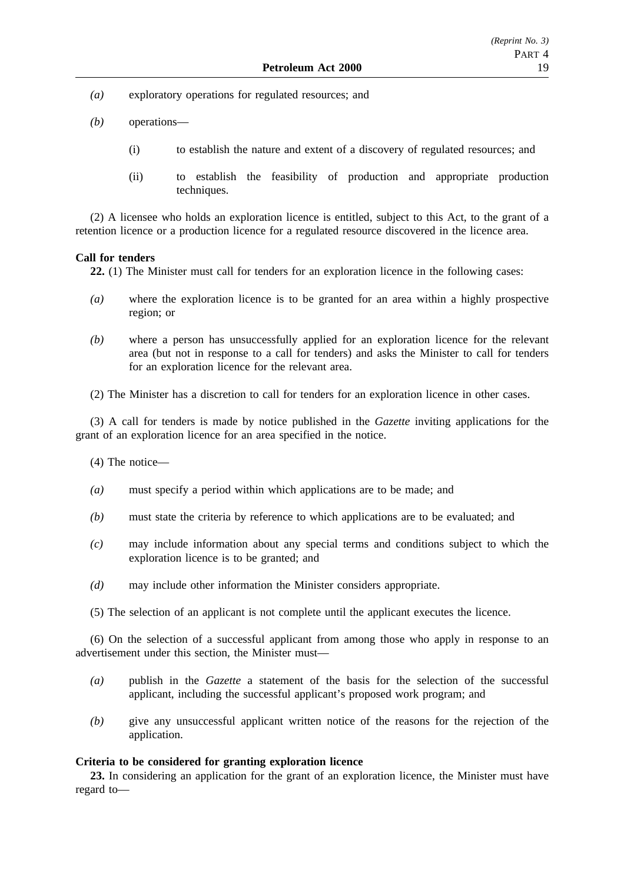*(a)* exploratory operations for regulated resources; and

*(b)* operations—

(i) to establish the nature and extent of a discovery of regulated resources; and

(ii) to establish the feasibility of production and appropriate production techniques.

(2) A licensee who holds an exploration licence is entitled, subject to this Act, to the grant of a retention licence or a production licence for a regulated resource discovered in the licence area.

**Call for tenders**

**22.** (1) The Minister must call for tenders for an exploration licence in the following cases:

*(a)* where the exploration licence is to be granted for an area within a highly prospective region; or

*(b)* where a person has unsuccessfully applied for an exploration licence for the relevant area (but not in response to a call for tenders) and asks the Minister to call for tenders for an exploration licence for the relevant area.

(2) The Minister has a discretion to call for tenders for an exploration licence in other cases.

(3) A call for tenders is made by notice published in the *Gazette* inviting applications for the grant of an exploration licence for an area specified in the notice.

(4) The notice—

*(a)* must specify a period within which applications are to be made; and

*(b)* must state the criteria by reference to which applications are to be evaluated; and

*(c)* may include information about any special terms and conditions subject to which the exploration licence is to be granted; and

*(d)* may include other information the Minister considers appropriate.

(5) The selection of an applicant is not complete until the applicant executes the licence.

(6) On the selection of a successful applicant from among those who apply in response to an advertisement under this section, the Minister must—

*(a)* publish in the *Gazette* a statement of the basis for the selection of the successful applicant, including the successful applicant's proposed work program; and

*(b)* give any unsuccessful applicant written notice of the reasons for the rejection of the application.

**Criteria to be considered for granting exploration licence**

**23.** In considering an application for the grant of an exploration licence, the Minister must have regard to—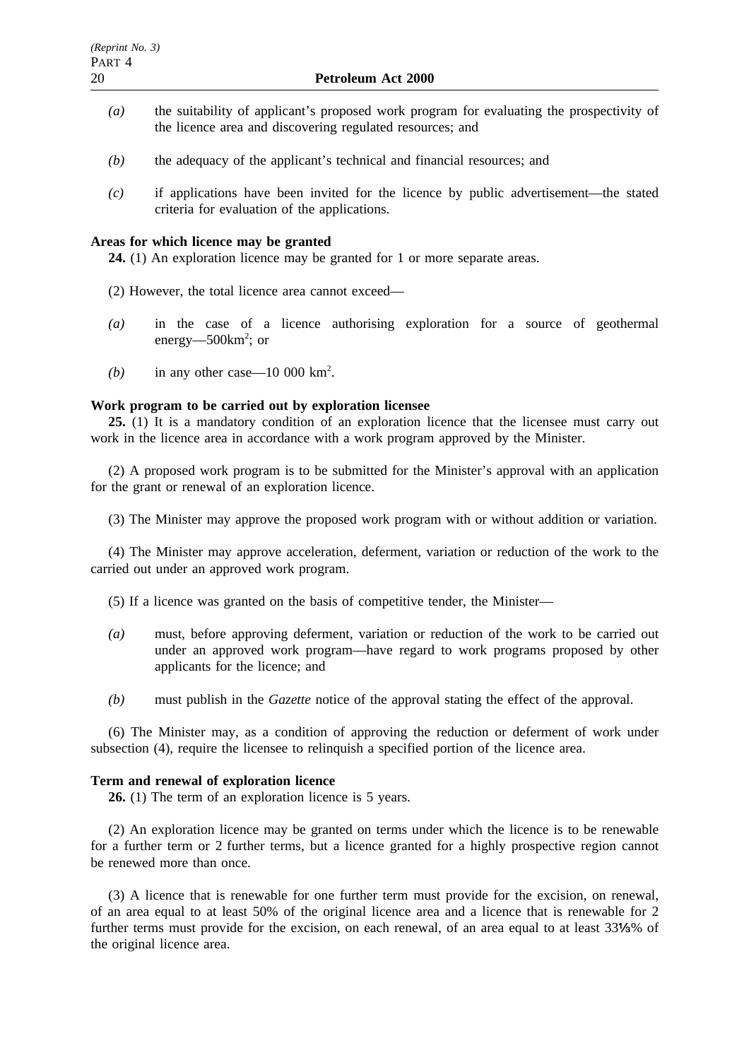*(a)* the suitability of applicant's proposed work program for evaluating the prospectivity of the licence area and discovering regulated resources; and

*(b)* the adequacy of the applicant's technical and financial resources; and

*(c)* if applications have been invited for the licence by public advertisement—the stated criteria for evaluation of the applications.

**Areas for which licence may be granted**

**24.** (1) An exploration licence may be granted for 1 or more separate areas.

(2) However, the total licence area cannot exceed—

*(a)* in the case of a licence authorising exploration for a source of geothermal energy—500km$^2$; or

*(b)* in any other case—10 000 km$^2$.

**Work program to be carried out by exploration licensee**

**25.** (1) It is a mandatory condition of an exploration licence that the licensee must carry out work in the licence area in accordance with a work program approved by the Minister.

(2) A proposed work program is to be submitted for the Minister's approval with an application for the grant or renewal of an exploration licence.

(3) The Minister may approve the proposed work program with or without addition or variation.

(4) The Minister may approve acceleration, deferment, variation or reduction of the work to the carried out under an approved work program.

(5) If a licence was granted on the basis of competitive tender, the Minister—

*(a)* must, before approving deferment, variation or reduction of the work to be carried out under an approved work program—have regard to work programs proposed by other applicants for the licence; and

*(b)* must publish in the *Gazette* notice of the approval stating the effect of the approval.

(6) The Minister may, as a condition of approving the reduction or deferment of work under subsection (4), require the licensee to relinquish a specified portion of the licence area.

**Term and renewal of exploration licence**

**26.** (1) The term of an exploration licence is 5 years.

(2) An exploration licence may be granted on terms under which the licence is to be renewable for a further term or 2 further terms, but a licence granted for a highly prospective region cannot be renewed more than once.

(3) A licence that is renewable for one further term must provide for the excision, on renewal, of an area equal to at least 50% of the original licence area and a licence that is renewable for 2 further terms must provide for the excision, on each renewal, of an area equal to at least 33⅓% of the original licence area.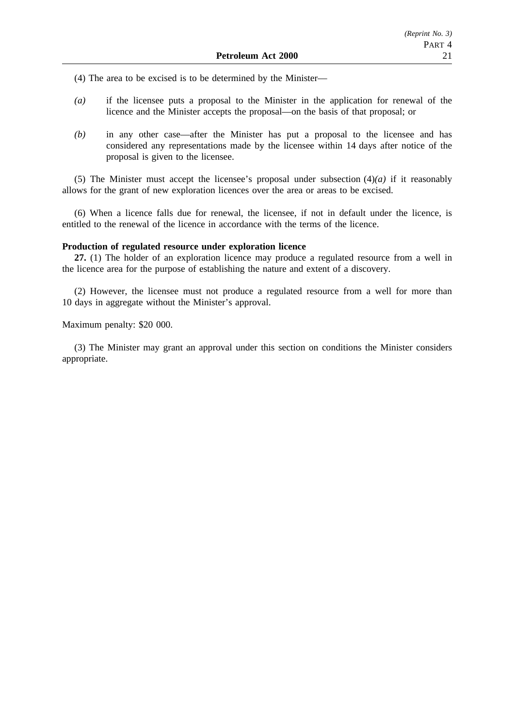(4) The area to be excised is to be determined by the Minister—

*(a)* if the licensee puts a proposal to the Minister in the application for renewal of the licence and the Minister accepts the proposal—on the basis of that proposal; or

*(b)* in any other case—after the Minister has put a proposal to the licensee and has considered any representations made by the licensee within 14 days after notice of the proposal is given to the licensee.

(5) The Minister must accept the licensee's proposal under subsection (4)*(a)* if it reasonably allows for the grant of new exploration licences over the area or areas to be excised.

(6) When a licence falls due for renewal, the licensee, if not in default under the licence, is entitled to the renewal of the licence in accordance with the terms of the licence.

**Production of regulated resource under exploration licence**

**27.** (1) The holder of an exploration licence may produce a regulated resource from a well in the licence area for the purpose of establishing the nature and extent of a discovery.

(2) However, the licensee must not produce a regulated resource from a well for more than 10 days in aggregate without the Minister's approval.

Maximum penalty: $20 000.

(3) The Minister may grant an approval under this section on conditions the Minister considers appropriate.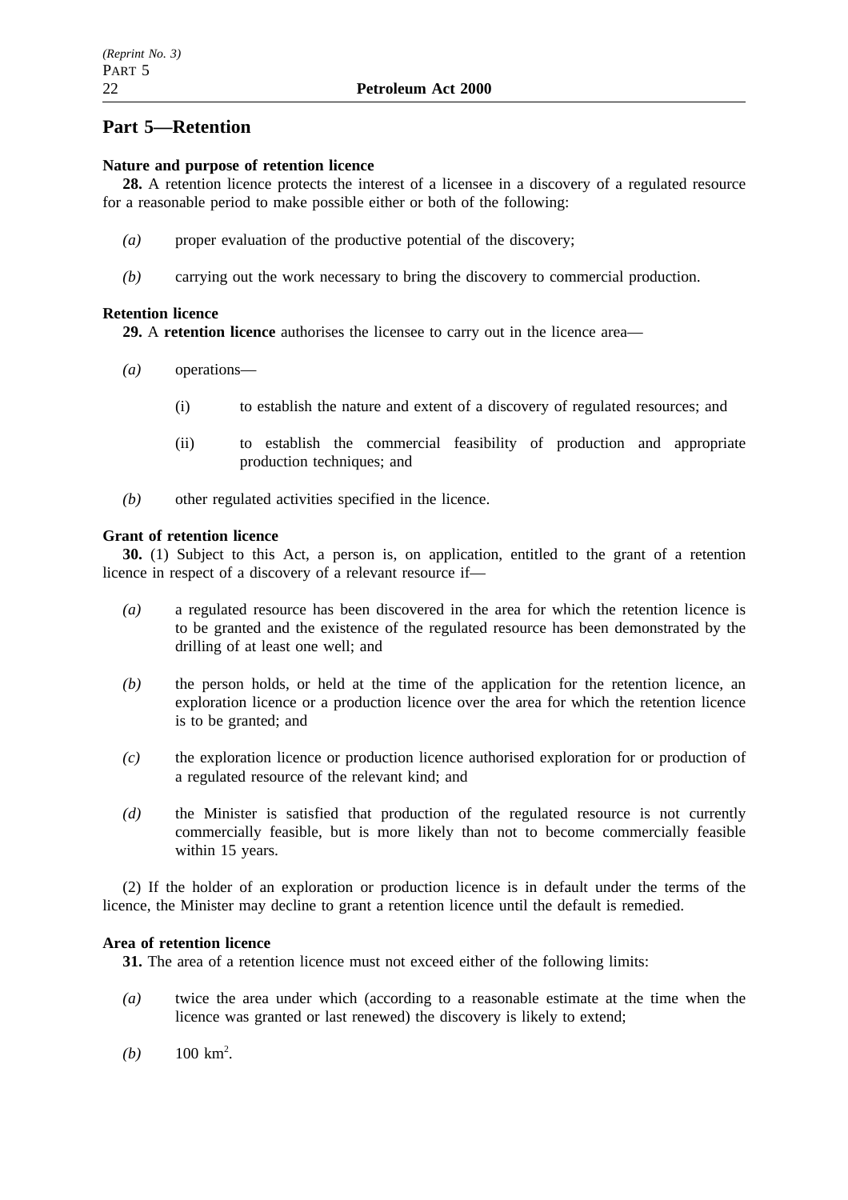# Part 5—Retention

**Nature and purpose of retention licence**

**28.** A retention licence protects the interest of a licensee in a discovery of a regulated resource for a reasonable period to make possible either or both of the following:

*(a)* proper evaluation of the productive potential of the discovery;

*(b)* carrying out the work necessary to bring the discovery to commercial production.

**Retention licence**

**29.** A **retention licence** authorises the licensee to carry out in the licence area—

*(a)* operations—

(i) to establish the nature and extent of a discovery of regulated resources; and

(ii) to establish the commercial feasibility of production and appropriate production techniques; and

*(b)* other regulated activities specified in the licence.

**Grant of retention licence**

**30.** (1) Subject to this Act, a person is, on application, entitled to the grant of a retention licence in respect of a discovery of a relevant resource if—

*(a)* a regulated resource has been discovered in the area for which the retention licence is to be granted and the existence of the regulated resource has been demonstrated by the drilling of at least one well; and

*(b)* the person holds, or held at the time of the application for the retention licence, an exploration licence or a production licence over the area for which the retention licence is to be granted; and

*(c)* the exploration licence or production licence authorised exploration for or production of a regulated resource of the relevant kind; and

*(d)* the Minister is satisfied that production of the regulated resource is not currently commercially feasible, but is more likely than not to become commercially feasible within 15 years.

(2) If the holder of an exploration or production licence is in default under the terms of the licence, the Minister may decline to grant a retention licence until the default is remedied.

**Area of retention licence**

**31.** The area of a retention licence must not exceed either of the following limits:

*(a)* twice the area under which (according to a reasonable estimate at the time when the licence was granted or last renewed) the discovery is likely to extend;

*(b)* 100 $km^2$.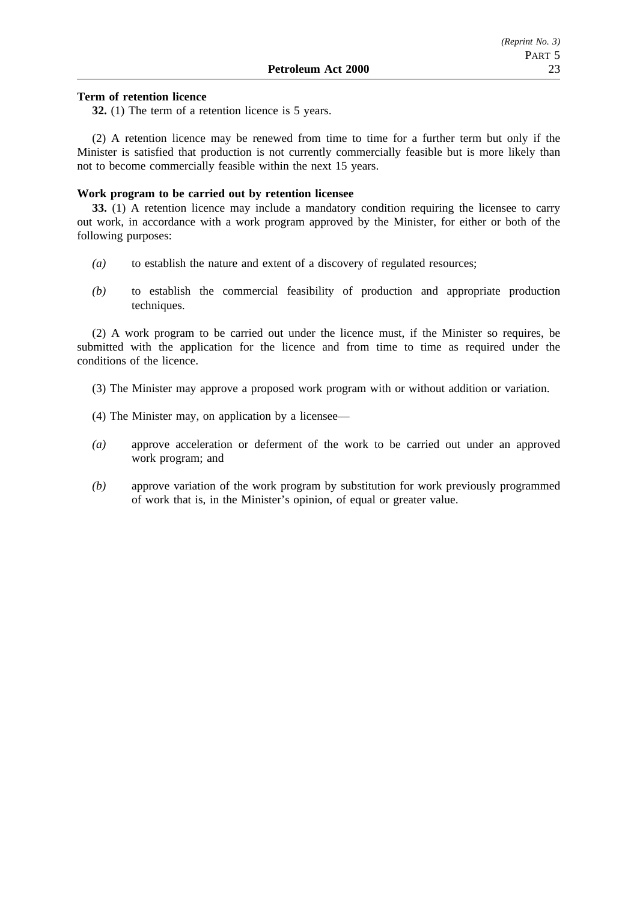**Term of retention licence**

**32.** (1) The term of a retention licence is 5 years.

(2) A retention licence may be renewed from time to time for a further term but only if the Minister is satisfied that production is not currently commercially feasible but is more likely than not to become commercially feasible within the next 15 years.

**Work program to be carried out by retention licensee**

**33.** (1) A retention licence may include a mandatory condition requiring the licensee to carry out work, in accordance with a work program approved by the Minister, for either or both of the following purposes:

*(a)* to establish the nature and extent of a discovery of regulated resources;

*(b)* to establish the commercial feasibility of production and appropriate production techniques.

(2) A work program to be carried out under the licence must, if the Minister so requires, be submitted with the application for the licence and from time to time as required under the conditions of the licence.

(3) The Minister may approve a proposed work program with or without addition or variation.

(4) The Minister may, on application by a licensee—

*(a)* approve acceleration or deferment of the work to be carried out under an approved work program; and

*(b)* approve variation of the work program by substitution for work previously programmed of work that is, in the Minister's opinion, of equal or greater value.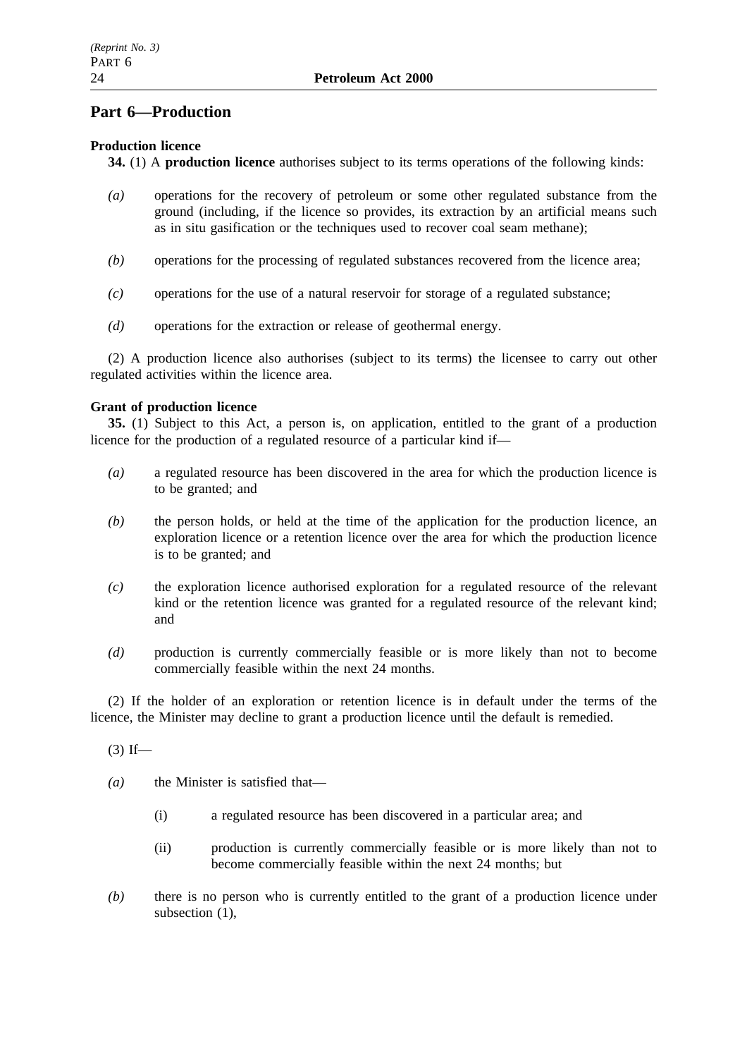## Part 6—Production

### Production licence

**34.** (1) A **production licence** authorises subject to its terms operations of the following kinds:

*(a)* operations for the recovery of petroleum or some other regulated substance from the ground (including, if the licence so provides, its extraction by an artificial means such as in situ gasification or the techniques used to recover coal seam methane);

*(b)* operations for the processing of regulated substances recovered from the licence area;

*(c)* operations for the use of a natural reservoir for storage of a regulated substance;

*(d)* operations for the extraction or release of geothermal energy.

(2) A production licence also authorises (subject to its terms) the licensee to carry out other regulated activities within the licence area.

### Grant of production licence

**35.** (1) Subject to this Act, a person is, on application, entitled to the grant of a production licence for the production of a regulated resource of a particular kind if—

*(a)* a regulated resource has been discovered in the area for which the production licence is to be granted; and

*(b)* the person holds, or held at the time of the application for the production licence, an exploration licence or a retention licence over the area for which the production licence is to be granted; and

*(c)* the exploration licence authorised exploration for a regulated resource of the relevant kind or the retention licence was granted for a regulated resource of the relevant kind; and

*(d)* production is currently commercially feasible or is more likely than not to become commercially feasible within the next 24 months.

(2) If the holder of an exploration or retention licence is in default under the terms of the licence, the Minister may decline to grant a production licence until the default is remedied.

(3) If—

*(a)* the Minister is satisfied that—

(i) a regulated resource has been discovered in a particular area; and

(ii) production is currently commercially feasible or is more likely than not to become commercially feasible within the next 24 months; but

*(b)* there is no person who is currently entitled to the grant of a production licence under subsection (1),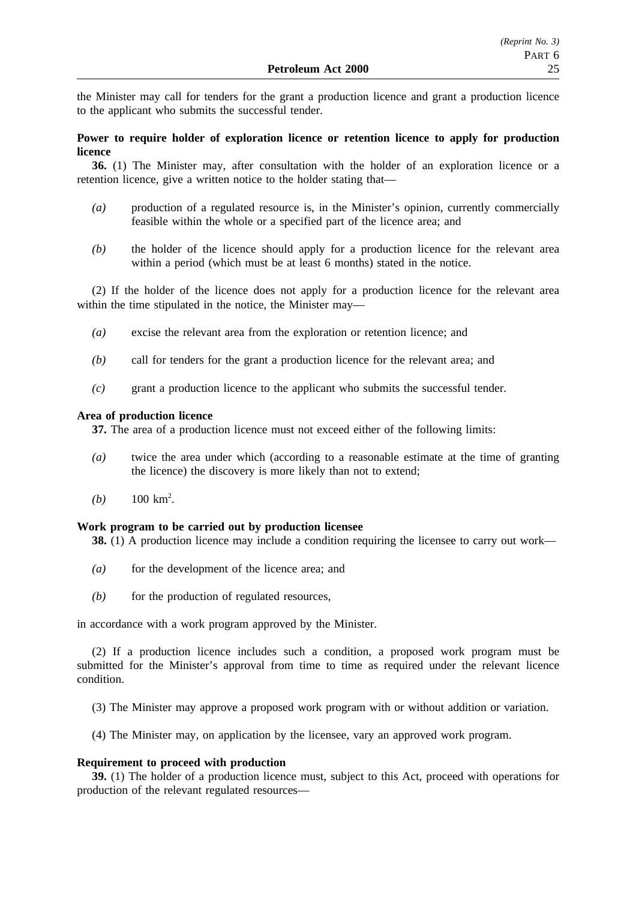the Minister may call for tenders for the grant a production licence and grant a production licence to the applicant who submits the successful tender.

**Power to require holder of exploration licence or retention licence to apply for production licence**

**36.** (1) The Minister may, after consultation with the holder of an exploration licence or a retention licence, give a written notice to the holder stating that—

*(a)* production of a regulated resource is, in the Minister's opinion, currently commercially feasible within the whole or a specified part of the licence area; and

*(b)* the holder of the licence should apply for a production licence for the relevant area within a period (which must be at least 6 months) stated in the notice.

(2) If the holder of the licence does not apply for a production licence for the relevant area within the time stipulated in the notice, the Minister may—

*(a)* excise the relevant area from the exploration or retention licence; and

*(b)* call for tenders for the grant a production licence for the relevant area; and

*(c)* grant a production licence to the applicant who submits the successful tender.

**Area of production licence**

**37.** The area of a production licence must not exceed either of the following limits:

*(a)* twice the area under which (according to a reasonable estimate at the time of granting the licence) the discovery is more likely than not to extend;

*(b)* 100 $km^2$.

**Work program to be carried out by production licensee**

**38.** (1) A production licence may include a condition requiring the licensee to carry out work—

*(a)* for the development of the licence area; and

*(b)* for the production of regulated resources,

in accordance with a work program approved by the Minister.

(2) If a production licence includes such a condition, a proposed work program must be submitted for the Minister's approval from time to time as required under the relevant licence condition.

(3) The Minister may approve a proposed work program with or without addition or variation.

(4) The Minister may, on application by the licensee, vary an approved work program.

**Requirement to proceed with production**

**39.** (1) The holder of a production licence must, subject to this Act, proceed with operations for production of the relevant regulated resources—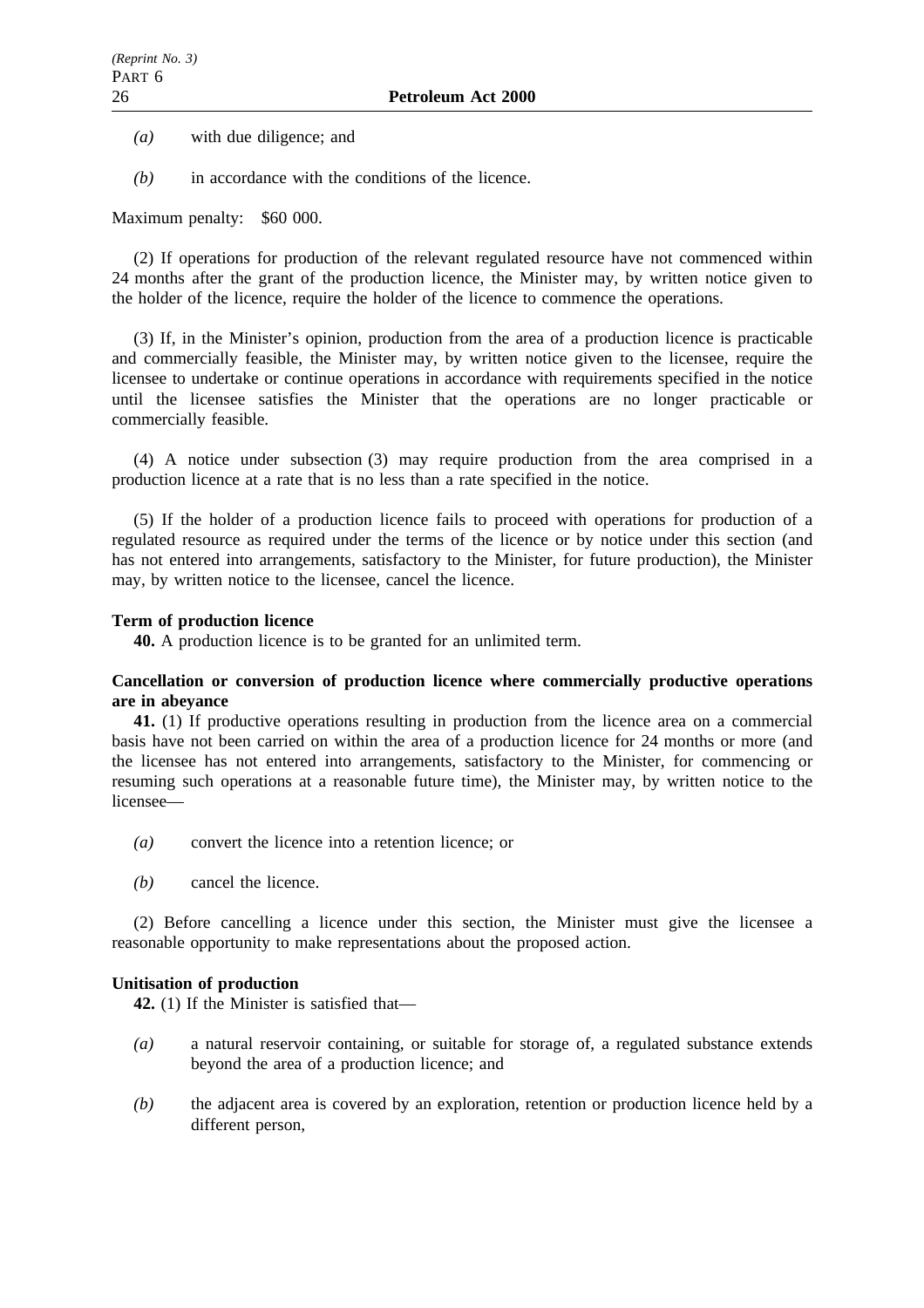*(a)* with due diligence; and

*(b)* in accordance with the conditions of the licence.

Maximum penalty: $60 000.

(2) If operations for production of the relevant regulated resource have not commenced within 24 months after the grant of the production licence, the Minister may, by written notice given to the holder of the licence, require the holder of the licence to commence the operations.

(3) If, in the Minister's opinion, production from the area of a production licence is practicable and commercially feasible, the Minister may, by written notice given to the licensee, require the licensee to undertake or continue operations in accordance with requirements specified in the notice until the licensee satisfies the Minister that the operations are no longer practicable or commercially feasible.

(4) A notice under subsection (3) may require production from the area comprised in a production licence at a rate that is no less than a rate specified in the notice.

(5) If the holder of a production licence fails to proceed with operations for production of a regulated resource as required under the terms of the licence or by notice under this section (and has not entered into arrangements, satisfactory to the Minister, for future production), the Minister may, by written notice to the licensee, cancel the licence.

**Term of production licence**

**40.** A production licence is to be granted for an unlimited term.

**Cancellation or conversion of production licence where commercially productive operations are in abeyance**

**41.** (1) If productive operations resulting in production from the licence area on a commercial basis have not been carried on within the area of a production licence for 24 months or more (and the licensee has not entered into arrangements, satisfactory to the Minister, for commencing or resuming such operations at a reasonable future time), the Minister may, by written notice to the licensee—

*(a)* convert the licence into a retention licence; or

*(b)* cancel the licence.

(2) Before cancelling a licence under this section, the Minister must give the licensee a reasonable opportunity to make representations about the proposed action.

**Unitisation of production**

**42.** (1) If the Minister is satisfied that—

*(a)* a natural reservoir containing, or suitable for storage of, a regulated substance extends beyond the area of a production licence; and

*(b)* the adjacent area is covered by an exploration, retention or production licence held by a different person,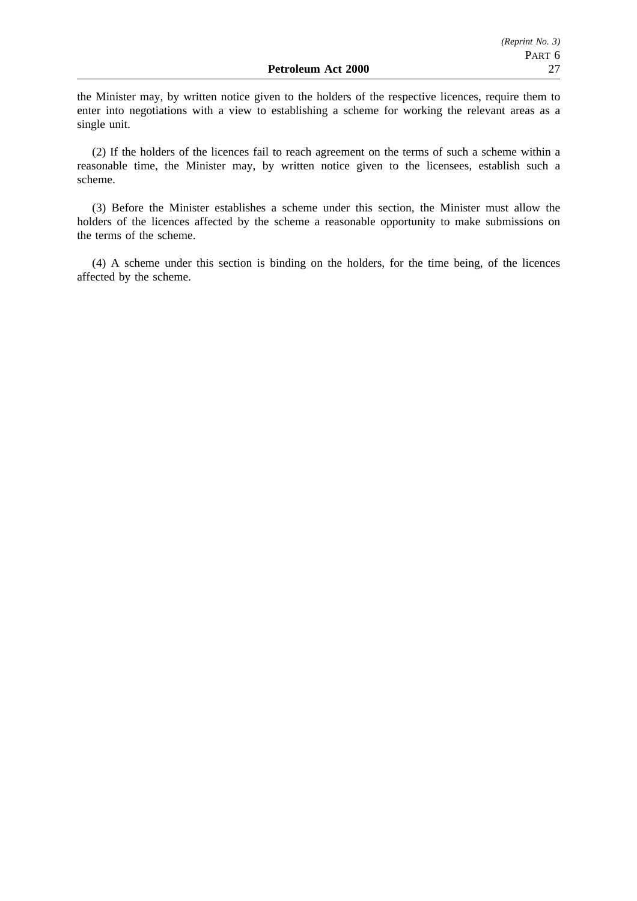the Minister may, by written notice given to the holders of the respective licences, require them to enter into negotiations with a view to establishing a scheme for working the relevant areas as a single unit.

(2) If the holders of the licences fail to reach agreement on the terms of such a scheme within a reasonable time, the Minister may, by written notice given to the licensees, establish such a scheme.

(3) Before the Minister establishes a scheme under this section, the Minister must allow the holders of the licences affected by the scheme a reasonable opportunity to make submissions on the terms of the scheme.

(4) A scheme under this section is binding on the holders, for the time being, of the licences affected by the scheme.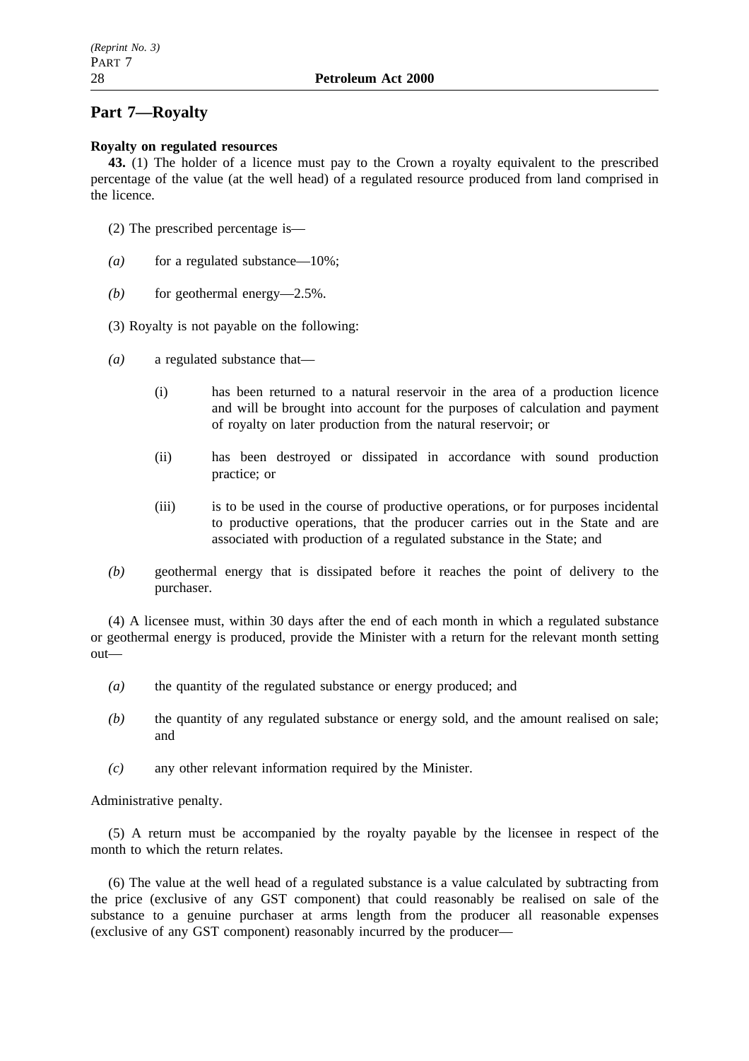## Part 7—Royalty

**Royalty on regulated resources**

**43.** (1) The holder of a licence must pay to the Crown a royalty equivalent to the prescribed percentage of the value (at the well head) of a regulated resource produced from land comprised in the licence.

(2) The prescribed percentage is—

*(a)* for a regulated substance—10%;

*(b)* for geothermal energy—2.5%.

(3) Royalty is not payable on the following:

*(a)* a regulated substance that—

(i) has been returned to a natural reservoir in the area of a production licence and will be brought into account for the purposes of calculation and payment of royalty on later production from the natural reservoir; or

(ii) has been destroyed or dissipated in accordance with sound production practice; or

(iii) is to be used in the course of productive operations, or for purposes incidental to productive operations, that the producer carries out in the State and are associated with production of a regulated substance in the State; and

*(b)* geothermal energy that is dissipated before it reaches the point of delivery to the purchaser.

(4) A licensee must, within 30 days after the end of each month in which a regulated substance or geothermal energy is produced, provide the Minister with a return for the relevant month setting out—

*(a)* the quantity of the regulated substance or energy produced; and

*(b)* the quantity of any regulated substance or energy sold, and the amount realised on sale; and

*(c)* any other relevant information required by the Minister.

Administrative penalty.

(5) A return must be accompanied by the royalty payable by the licensee in respect of the month to which the return relates.

(6) The value at the well head of a regulated substance is a value calculated by subtracting from the price (exclusive of any GST component) that could reasonably be realised on sale of the substance to a genuine purchaser at arms length from the producer all reasonable expenses (exclusive of any GST component) reasonably incurred by the producer—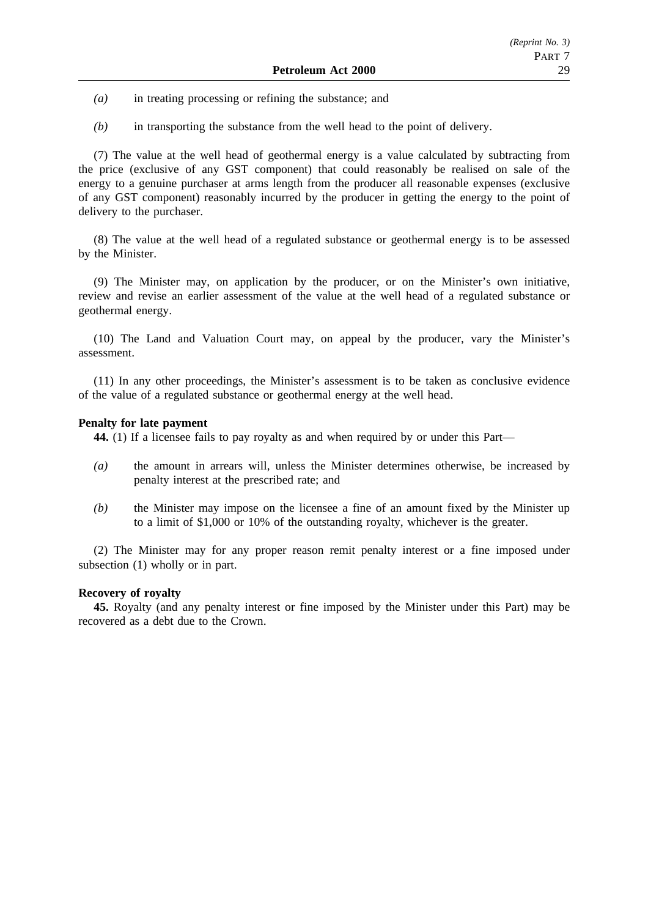*(a)* in treating processing or refining the substance; and

*(b)* in transporting the substance from the well head to the point of delivery.

(7) The value at the well head of geothermal energy is a value calculated by subtracting from the price (exclusive of any GST component) that could reasonably be realised on sale of the energy to a genuine purchaser at arms length from the producer all reasonable expenses (exclusive of any GST component) reasonably incurred by the producer in getting the energy to the point of delivery to the purchaser.

(8) The value at the well head of a regulated substance or geothermal energy is to be assessed by the Minister.

(9) The Minister may, on application by the producer, or on the Minister's own initiative, review and revise an earlier assessment of the value at the well head of a regulated substance or geothermal energy.

(10) The Land and Valuation Court may, on appeal by the producer, vary the Minister's assessment.

(11) In any other proceedings, the Minister's assessment is to be taken as conclusive evidence of the value of a regulated substance or geothermal energy at the well head.

**Penalty for late payment**

**44.** (1) If a licensee fails to pay royalty as and when required by or under this Part—

*(a)* the amount in arrears will, unless the Minister determines otherwise, be increased by penalty interest at the prescribed rate; and

*(b)* the Minister may impose on the licensee a fine of an amount fixed by the Minister up to a limit of $1,000 or 10% of the outstanding royalty, whichever is the greater.

(2) The Minister may for any proper reason remit penalty interest or a fine imposed under subsection (1) wholly or in part.

**Recovery of royalty**

**45.** Royalty (and any penalty interest or fine imposed by the Minister under this Part) may be recovered as a debt due to the Crown.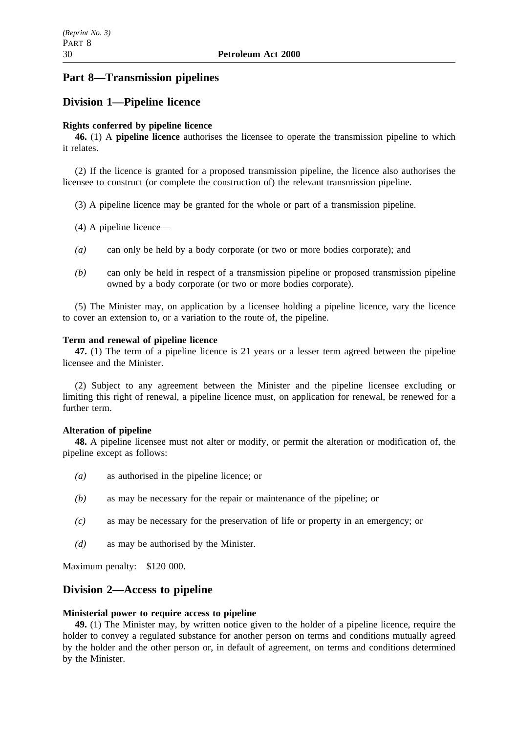## Part 8—Transmission pipelines

## Division 1—Pipeline licence

**Rights conferred by pipeline licence**

**46.** (1) A **pipeline licence** authorises the licensee to operate the transmission pipeline to which it relates.

(2) If the licence is granted for a proposed transmission pipeline, the licence also authorises the licensee to construct (or complete the construction of) the relevant transmission pipeline.

(3) A pipeline licence may be granted for the whole or part of a transmission pipeline.

(4) A pipeline licence—

*(a)* can only be held by a body corporate (or two or more bodies corporate); and

*(b)* can only be held in respect of a transmission pipeline or proposed transmission pipeline owned by a body corporate (or two or more bodies corporate).

(5) The Minister may, on application by a licensee holding a pipeline licence, vary the licence to cover an extension to, or a variation to the route of, the pipeline.

**Term and renewal of pipeline licence**

**47.** (1) The term of a pipeline licence is 21 years or a lesser term agreed between the pipeline licensee and the Minister.

(2) Subject to any agreement between the Minister and the pipeline licensee excluding or limiting this right of renewal, a pipeline licence must, on application for renewal, be renewed for a further term.

**Alteration of pipeline**

**48.** A pipeline licensee must not alter or modify, or permit the alteration or modification of, the pipeline except as follows:

*(a)* as authorised in the pipeline licence; or

*(b)* as may be necessary for the repair or maintenance of the pipeline; or

*(c)* as may be necessary for the preservation of life or property in an emergency; or

*(d)* as may be authorised by the Minister.

Maximum penalty: $120 000.

## Division 2—Access to pipeline

**Ministerial power to require access to pipeline**

**49.** (1) The Minister may, by written notice given to the holder of a pipeline licence, require the holder to convey a regulated substance for another person on terms and conditions mutually agreed by the holder and the other person or, in default of agreement, on terms and conditions determined by the Minister.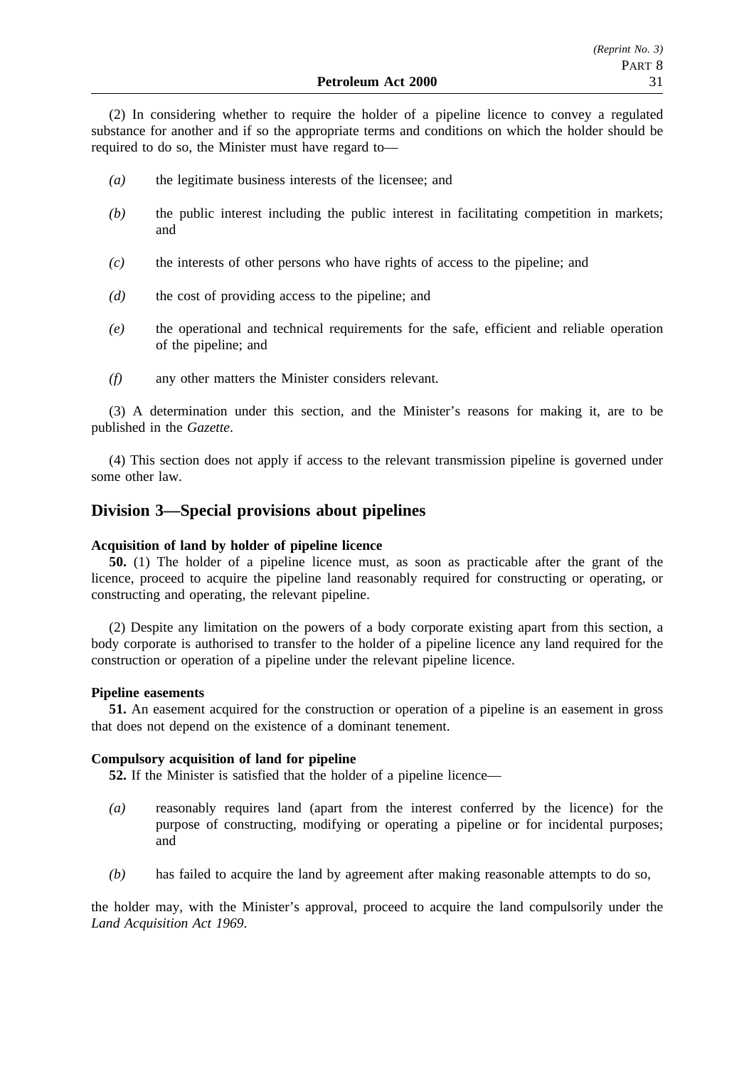(2) In considering whether to require the holder of a pipeline licence to convey a regulated substance for another and if so the appropriate terms and conditions on which the holder should be required to do so, the Minister must have regard to—

*(a)* the legitimate business interests of the licensee; and

*(b)* the public interest including the public interest in facilitating competition in markets; and

*(c)* the interests of other persons who have rights of access to the pipeline; and

*(d)* the cost of providing access to the pipeline; and

*(e)* the operational and technical requirements for the safe, efficient and reliable operation of the pipeline; and

*(f)* any other matters the Minister considers relevant.

(3) A determination under this section, and the Minister's reasons for making it, are to be published in the *Gazette*.

(4) This section does not apply if access to the relevant transmission pipeline is governed under some other law.

## Division 3—Special provisions about pipelines

**Acquisition of land by holder of pipeline licence**

**50.** (1) The holder of a pipeline licence must, as soon as practicable after the grant of the licence, proceed to acquire the pipeline land reasonably required for constructing or operating, or constructing and operating, the relevant pipeline.

(2) Despite any limitation on the powers of a body corporate existing apart from this section, a body corporate is authorised to transfer to the holder of a pipeline licence any land required for the construction or operation of a pipeline under the relevant pipeline licence.

**Pipeline easements**

**51.** An easement acquired for the construction or operation of a pipeline is an easement in gross that does not depend on the existence of a dominant tenement.

**Compulsory acquisition of land for pipeline**

**52.** If the Minister is satisfied that the holder of a pipeline licence—

*(a)* reasonably requires land (apart from the interest conferred by the licence) for the purpose of constructing, modifying or operating a pipeline or for incidental purposes; and

*(b)* has failed to acquire the land by agreement after making reasonable attempts to do so,

the holder may, with the Minister's approval, proceed to acquire the land compulsorily under the *Land Acquisition Act 1969*.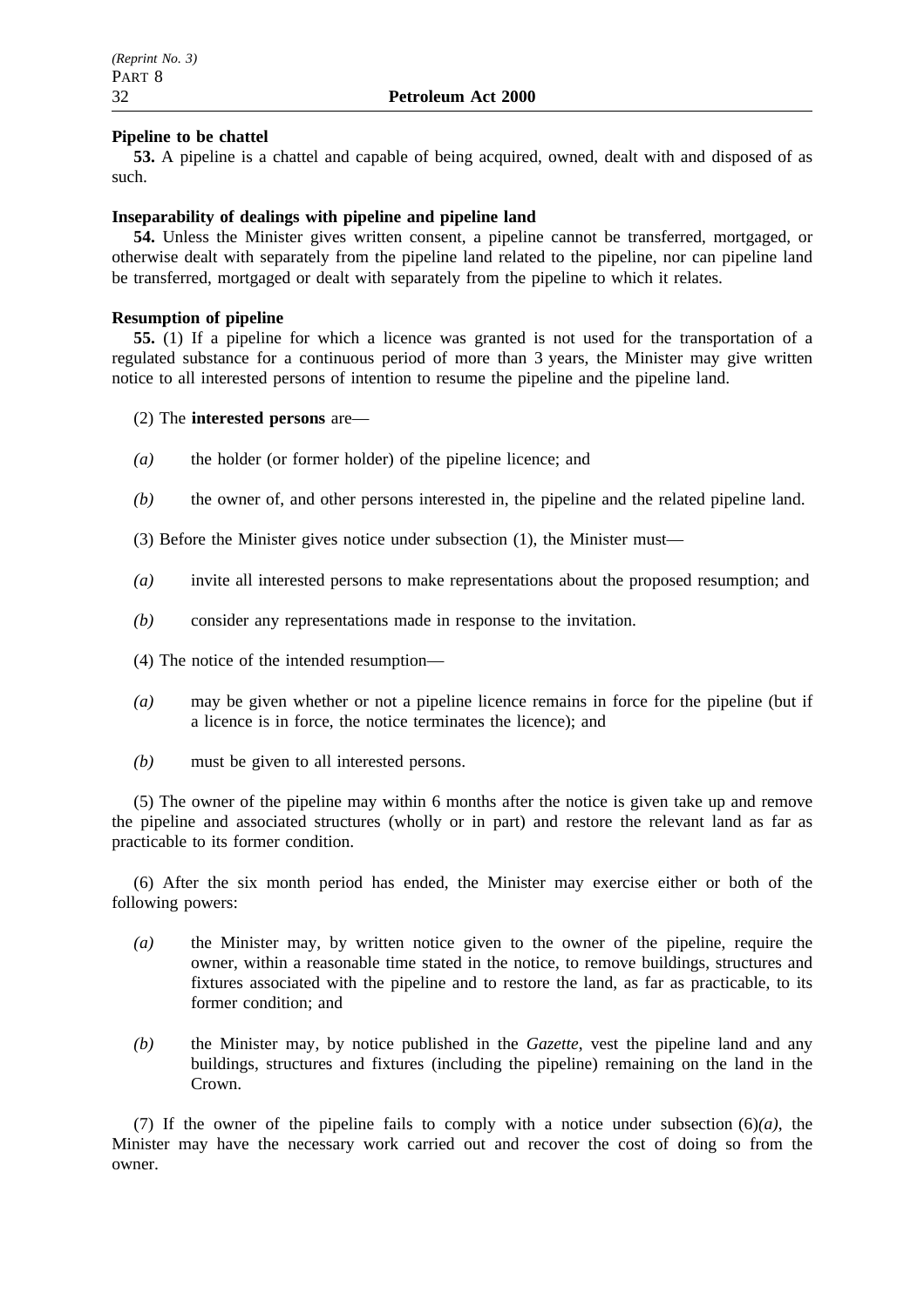**Pipeline to be chattel**

**53.** A pipeline is a chattel and capable of being acquired, owned, dealt with and disposed of as such.

**Inseparability of dealings with pipeline and pipeline land**

**54.** Unless the Minister gives written consent, a pipeline cannot be transferred, mortgaged, or otherwise dealt with separately from the pipeline land related to the pipeline, nor can pipeline land be transferred, mortgaged or dealt with separately from the pipeline to which it relates.

**Resumption of pipeline**

**55.** (1) If a pipeline for which a licence was granted is not used for the transportation of a regulated substance for a continuous period of more than 3 years, the Minister may give written notice to all interested persons of intention to resume the pipeline and the pipeline land.

(2) The **interested persons** are—

*(a)* the holder (or former holder) of the pipeline licence; and

*(b)* the owner of, and other persons interested in, the pipeline and the related pipeline land.

(3) Before the Minister gives notice under subsection (1), the Minister must—

*(a)* invite all interested persons to make representations about the proposed resumption; and

*(b)* consider any representations made in response to the invitation.

(4) The notice of the intended resumption—

*(a)* may be given whether or not a pipeline licence remains in force for the pipeline (but if a licence is in force, the notice terminates the licence); and

*(b)* must be given to all interested persons.

(5) The owner of the pipeline may within 6 months after the notice is given take up and remove the pipeline and associated structures (wholly or in part) and restore the relevant land as far as practicable to its former condition.

(6) After the six month period has ended, the Minister may exercise either or both of the following powers:

*(a)* the Minister may, by written notice given to the owner of the pipeline, require the owner, within a reasonable time stated in the notice, to remove buildings, structures and fixtures associated with the pipeline and to restore the land, as far as practicable, to its former condition; and

*(b)* the Minister may, by notice published in the *Gazette*, vest the pipeline land and any buildings, structures and fixtures (including the pipeline) remaining on the land in the Crown.

(7) If the owner of the pipeline fails to comply with a notice under subsection (6)*(a)*, the Minister may have the necessary work carried out and recover the cost of doing so from the owner.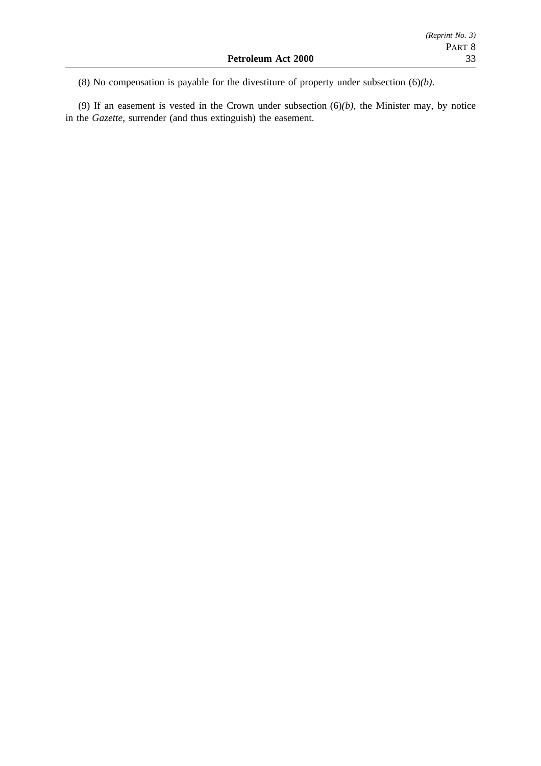(8) No compensation is payable for the divestiture of property under subsection (6)*(b)*.

(9) If an easement is vested in the Crown under subsection (6)*(b)*, the Minister may, by notice in the *Gazette*, surrender (and thus extinguish) the easement.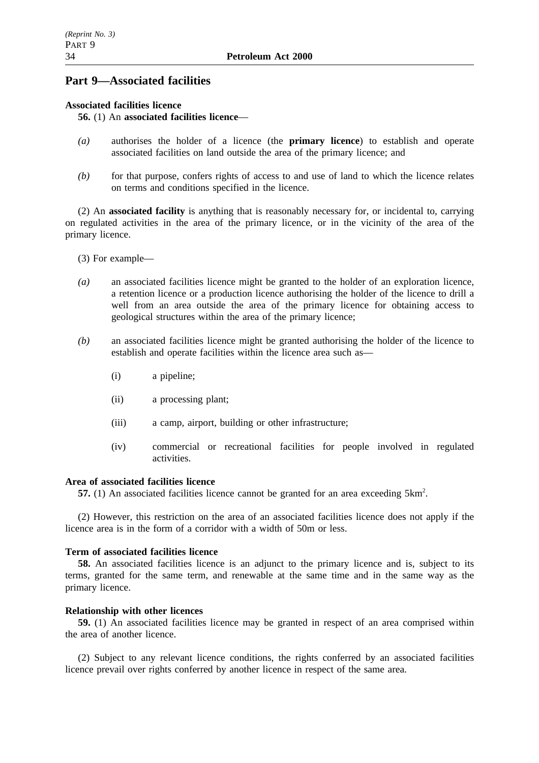## Part 9—Associated facilities

**Associated facilities licence**

**56.** (1) An **associated facilities licence**—

*(a)* authorises the holder of a licence (the **primary licence**) to establish and operate associated facilities on land outside the area of the primary licence; and

*(b)* for that purpose, confers rights of access to and use of land to which the licence relates on terms and conditions specified in the licence.

(2) An **associated facility** is anything that is reasonably necessary for, or incidental to, carrying on regulated activities in the area of the primary licence, or in the vicinity of the area of the primary licence.

(3) For example—

*(a)* an associated facilities licence might be granted to the holder of an exploration licence, a retention licence or a production licence authorising the holder of the licence to drill a well from an area outside the area of the primary licence for obtaining access to geological structures within the area of the primary licence;

*(b)* an associated facilities licence might be granted authorising the holder of the licence to establish and operate facilities within the licence area such as—

(i) a pipeline;

(ii) a processing plant;

(iii) a camp, airport, building or other infrastructure;

(iv) commercial or recreational facilities for people involved in regulated activities.

**Area of associated facilities licence**

**57.** (1) An associated facilities licence cannot be granted for an area exceeding $5km^2$.

(2) However, this restriction on the area of an associated facilities licence does not apply if the licence area is in the form of a corridor with a width of 50m or less.

**Term of associated facilities licence**

**58.** An associated facilities licence is an adjunct to the primary licence and is, subject to its terms, granted for the same term, and renewable at the same time and in the same way as the primary licence.

**Relationship with other licences**

**59.** (1) An associated facilities licence may be granted in respect of an area comprised within the area of another licence.

(2) Subject to any relevant licence conditions, the rights conferred by an associated facilities licence prevail over rights conferred by another licence in respect of the same area.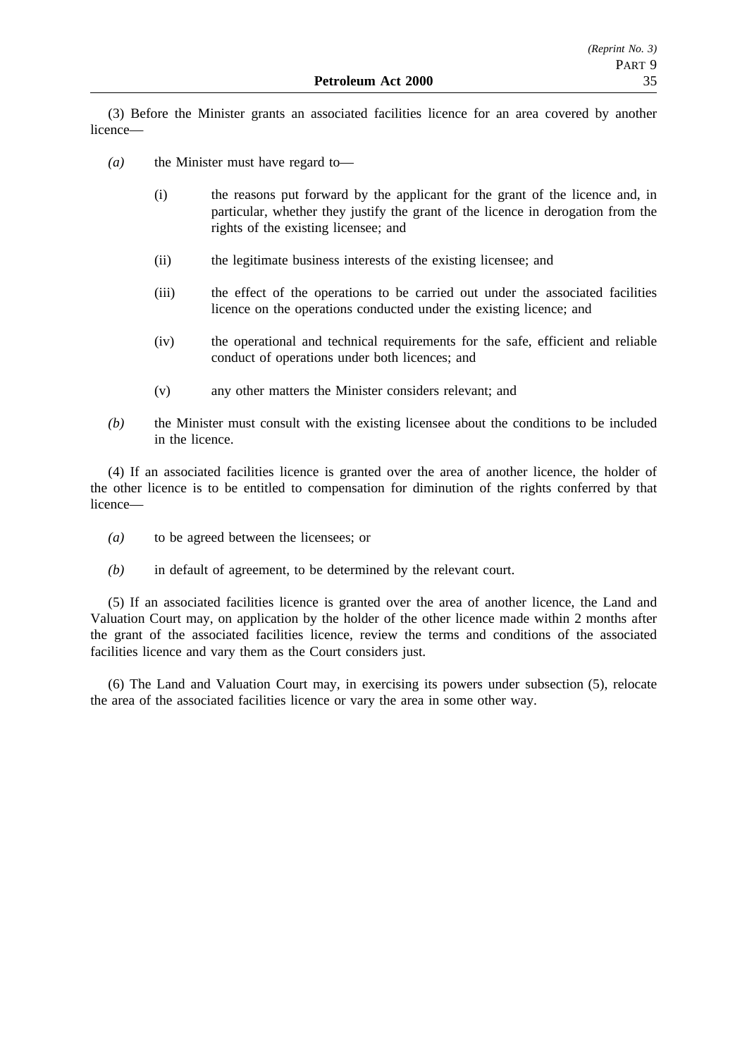(3) Before the Minister grants an associated facilities licence for an area covered by another licence—

*(a)* the Minister must have regard to—

(i) the reasons put forward by the applicant for the grant of the licence and, in particular, whether they justify the grant of the licence in derogation from the rights of the existing licensee; and

(ii) the legitimate business interests of the existing licensee; and

(iii) the effect of the operations to be carried out under the associated facilities licence on the operations conducted under the existing licence; and

(iv) the operational and technical requirements for the safe, efficient and reliable conduct of operations under both licences; and

(v) any other matters the Minister considers relevant; and

*(b)* the Minister must consult with the existing licensee about the conditions to be included in the licence.

(4) If an associated facilities licence is granted over the area of another licence, the holder of the other licence is to be entitled to compensation for diminution of the rights conferred by that licence—

*(a)* to be agreed between the licensees; or

*(b)* in default of agreement, to be determined by the relevant court.

(5) If an associated facilities licence is granted over the area of another licence, the Land and Valuation Court may, on application by the holder of the other licence made within 2 months after the grant of the associated facilities licence, review the terms and conditions of the associated facilities licence and vary them as the Court considers just.

(6) The Land and Valuation Court may, in exercising its powers under subsection (5), relocate the area of the associated facilities licence or vary the area in some other way.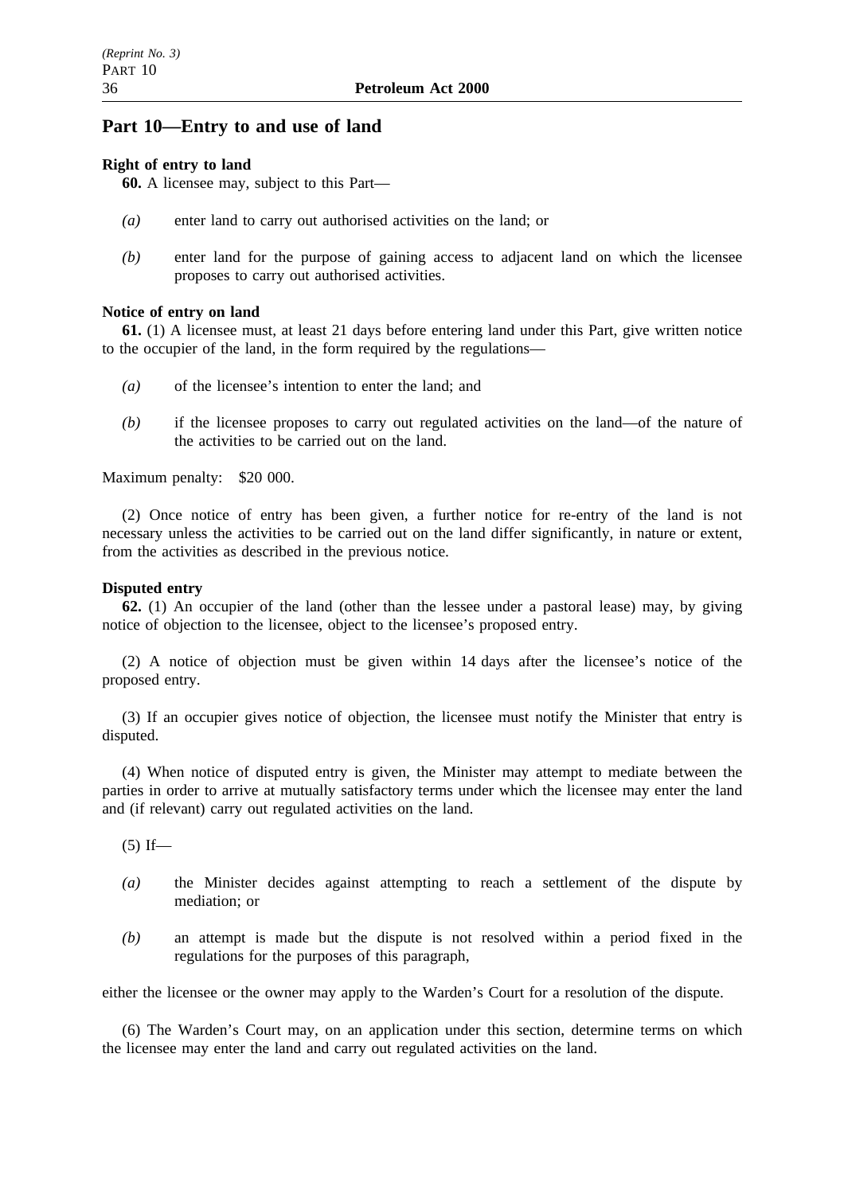## Part 10—Entry to and use of land

**Right of entry to land**

**60.** A licensee may, subject to this Part—

*(a)* enter land to carry out authorised activities on the land; or

*(b)* enter land for the purpose of gaining access to adjacent land on which the licensee proposes to carry out authorised activities.

**Notice of entry on land**

**61.** (1) A licensee must, at least 21 days before entering land under this Part, give written notice to the occupier of the land, in the form required by the regulations—

*(a)* of the licensee's intention to enter the land; and

*(b)* if the licensee proposes to carry out regulated activities on the land—of the nature of the activities to be carried out on the land.

Maximum penalty: $20 000.

(2) Once notice of entry has been given, a further notice for re-entry of the land is not necessary unless the activities to be carried out on the land differ significantly, in nature or extent, from the activities as described in the previous notice.

**Disputed entry**

**62.** (1) An occupier of the land (other than the lessee under a pastoral lease) may, by giving notice of objection to the licensee, object to the licensee's proposed entry.

(2) A notice of objection must be given within 14 days after the licensee's notice of the proposed entry.

(3) If an occupier gives notice of objection, the licensee must notify the Minister that entry is disputed.

(4) When notice of disputed entry is given, the Minister may attempt to mediate between the parties in order to arrive at mutually satisfactory terms under which the licensee may enter the land and (if relevant) carry out regulated activities on the land.

(5) If—

*(a)* the Minister decides against attempting to reach a settlement of the dispute by mediation; or

*(b)* an attempt is made but the dispute is not resolved within a period fixed in the regulations for the purposes of this paragraph,

either the licensee or the owner may apply to the Warden's Court for a resolution of the dispute.

(6) The Warden's Court may, on an application under this section, determine terms on which the licensee may enter the land and carry out regulated activities on the land.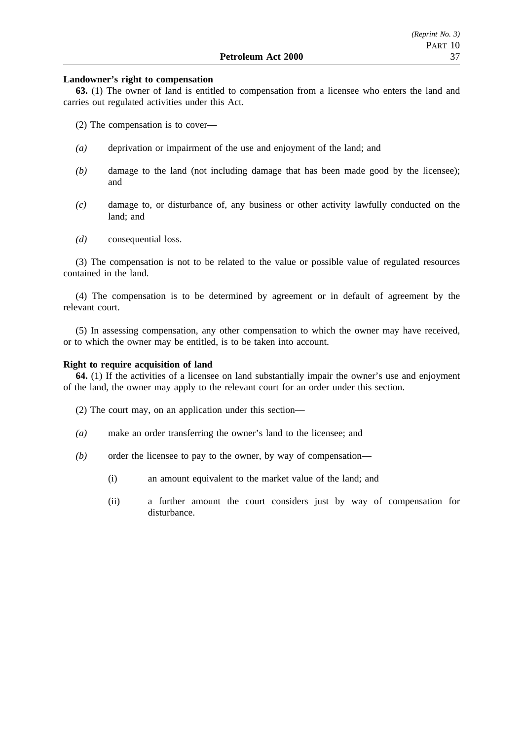**Landowner's right to compensation**

**63.** (1) The owner of land is entitled to compensation from a licensee who enters the land and carries out regulated activities under this Act.

(2) The compensation is to cover—

*(a)* deprivation or impairment of the use and enjoyment of the land; and

*(b)* damage to the land (not including damage that has been made good by the licensee); and

*(c)* damage to, or disturbance of, any business or other activity lawfully conducted on the land; and

*(d)* consequential loss.

(3) The compensation is not to be related to the value or possible value of regulated resources contained in the land.

(4) The compensation is to be determined by agreement or in default of agreement by the relevant court.

(5) In assessing compensation, any other compensation to which the owner may have received, or to which the owner may be entitled, is to be taken into account.

**Right to require acquisition of land**

**64.** (1) If the activities of a licensee on land substantially impair the owner's use and enjoyment of the land, the owner may apply to the relevant court for an order under this section.

(2) The court may, on an application under this section—

*(a)* make an order transferring the owner's land to the licensee; and

*(b)* order the licensee to pay to the owner, by way of compensation—

(i) an amount equivalent to the market value of the land; and

(ii) a further amount the court considers just by way of compensation for disturbance.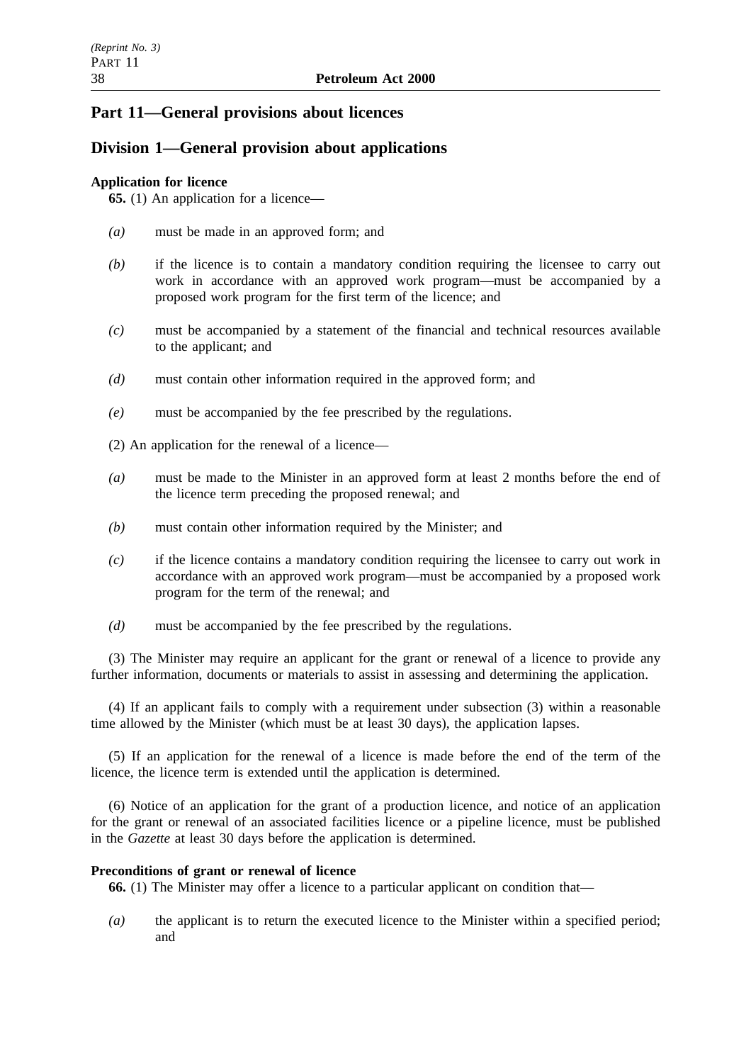## Part 11—General provisions about licences

## Division 1—General provision about applications

**Application for licence**

**65.** (1) An application for a licence—

*(a)* must be made in an approved form; and

*(b)* if the licence is to contain a mandatory condition requiring the licensee to carry out work in accordance with an approved work program—must be accompanied by a proposed work program for the first term of the licence; and

*(c)* must be accompanied by a statement of the financial and technical resources available to the applicant; and

*(d)* must contain other information required in the approved form; and

*(e)* must be accompanied by the fee prescribed by the regulations.

(2) An application for the renewal of a licence—

*(a)* must be made to the Minister in an approved form at least 2 months before the end of the licence term preceding the proposed renewal; and

*(b)* must contain other information required by the Minister; and

*(c)* if the licence contains a mandatory condition requiring the licensee to carry out work in accordance with an approved work program—must be accompanied by a proposed work program for the term of the renewal; and

*(d)* must be accompanied by the fee prescribed by the regulations.

(3) The Minister may require an applicant for the grant or renewal of a licence to provide any further information, documents or materials to assist in assessing and determining the application.

(4) If an applicant fails to comply with a requirement under subsection (3) within a reasonable time allowed by the Minister (which must be at least 30 days), the application lapses.

(5) If an application for the renewal of a licence is made before the end of the term of the licence, the licence term is extended until the application is determined.

(6) Notice of an application for the grant of a production licence, and notice of an application for the grant or renewal of an associated facilities licence or a pipeline licence, must be published in the *Gazette* at least 30 days before the application is determined.

**Preconditions of grant or renewal of licence**

**66.** (1) The Minister may offer a licence to a particular applicant on condition that—

*(a)* the applicant is to return the executed licence to the Minister within a specified period; and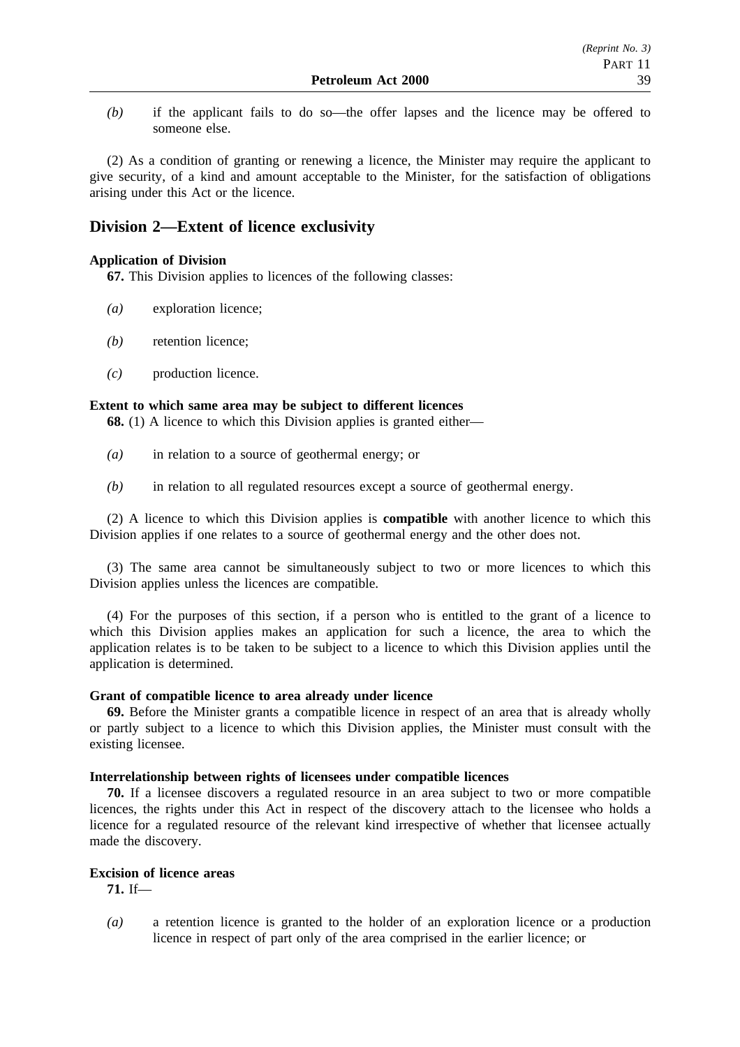*(b)* if the applicant fails to do so—the offer lapses and the licence may be offered to someone else.

(2) As a condition of granting or renewing a licence, the Minister may require the applicant to give security, of a kind and amount acceptable to the Minister, for the satisfaction of obligations arising under this Act or the licence.

## Division 2—Extent of licence exclusivity

**Application of Division**

**67.** This Division applies to licences of the following classes:

*(a)* exploration licence;

*(b)* retention licence;

*(c)* production licence.

**Extent to which same area may be subject to different licences**

**68.** (1) A licence to which this Division applies is granted either—

*(a)* in relation to a source of geothermal energy; or

*(b)* in relation to all regulated resources except a source of geothermal energy.

(2) A licence to which this Division applies is **compatible** with another licence to which this Division applies if one relates to a source of geothermal energy and the other does not.

(3) The same area cannot be simultaneously subject to two or more licences to which this Division applies unless the licences are compatible.

(4) For the purposes of this section, if a person who is entitled to the grant of a licence to which this Division applies makes an application for such a licence, the area to which the application relates is to be taken to be subject to a licence to which this Division applies until the application is determined.

**Grant of compatible licence to area already under licence**

**69.** Before the Minister grants a compatible licence in respect of an area that is already wholly or partly subject to a licence to which this Division applies, the Minister must consult with the existing licensee.

**Interrelationship between rights of licensees under compatible licences**

**70.** If a licensee discovers a regulated resource in an area subject to two or more compatible licences, the rights under this Act in respect of the discovery attach to the licensee who holds a licence for a regulated resource of the relevant kind irrespective of whether that licensee actually made the discovery.

**Excision of licence areas**

**71.** If—

*(a)* a retention licence is granted to the holder of an exploration licence or a production licence in respect of part only of the area comprised in the earlier licence; or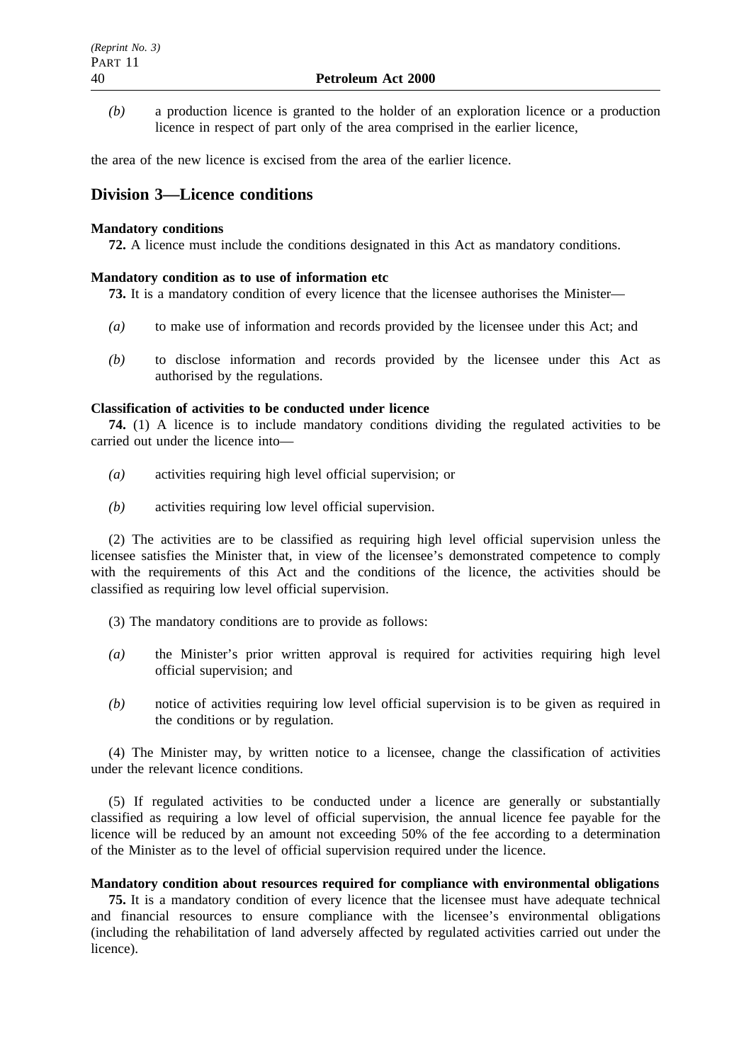*(b)* a production licence is granted to the holder of an exploration licence or a production licence in respect of part only of the area comprised in the earlier licence,

the area of the new licence is excised from the area of the earlier licence.

## Division 3—Licence conditions

**Mandatory conditions**

**72.** A licence must include the conditions designated in this Act as mandatory conditions.

**Mandatory condition as to use of information etc**

**73.** It is a mandatory condition of every licence that the licensee authorises the Minister—

*(a)* to make use of information and records provided by the licensee under this Act; and

*(b)* to disclose information and records provided by the licensee under this Act as authorised by the regulations.

**Classification of activities to be conducted under licence**

**74.** (1) A licence is to include mandatory conditions dividing the regulated activities to be carried out under the licence into—

*(a)* activities requiring high level official supervision; or

*(b)* activities requiring low level official supervision.

(2) The activities are to be classified as requiring high level official supervision unless the licensee satisfies the Minister that, in view of the licensee's demonstrated competence to comply with the requirements of this Act and the conditions of the licence, the activities should be classified as requiring low level official supervision.

(3) The mandatory conditions are to provide as follows:

*(a)* the Minister's prior written approval is required for activities requiring high level official supervision; and

*(b)* notice of activities requiring low level official supervision is to be given as required in the conditions or by regulation.

(4) The Minister may, by written notice to a licensee, change the classification of activities under the relevant licence conditions.

(5) If regulated activities to be conducted under a licence are generally or substantially classified as requiring a low level of official supervision, the annual licence fee payable for the licence will be reduced by an amount not exceeding 50% of the fee according to a determination of the Minister as to the level of official supervision required under the licence.

**Mandatory condition about resources required for compliance with environmental obligations**

**75.** It is a mandatory condition of every licence that the licensee must have adequate technical and financial resources to ensure compliance with the licensee's environmental obligations (including the rehabilitation of land adversely affected by regulated activities carried out under the licence).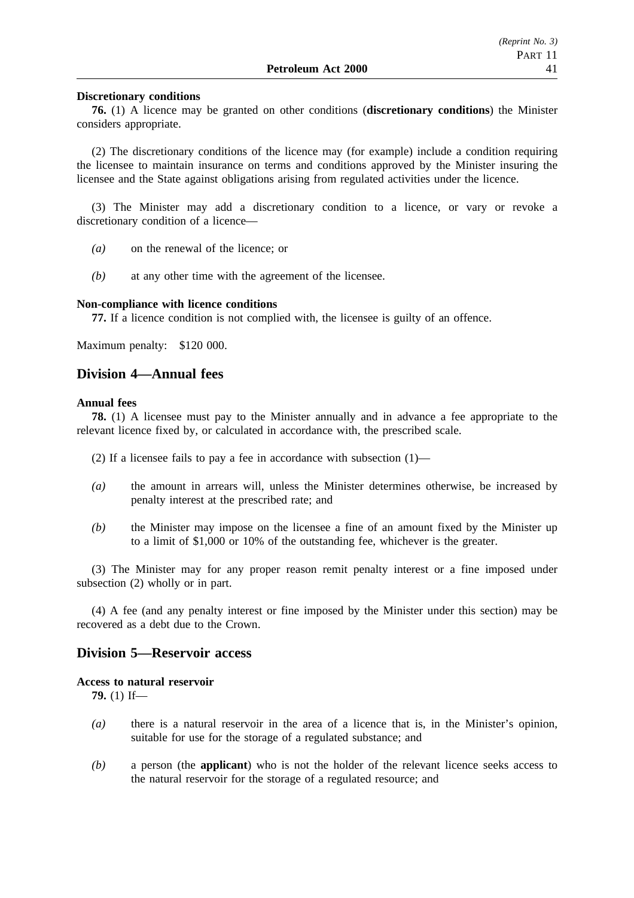**Discretionary conditions**

**76.** (1) A licence may be granted on other conditions (**discretionary conditions**) the Minister considers appropriate.

(2) The discretionary conditions of the licence may (for example) include a condition requiring the licensee to maintain insurance on terms and conditions approved by the Minister insuring the licensee and the State against obligations arising from regulated activities under the licence.

(3) The Minister may add a discretionary condition to a licence, or vary or revoke a discretionary condition of a licence—

*(a)* on the renewal of the licence; or

*(b)* at any other time with the agreement of the licensee.

**Non-compliance with licence conditions**

**77.** If a licence condition is not complied with, the licensee is guilty of an offence.

Maximum penalty: $120 000.

## Division 4—Annual fees

**Annual fees**

**78.** (1) A licensee must pay to the Minister annually and in advance a fee appropriate to the relevant licence fixed by, or calculated in accordance with, the prescribed scale.

(2) If a licensee fails to pay a fee in accordance with subsection (1)—

*(a)* the amount in arrears will, unless the Minister determines otherwise, be increased by penalty interest at the prescribed rate; and

*(b)* the Minister may impose on the licensee a fine of an amount fixed by the Minister up to a limit of $1,000 or 10% of the outstanding fee, whichever is the greater.

(3) The Minister may for any proper reason remit penalty interest or a fine imposed under subsection (2) wholly or in part.

(4) A fee (and any penalty interest or fine imposed by the Minister under this section) may be recovered as a debt due to the Crown.

## Division 5—Reservoir access

**Access to natural reservoir**

**79.** (1) If—

*(a)* there is a natural reservoir in the area of a licence that is, in the Minister's opinion, suitable for use for the storage of a regulated substance; and

*(b)* a person (the **applicant**) who is not the holder of the relevant licence seeks access to the natural reservoir for the storage of a regulated resource; and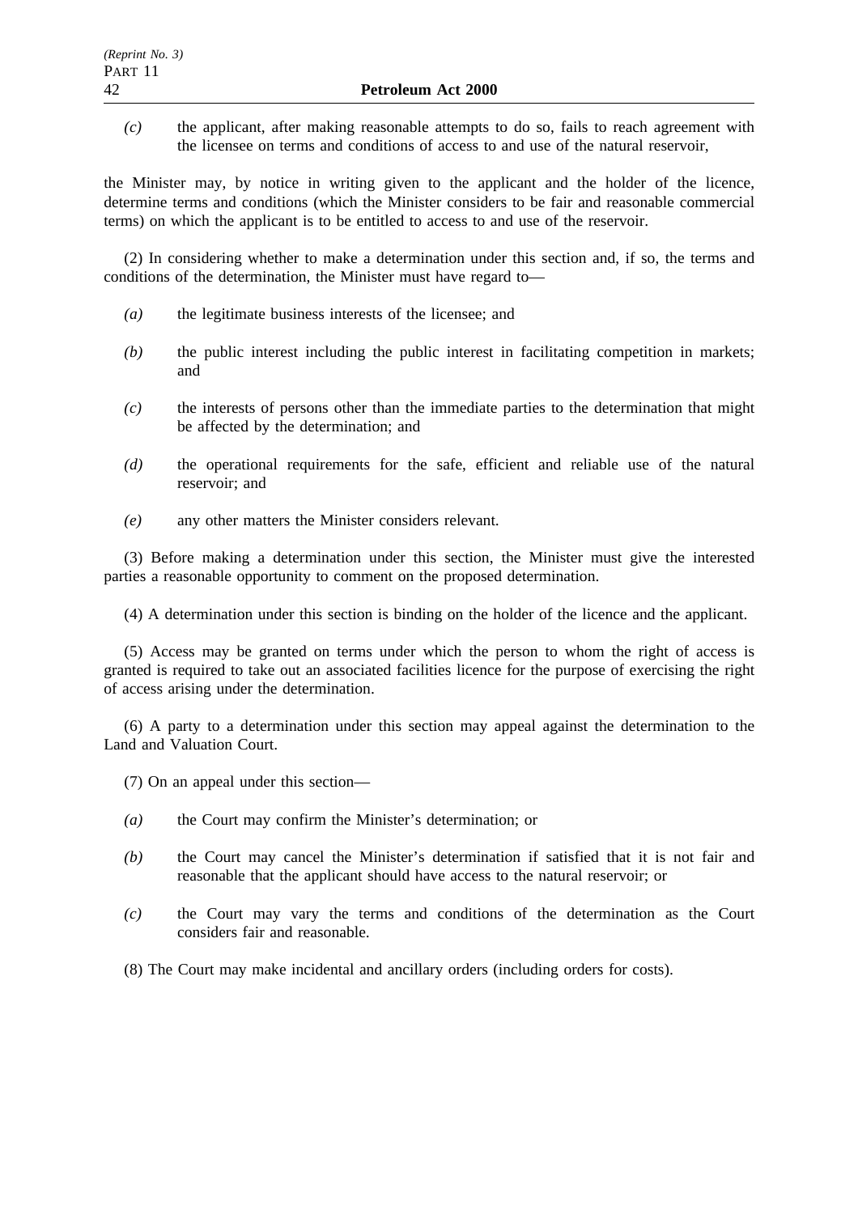*(c)* the applicant, after making reasonable attempts to do so, fails to reach agreement with the licensee on terms and conditions of access to and use of the natural reservoir,

the Minister may, by notice in writing given to the applicant and the holder of the licence, determine terms and conditions (which the Minister considers to be fair and reasonable commercial terms) on which the applicant is to be entitled to access to and use of the reservoir.

(2) In considering whether to make a determination under this section and, if so, the terms and conditions of the determination, the Minister must have regard to—

*(a)* the legitimate business interests of the licensee; and

*(b)* the public interest including the public interest in facilitating competition in markets; and

*(c)* the interests of persons other than the immediate parties to the determination that might be affected by the determination; and

*(d)* the operational requirements for the safe, efficient and reliable use of the natural reservoir; and

*(e)* any other matters the Minister considers relevant.

(3) Before making a determination under this section, the Minister must give the interested parties a reasonable opportunity to comment on the proposed determination.

(4) A determination under this section is binding on the holder of the licence and the applicant.

(5) Access may be granted on terms under which the person to whom the right of access is granted is required to take out an associated facilities licence for the purpose of exercising the right of access arising under the determination.

(6) A party to a determination under this section may appeal against the determination to the Land and Valuation Court.

(7) On an appeal under this section—

*(a)* the Court may confirm the Minister's determination; or

*(b)* the Court may cancel the Minister's determination if satisfied that it is not fair and reasonable that the applicant should have access to the natural reservoir; or

*(c)* the Court may vary the terms and conditions of the determination as the Court considers fair and reasonable.

(8) The Court may make incidental and ancillary orders (including orders for costs).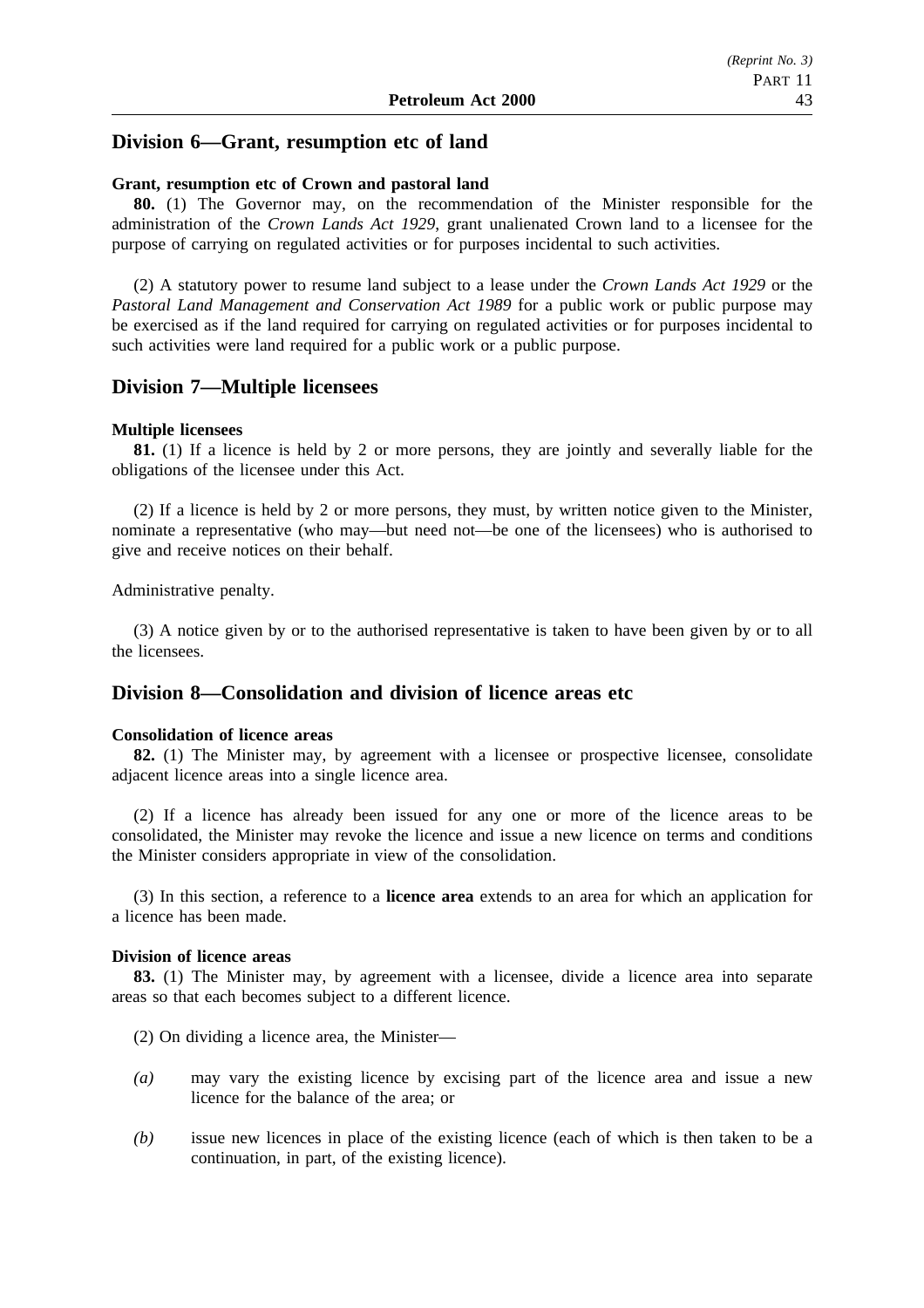## Division 6—Grant, resumption etc of land

**Grant, resumption etc of Crown and pastoral land**

**80.** (1) The Governor may, on the recommendation of the Minister responsible for the administration of the *Crown Lands Act 1929*, grant unalienated Crown land to a licensee for the purpose of carrying on regulated activities or for purposes incidental to such activities.

(2) A statutory power to resume land subject to a lease under the *Crown Lands Act 1929* or the *Pastoral Land Management and Conservation Act 1989* for a public work or public purpose may be exercised as if the land required for carrying on regulated activities or for purposes incidental to such activities were land required for a public work or a public purpose.

## Division 7—Multiple licensees

**Multiple licensees**

**81.** (1) If a licence is held by 2 or more persons, they are jointly and severally liable for the obligations of the licensee under this Act.

(2) If a licence is held by 2 or more persons, they must, by written notice given to the Minister, nominate a representative (who may—but need not—be one of the licensees) who is authorised to give and receive notices on their behalf.

Administrative penalty.

(3) A notice given by or to the authorised representative is taken to have been given by or to all the licensees.

## Division 8—Consolidation and division of licence areas etc

**Consolidation of licence areas**

**82.** (1) The Minister may, by agreement with a licensee or prospective licensee, consolidate adjacent licence areas into a single licence area.

(2) If a licence has already been issued for any one or more of the licence areas to be consolidated, the Minister may revoke the licence and issue a new licence on terms and conditions the Minister considers appropriate in view of the consolidation.

(3) In this section, a reference to a **licence area** extends to an area for which an application for a licence has been made.

**Division of licence areas**

**83.** (1) The Minister may, by agreement with a licensee, divide a licence area into separate areas so that each becomes subject to a different licence.

(2) On dividing a licence area, the Minister—

*(a)* may vary the existing licence by excising part of the licence area and issue a new licence for the balance of the area; or

*(b)* issue new licences in place of the existing licence (each of which is then taken to be a continuation, in part, of the existing licence).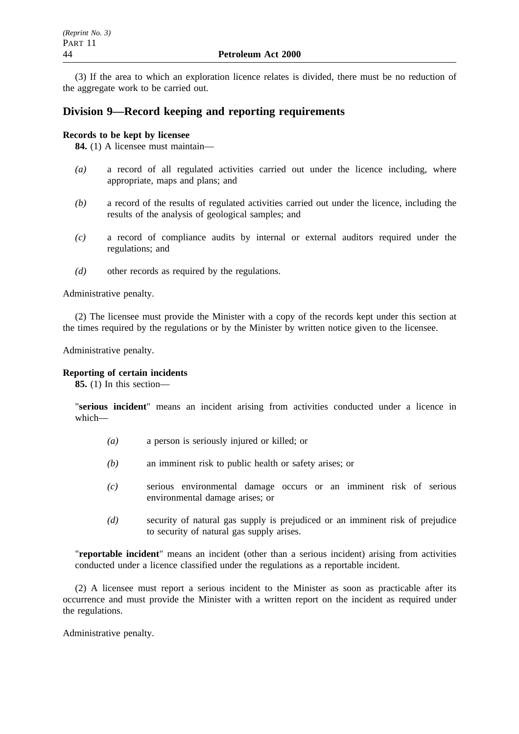(3) If the area to which an exploration licence relates is divided, there must be no reduction of the aggregate work to be carried out.

## Division 9—Record keeping and reporting requirements

**Records to be kept by licensee**

**84.** (1) A licensee must maintain—

*(a)* a record of all regulated activities carried out under the licence including, where appropriate, maps and plans; and

*(b)* a record of the results of regulated activities carried out under the licence, including the results of the analysis of geological samples; and

*(c)* a record of compliance audits by internal or external auditors required under the regulations; and

*(d)* other records as required by the regulations.

Administrative penalty.

(2) The licensee must provide the Minister with a copy of the records kept under this section at the times required by the regulations or by the Minister by written notice given to the licensee.

Administrative penalty.

**Reporting of certain incidents**

**85.** (1) In this section—

"**serious incident**" means an incident arising from activities conducted under a licence in which—

*(a)* a person is seriously injured or killed; or

*(b)* an imminent risk to public health or safety arises; or

*(c)* serious environmental damage occurs or an imminent risk of serious environmental damage arises; or

*(d)* security of natural gas supply is prejudiced or an imminent risk of prejudice to security of natural gas supply arises.

"**reportable incident**" means an incident (other than a serious incident) arising from activities conducted under a licence classified under the regulations as a reportable incident.

(2) A licensee must report a serious incident to the Minister as soon as practicable after its occurrence and must provide the Minister with a written report on the incident as required under the regulations.

Administrative penalty.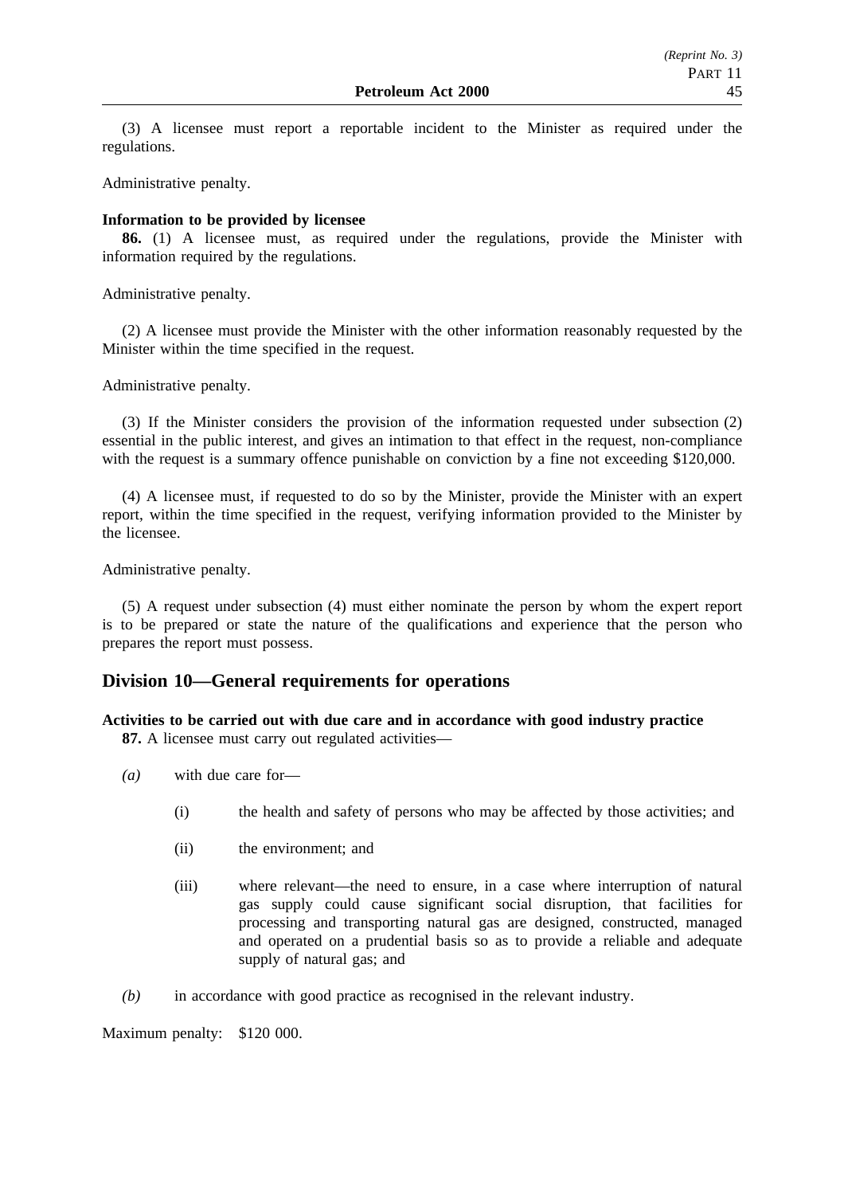(3) A licensee must report a reportable incident to the Minister as required under the regulations.

Administrative penalty.

**Information to be provided by licensee**

**86.** (1) A licensee must, as required under the regulations, provide the Minister with information required by the regulations.

Administrative penalty.

(2) A licensee must provide the Minister with the other information reasonably requested by the Minister within the time specified in the request.

Administrative penalty.

(3) If the Minister considers the provision of the information requested under subsection (2) essential in the public interest, and gives an intimation to that effect in the request, non-compliance with the request is a summary offence punishable on conviction by a fine not exceeding $120,000.

(4) A licensee must, if requested to do so by the Minister, provide the Minister with an expert report, within the time specified in the request, verifying information provided to the Minister by the licensee.

Administrative penalty.

(5) A request under subsection (4) must either nominate the person by whom the expert report is to be prepared or state the nature of the qualifications and experience that the person who prepares the report must possess.

## Division 10—General requirements for operations

**Activities to be carried out with due care and in accordance with good industry practice**

**87.** A licensee must carry out regulated activities—

*(a)* with due care for—

(i) the health and safety of persons who may be affected by those activities; and

(ii) the environment; and

(iii) where relevant—the need to ensure, in a case where interruption of natural gas supply could cause significant social disruption, that facilities for processing and transporting natural gas are designed, constructed, managed and operated on a prudential basis so as to provide a reliable and adequate supply of natural gas; and

*(b)* in accordance with good practice as recognised in the relevant industry.

Maximum penalty: $120 000.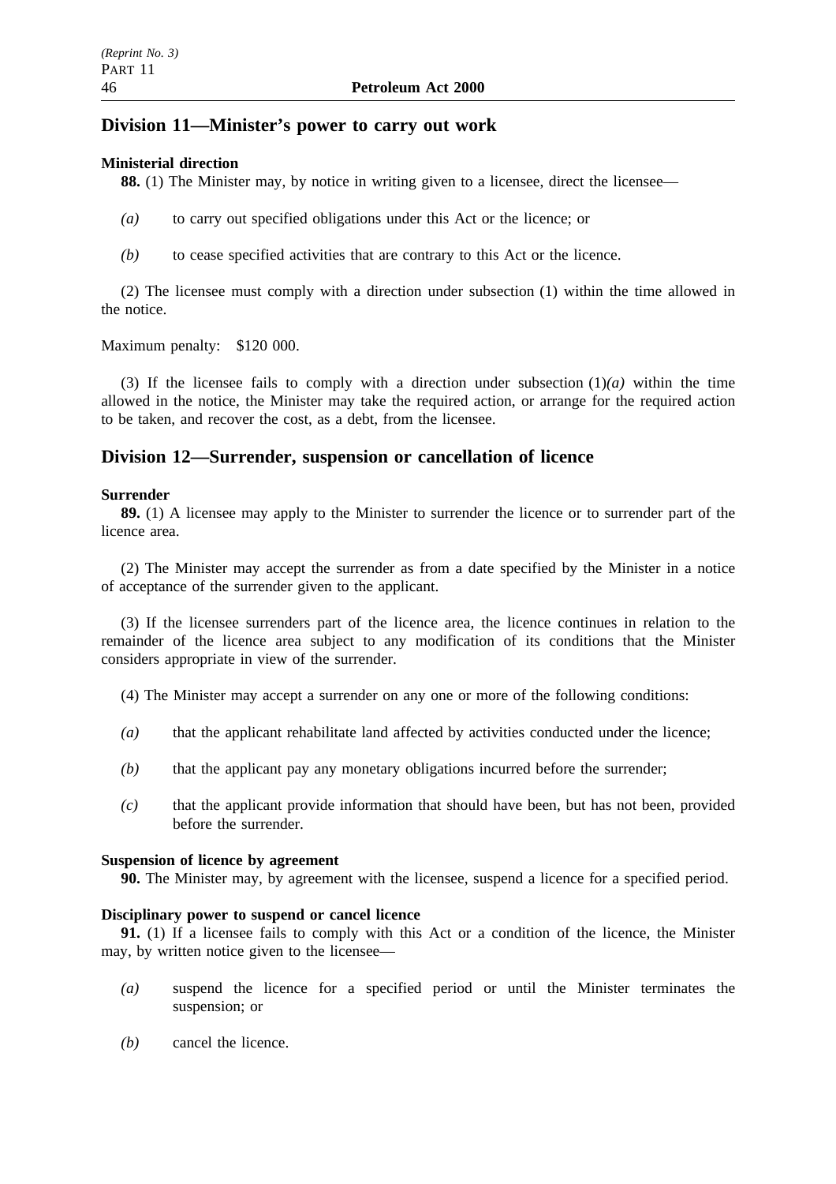## Division 11—Minister's power to carry out work

**Ministerial direction**

**88.** (1) The Minister may, by notice in writing given to a licensee, direct the licensee—

*(a)* to carry out specified obligations under this Act or the licence; or

*(b)* to cease specified activities that are contrary to this Act or the licence.

(2) The licensee must comply with a direction under subsection (1) within the time allowed in the notice.

Maximum penalty: $120 000.

(3) If the licensee fails to comply with a direction under subsection (1)*(a)* within the time allowed in the notice, the Minister may take the required action, or arrange for the required action to be taken, and recover the cost, as a debt, from the licensee.

## Division 12—Surrender, suspension or cancellation of licence

**Surrender**

**89.** (1) A licensee may apply to the Minister to surrender the licence or to surrender part of the licence area.

(2) The Minister may accept the surrender as from a date specified by the Minister in a notice of acceptance of the surrender given to the applicant.

(3) If the licensee surrenders part of the licence area, the licence continues in relation to the remainder of the licence area subject to any modification of its conditions that the Minister considers appropriate in view of the surrender.

(4) The Minister may accept a surrender on any one or more of the following conditions:

*(a)* that the applicant rehabilitate land affected by activities conducted under the licence;

*(b)* that the applicant pay any monetary obligations incurred before the surrender;

*(c)* that the applicant provide information that should have been, but has not been, provided before the surrender.

**Suspension of licence by agreement**

**90.** The Minister may, by agreement with the licensee, suspend a licence for a specified period.

**Disciplinary power to suspend or cancel licence**

**91.** (1) If a licensee fails to comply with this Act or a condition of the licence, the Minister may, by written notice given to the licensee—

*(a)* suspend the licence for a specified period or until the Minister terminates the suspension; or

*(b)* cancel the licence.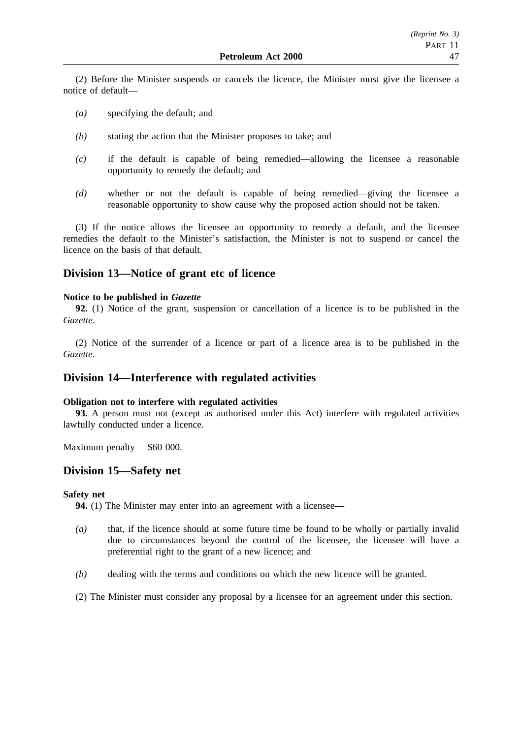(2) Before the Minister suspends or cancels the licence, the Minister must give the licensee a notice of default—

*(a)* specifying the default; and

*(b)* stating the action that the Minister proposes to take; and

*(c)* if the default is capable of being remedied—allowing the licensee a reasonable opportunity to remedy the default; and

*(d)* whether or not the default is capable of being remedied—giving the licensee a reasonable opportunity to show cause why the proposed action should not be taken.

(3) If the notice allows the licensee an opportunity to remedy a default, and the licensee remedies the default to the Minister's satisfaction, the Minister is not to suspend or cancel the licence on the basis of that default.

## Division 13—Notice of grant etc of licence

**Notice to be published in *Gazette***

**92.** (1) Notice of the grant, suspension or cancellation of a licence is to be published in the *Gazette*.

(2) Notice of the surrender of a licence or part of a licence area is to be published in the *Gazette*.

## Division 14—Interference with regulated activities

**Obligation not to interfere with regulated activities**

**93.** A person must not (except as authorised under this Act) interfere with regulated activities lawfully conducted under a licence.

Maximum penalty $60 000.

## Division 15—Safety net

**Safety net**

**94.** (1) The Minister may enter into an agreement with a licensee—

*(a)* that, if the licence should at some future time be found to be wholly or partially invalid due to circumstances beyond the control of the licensee, the licensee will have a preferential right to the grant of a new licence; and

*(b)* dealing with the terms and conditions on which the new licence will be granted.

(2) The Minister must consider any proposal by a licensee for an agreement under this section.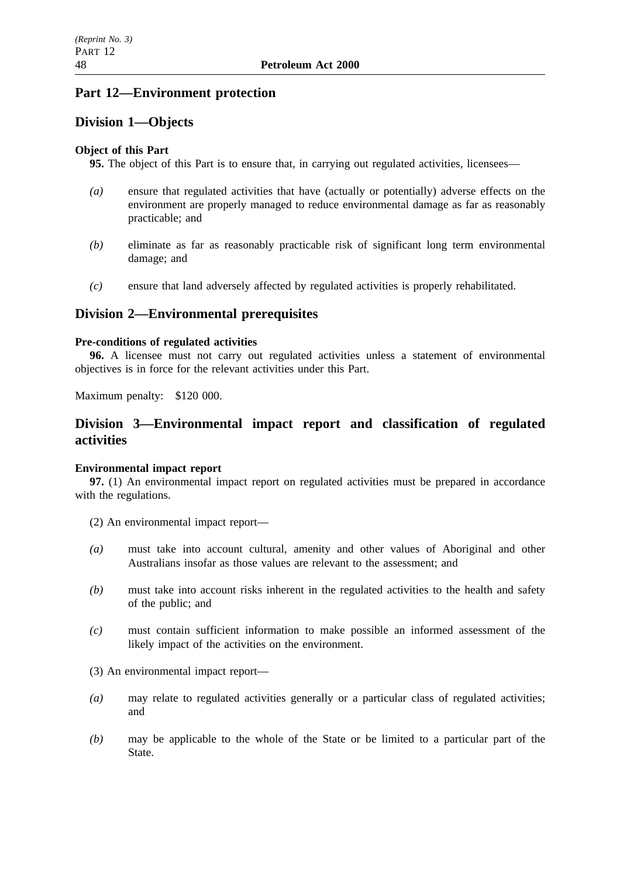## Part 12—Environment protection

### Division 1—Objects

**Object of this Part**

**95.** The object of this Part is to ensure that, in carrying out regulated activities, licensees—

*(a)* ensure that regulated activities that have (actually or potentially) adverse effects on the environment are properly managed to reduce environmental damage as far as reasonably practicable; and

*(b)* eliminate as far as reasonably practicable risk of significant long term environmental damage; and

*(c)* ensure that land adversely affected by regulated activities is properly rehabilitated.

### Division 2—Environmental prerequisites

**Pre-conditions of regulated activities**

**96.** A licensee must not carry out regulated activities unless a statement of environmental objectives is in force for the relevant activities under this Part.

Maximum penalty: $120 000.

### Division 3—Environmental impact report and classification of regulated activities

**Environmental impact report**

**97.** (1) An environmental impact report on regulated activities must be prepared in accordance with the regulations.

(2) An environmental impact report—

*(a)* must take into account cultural, amenity and other values of Aboriginal and other Australians insofar as those values are relevant to the assessment; and

*(b)* must take into account risks inherent in the regulated activities to the health and safety of the public; and

*(c)* must contain sufficient information to make possible an informed assessment of the likely impact of the activities on the environment.

(3) An environmental impact report—

*(a)* may relate to regulated activities generally or a particular class of regulated activities; and

*(b)* may be applicable to the whole of the State or be limited to a particular part of the State.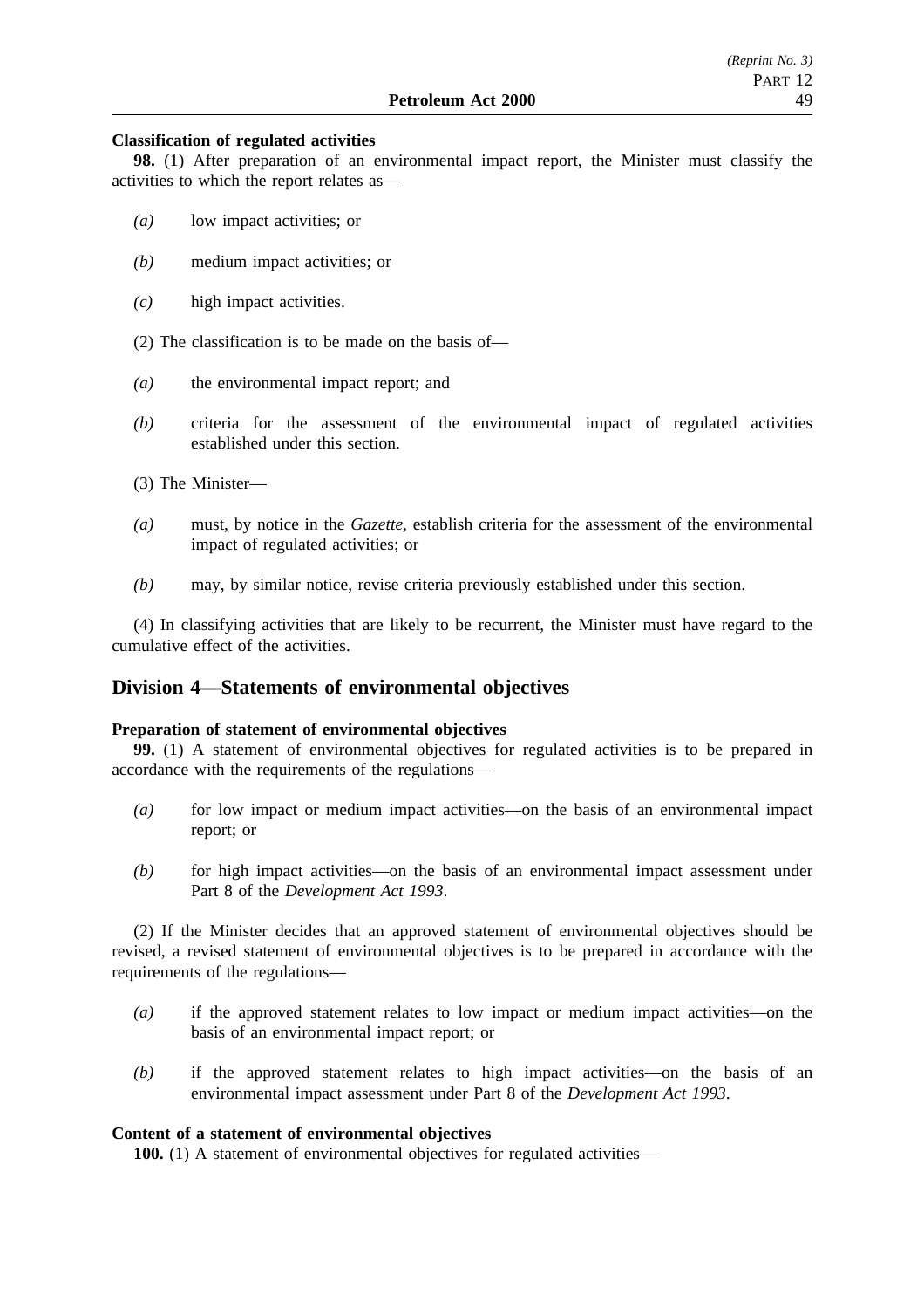**Classification of regulated activities**

**98.** (1) After preparation of an environmental impact report, the Minister must classify the activities to which the report relates as—

- *(a)* low impact activities; or
- *(b)* medium impact activities; or
- *(c)* high impact activities.

(2) The classification is to be made on the basis of—

- *(a)* the environmental impact report; and
- *(b)* criteria for the assessment of the environmental impact of regulated activities established under this section.

(3) The Minister—

- *(a)* must, by notice in the *Gazette*, establish criteria for the assessment of the environmental impact of regulated activities; or
- *(b)* may, by similar notice, revise criteria previously established under this section.

(4) In classifying activities that are likely to be recurrent, the Minister must have regard to the cumulative effect of the activities.

## Division 4—Statements of environmental objectives

**Preparation of statement of environmental objectives**

**99.** (1) A statement of environmental objectives for regulated activities is to be prepared in accordance with the requirements of the regulations—

- *(a)* for low impact or medium impact activities—on the basis of an environmental impact report; or
- *(b)* for high impact activities—on the basis of an environmental impact assessment under Part 8 of the *Development Act 1993*.

(2) If the Minister decides that an approved statement of environmental objectives should be revised, a revised statement of environmental objectives is to be prepared in accordance with the requirements of the regulations—

- *(a)* if the approved statement relates to low impact or medium impact activities—on the basis of an environmental impact report; or
- *(b)* if the approved statement relates to high impact activities—on the basis of an environmental impact assessment under Part 8 of the *Development Act 1993*.

**Content of a statement of environmental objectives**

**100.** (1) A statement of environmental objectives for regulated activities—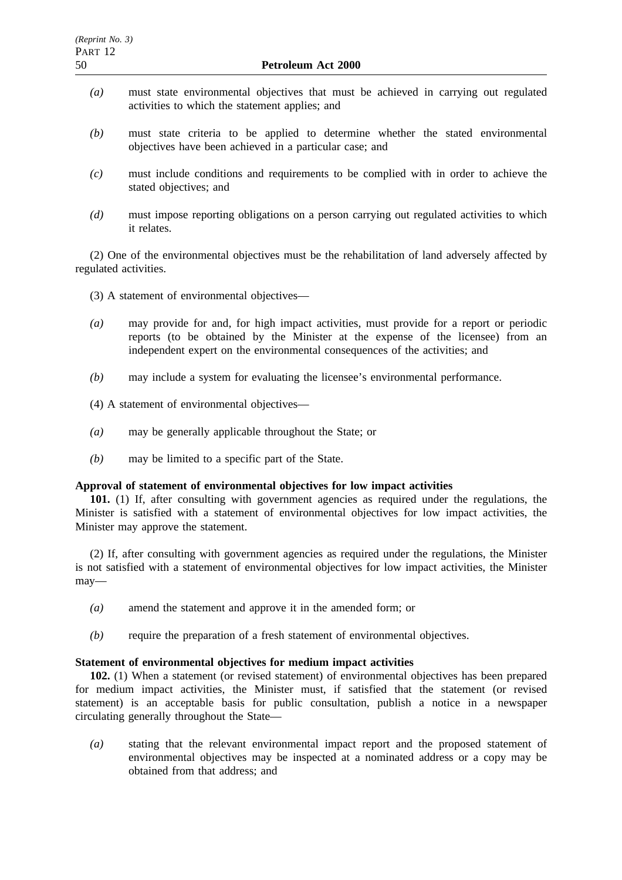*(a)* must state environmental objectives that must be achieved in carrying out regulated activities to which the statement applies; and

*(b)* must state criteria to be applied to determine whether the stated environmental objectives have been achieved in a particular case; and

*(c)* must include conditions and requirements to be complied with in order to achieve the stated objectives; and

*(d)* must impose reporting obligations on a person carrying out regulated activities to which it relates.

(2) One of the environmental objectives must be the rehabilitation of land adversely affected by regulated activities.

(3) A statement of environmental objectives—

*(a)* may provide for and, for high impact activities, must provide for a report or periodic reports (to be obtained by the Minister at the expense of the licensee) from an independent expert on the environmental consequences of the activities; and

*(b)* may include a system for evaluating the licensee's environmental performance.

(4) A statement of environmental objectives—

*(a)* may be generally applicable throughout the State; or

*(b)* may be limited to a specific part of the State.

**Approval of statement of environmental objectives for low impact activities**

**101.** (1) If, after consulting with government agencies as required under the regulations, the Minister is satisfied with a statement of environmental objectives for low impact activities, the Minister may approve the statement.

(2) If, after consulting with government agencies as required under the regulations, the Minister is not satisfied with a statement of environmental objectives for low impact activities, the Minister may—

*(a)* amend the statement and approve it in the amended form; or

*(b)* require the preparation of a fresh statement of environmental objectives.

**Statement of environmental objectives for medium impact activities**

**102.** (1) When a statement (or revised statement) of environmental objectives has been prepared for medium impact activities, the Minister must, if satisfied that the statement (or revised statement) is an acceptable basis for public consultation, publish a notice in a newspaper circulating generally throughout the State—

*(a)* stating that the relevant environmental impact report and the proposed statement of environmental objectives may be inspected at a nominated address or a copy may be obtained from that address; and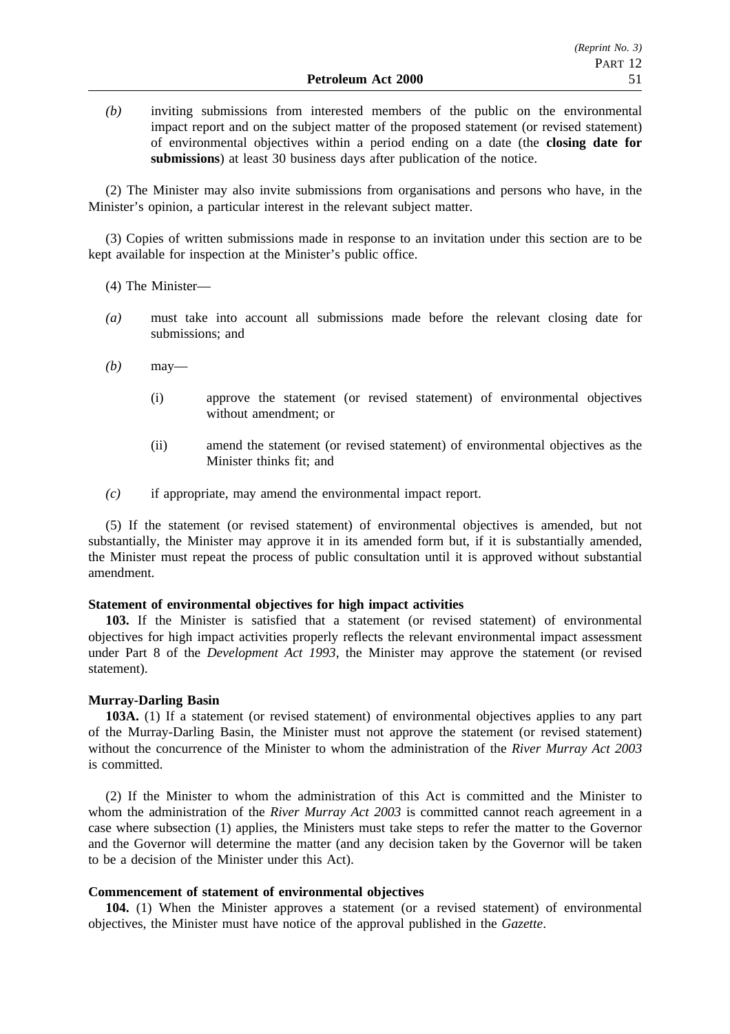*(b)* inviting submissions from interested members of the public on the environmental impact report and on the subject matter of the proposed statement (or revised statement) of environmental objectives within a period ending on a date (the **closing date for submissions**) at least 30 business days after publication of the notice.

(2) The Minister may also invite submissions from organisations and persons who have, in the Minister's opinion, a particular interest in the relevant subject matter.

(3) Copies of written submissions made in response to an invitation under this section are to be kept available for inspection at the Minister's public office.

(4) The Minister—

*(a)* must take into account all submissions made before the relevant closing date for submissions; and

*(b)* may—

(i) approve the statement (or revised statement) of environmental objectives without amendment; or

(ii) amend the statement (or revised statement) of environmental objectives as the Minister thinks fit; and

*(c)* if appropriate, may amend the environmental impact report.

(5) If the statement (or revised statement) of environmental objectives is amended, but not substantially, the Minister may approve it in its amended form but, if it is substantially amended, the Minister must repeat the process of public consultation until it is approved without substantial amendment.

**Statement of environmental objectives for high impact activities**

**103.** If the Minister is satisfied that a statement (or revised statement) of environmental objectives for high impact activities properly reflects the relevant environmental impact assessment under Part 8 of the *Development Act 1993*, the Minister may approve the statement (or revised statement).

**Murray-Darling Basin**

**103A.** (1) If a statement (or revised statement) of environmental objectives applies to any part of the Murray-Darling Basin, the Minister must not approve the statement (or revised statement) without the concurrence of the Minister to whom the administration of the *River Murray Act 2003* is committed.

(2) If the Minister to whom the administration of this Act is committed and the Minister to whom the administration of the *River Murray Act 2003* is committed cannot reach agreement in a case where subsection (1) applies, the Ministers must take steps to refer the matter to the Governor and the Governor will determine the matter (and any decision taken by the Governor will be taken to be a decision of the Minister under this Act).

**Commencement of statement of environmental objectives**

**104.** (1) When the Minister approves a statement (or a revised statement) of environmental objectives, the Minister must have notice of the approval published in the *Gazette*.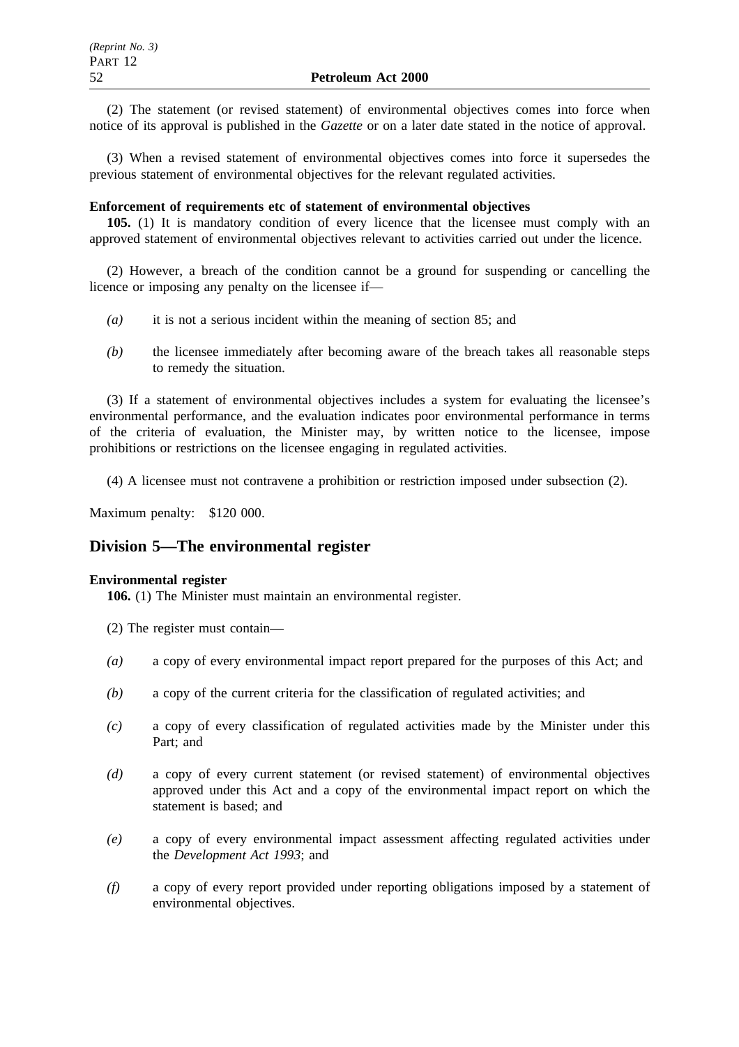(2) The statement (or revised statement) of environmental objectives comes into force when notice of its approval is published in the *Gazette* or on a later date stated in the notice of approval.

(3) When a revised statement of environmental objectives comes into force it supersedes the previous statement of environmental objectives for the relevant regulated activities.

**Enforcement of requirements etc of statement of environmental objectives**

**105.** (1) It is mandatory condition of every licence that the licensee must comply with an approved statement of environmental objectives relevant to activities carried out under the licence.

(2) However, a breach of the condition cannot be a ground for suspending or cancelling the licence or imposing any penalty on the licensee if—

*(a)* it is not a serious incident within the meaning of section 85; and

*(b)* the licensee immediately after becoming aware of the breach takes all reasonable steps to remedy the situation.

(3) If a statement of environmental objectives includes a system for evaluating the licensee's environmental performance, and the evaluation indicates poor environmental performance in terms of the criteria of evaluation, the Minister may, by written notice to the licensee, impose prohibitions or restrictions on the licensee engaging in regulated activities.

(4) A licensee must not contravene a prohibition or restriction imposed under subsection (2).

Maximum penalty: $120 000.

## Division 5—The environmental register

**Environmental register**

**106.** (1) The Minister must maintain an environmental register.

(2) The register must contain—

*(a)* a copy of every environmental impact report prepared for the purposes of this Act; and

*(b)* a copy of the current criteria for the classification of regulated activities; and

*(c)* a copy of every classification of regulated activities made by the Minister under this Part; and

*(d)* a copy of every current statement (or revised statement) of environmental objectives approved under this Act and a copy of the environmental impact report on which the statement is based; and

*(e)* a copy of every environmental impact assessment affecting regulated activities under the *Development Act 1993*; and

*(f)* a copy of every report provided under reporting obligations imposed by a statement of environmental objectives.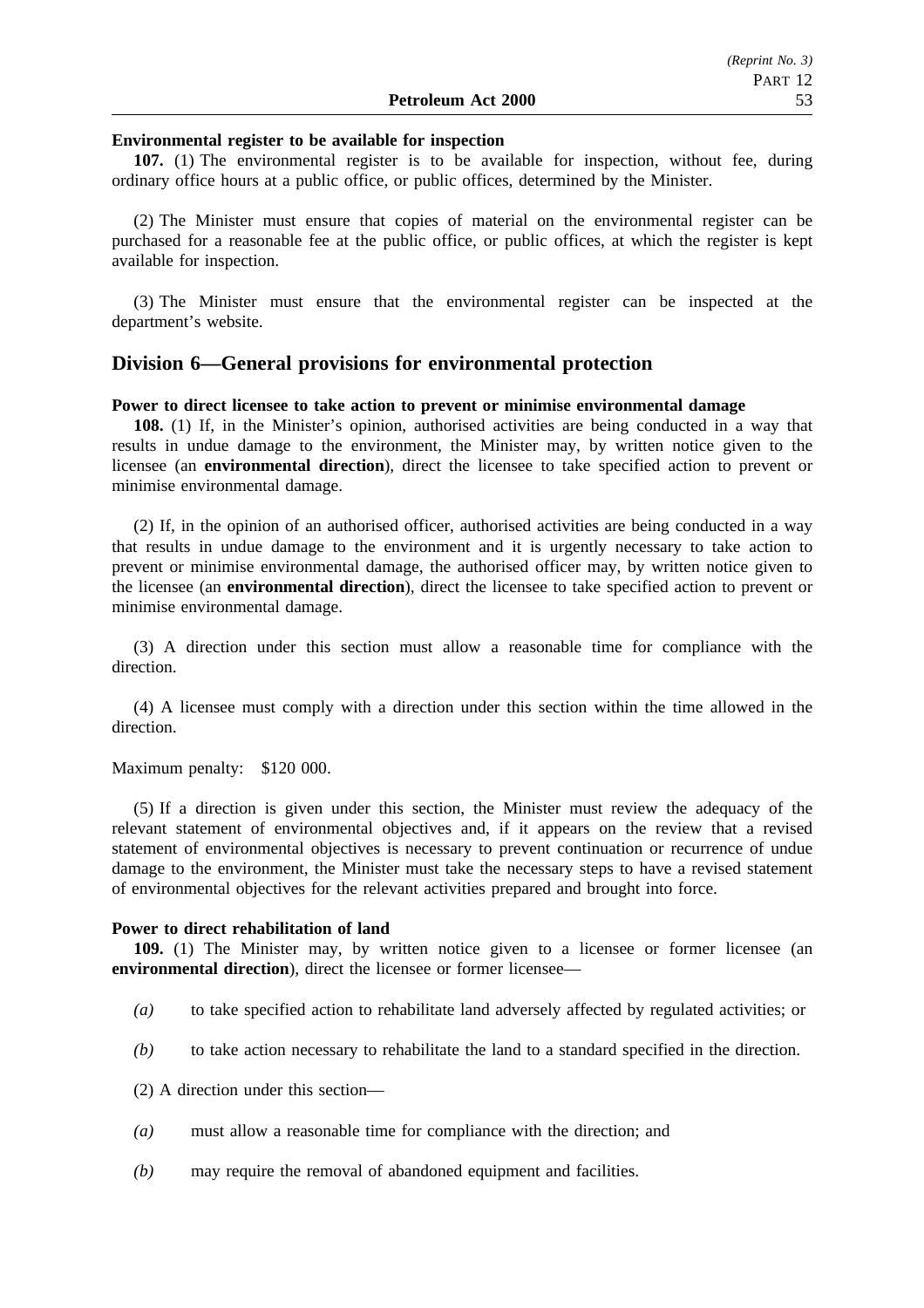**Environmental register to be available for inspection**

**107.** (1) The environmental register is to be available for inspection, without fee, during ordinary office hours at a public office, or public offices, determined by the Minister.

(2) The Minister must ensure that copies of material on the environmental register can be purchased for a reasonable fee at the public office, or public offices, at which the register is kept available for inspection.

(3) The Minister must ensure that the environmental register can be inspected at the department's website.

## Division 6—General provisions for environmental protection

**Power to direct licensee to take action to prevent or minimise environmental damage**

**108.** (1) If, in the Minister's opinion, authorised activities are being conducted in a way that results in undue damage to the environment, the Minister may, by written notice given to the licensee (an **environmental direction**), direct the licensee to take specified action to prevent or minimise environmental damage.

(2) If, in the opinion of an authorised officer, authorised activities are being conducted in a way that results in undue damage to the environment and it is urgently necessary to take action to prevent or minimise environmental damage, the authorised officer may, by written notice given to the licensee (an **environmental direction**), direct the licensee to take specified action to prevent or minimise environmental damage.

(3) A direction under this section must allow a reasonable time for compliance with the direction.

(4) A licensee must comply with a direction under this section within the time allowed in the direction.

Maximum penalty: $120 000.

(5) If a direction is given under this section, the Minister must review the adequacy of the relevant statement of environmental objectives and, if it appears on the review that a revised statement of environmental objectives is necessary to prevent continuation or recurrence of undue damage to the environment, the Minister must take the necessary steps to have a revised statement of environmental objectives for the relevant activities prepared and brought into force.

**Power to direct rehabilitation of land**

**109.** (1) The Minister may, by written notice given to a licensee or former licensee (an **environmental direction**), direct the licensee or former licensee—

*(a)* to take specified action to rehabilitate land adversely affected by regulated activities; or

*(b)* to take action necessary to rehabilitate the land to a standard specified in the direction.

(2) A direction under this section—

*(a)* must allow a reasonable time for compliance with the direction; and

*(b)* may require the removal of abandoned equipment and facilities.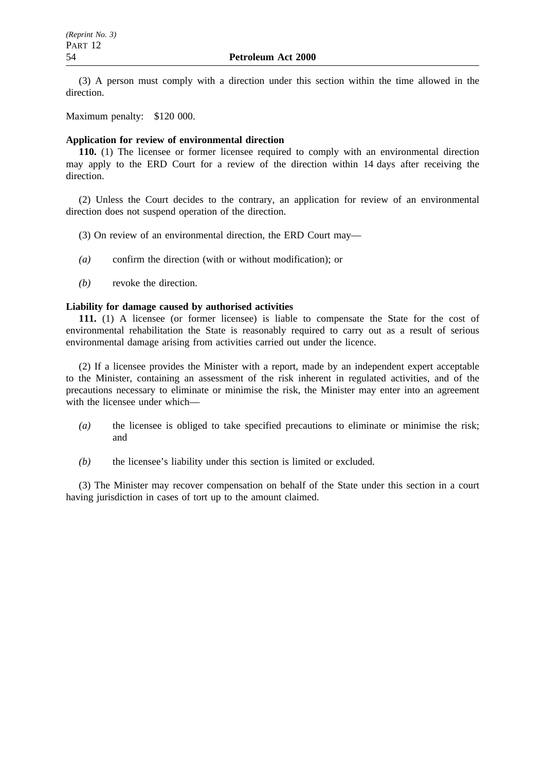(3) A person must comply with a direction under this section within the time allowed in the direction.

Maximum penalty: $120 000.

**Application for review of environmental direction**

**110.** (1) The licensee or former licensee required to comply with an environmental direction may apply to the ERD Court for a review of the direction within 14 days after receiving the direction.

(2) Unless the Court decides to the contrary, an application for review of an environmental direction does not suspend operation of the direction.

(3) On review of an environmental direction, the ERD Court may—

*(a)* confirm the direction (with or without modification); or

*(b)* revoke the direction.

**Liability for damage caused by authorised activities**

**111.** (1) A licensee (or former licensee) is liable to compensate the State for the cost of environmental rehabilitation the State is reasonably required to carry out as a result of serious environmental damage arising from activities carried out under the licence.

(2) If a licensee provides the Minister with a report, made by an independent expert acceptable to the Minister, containing an assessment of the risk inherent in regulated activities, and of the precautions necessary to eliminate or minimise the risk, the Minister may enter into an agreement with the licensee under which—

*(a)* the licensee is obliged to take specified precautions to eliminate or minimise the risk; and

*(b)* the licensee's liability under this section is limited or excluded.

(3) The Minister may recover compensation on behalf of the State under this section in a court having jurisdiction in cases of tort up to the amount claimed.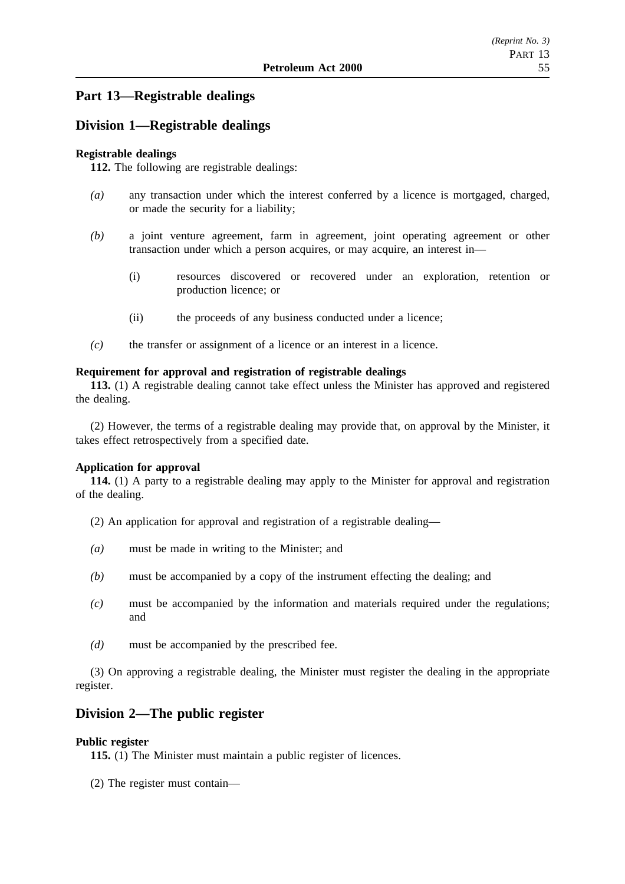## Part 13—Registrable dealings

## Division 1—Registrable dealings

**Registrable dealings**

**112.** The following are registrable dealings:

*(a)* any transaction under which the interest conferred by a licence is mortgaged, charged, or made the security for a liability;

*(b)* a joint venture agreement, farm in agreement, joint operating agreement or other transaction under which a person acquires, or may acquire, an interest in—

(i) resources discovered or recovered under an exploration, retention or production licence; or

(ii) the proceeds of any business conducted under a licence;

*(c)* the transfer or assignment of a licence or an interest in a licence.

**Requirement for approval and registration of registrable dealings**

**113.** (1) A registrable dealing cannot take effect unless the Minister has approved and registered the dealing.

(2) However, the terms of a registrable dealing may provide that, on approval by the Minister, it takes effect retrospectively from a specified date.

**Application for approval**

**114.** (1) A party to a registrable dealing may apply to the Minister for approval and registration of the dealing.

(2) An application for approval and registration of a registrable dealing—

*(a)* must be made in writing to the Minister; and

*(b)* must be accompanied by a copy of the instrument effecting the dealing; and

*(c)* must be accompanied by the information and materials required under the regulations; and

*(d)* must be accompanied by the prescribed fee.

(3) On approving a registrable dealing, the Minister must register the dealing in the appropriate register.

## Division 2—The public register

**Public register**

**115.** (1) The Minister must maintain a public register of licences.

(2) The register must contain—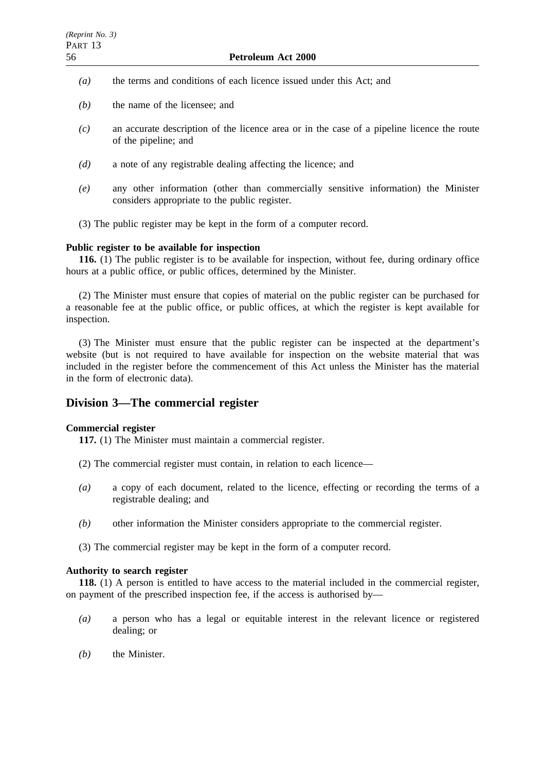*(a)* the terms and conditions of each licence issued under this Act; and

*(b)* the name of the licensee; and

*(c)* an accurate description of the licence area or in the case of a pipeline licence the route of the pipeline; and

*(d)* a note of any registrable dealing affecting the licence; and

*(e)* any other information (other than commercially sensitive information) the Minister considers appropriate to the public register.

(3) The public register may be kept in the form of a computer record.

**Public register to be available for inspection**

**116.** (1) The public register is to be available for inspection, without fee, during ordinary office hours at a public office, or public offices, determined by the Minister.

(2) The Minister must ensure that copies of material on the public register can be purchased for a reasonable fee at the public office, or public offices, at which the register is kept available for inspection.

(3) The Minister must ensure that the public register can be inspected at the department's website (but is not required to have available for inspection on the website material that was included in the register before the commencement of this Act unless the Minister has the material in the form of electronic data).

## Division 3—The commercial register

**Commercial register**

**117.** (1) The Minister must maintain a commercial register.

(2) The commercial register must contain, in relation to each licence—

*(a)* a copy of each document, related to the licence, effecting or recording the terms of a registrable dealing; and

*(b)* other information the Minister considers appropriate to the commercial register.

(3) The commercial register may be kept in the form of a computer record.

**Authority to search register**

**118.** (1) A person is entitled to have access to the material included in the commercial register, on payment of the prescribed inspection fee, if the access is authorised by—

*(a)* a person who has a legal or equitable interest in the relevant licence or registered dealing; or

*(b)* the Minister.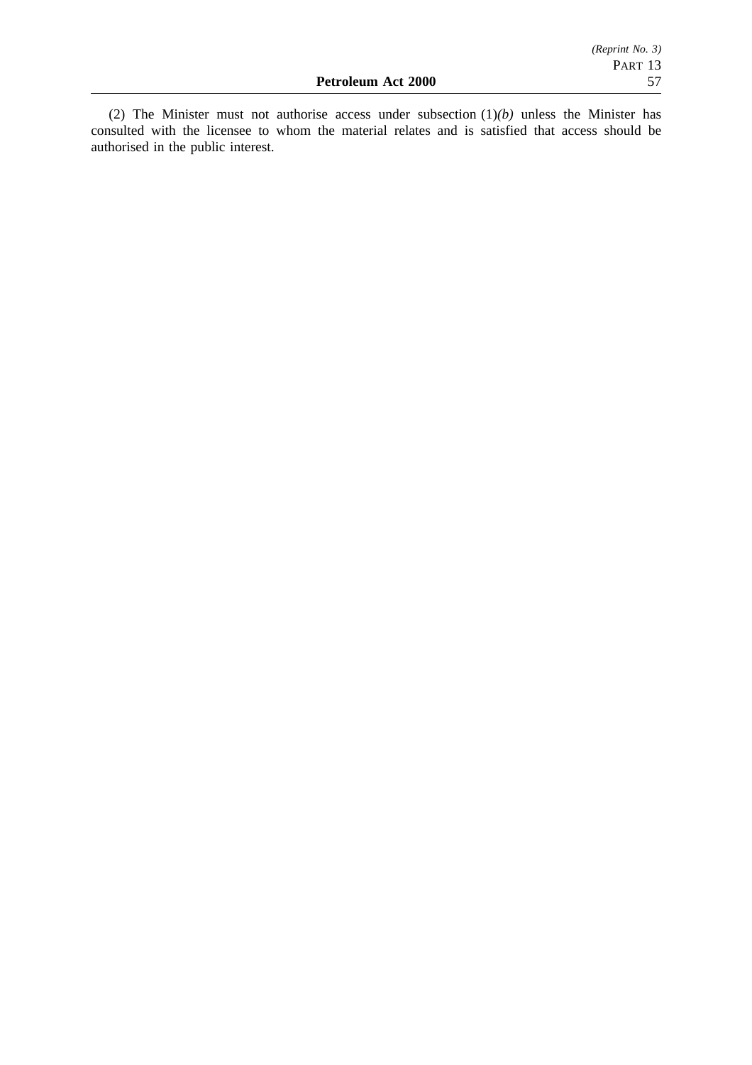(2) The Minister must not authorise access under subsection (1)*(b)* unless the Minister has consulted with the licensee to whom the material relates and is satisfied that access should be authorised in the public interest.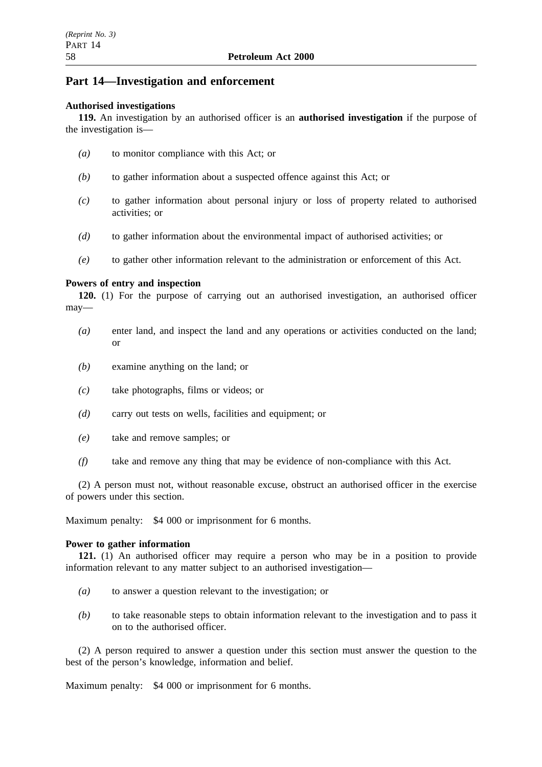## Part 14—Investigation and enforcement

### Authorised investigations

**119.** An investigation by an authorised officer is an **authorised investigation** if the purpose of the investigation is—

*(a)* to monitor compliance with this Act; or

*(b)* to gather information about a suspected offence against this Act; or

*(c)* to gather information about personal injury or loss of property related to authorised activities; or

*(d)* to gather information about the environmental impact of authorised activities; or

*(e)* to gather other information relevant to the administration or enforcement of this Act.

### Powers of entry and inspection

**120.** (1) For the purpose of carrying out an authorised investigation, an authorised officer may—

*(a)* enter land, and inspect the land and any operations or activities conducted on the land; or

*(b)* examine anything on the land; or

*(c)* take photographs, films or videos; or

*(d)* carry out tests on wells, facilities and equipment; or

*(e)* take and remove samples; or

*(f)* take and remove any thing that may be evidence of non-compliance with this Act.

(2) A person must not, without reasonable excuse, obstruct an authorised officer in the exercise of powers under this section.

Maximum penalty: $4 000 or imprisonment for 6 months.

### Power to gather information

**121.** (1) An authorised officer may require a person who may be in a position to provide information relevant to any matter subject to an authorised investigation—

*(a)* to answer a question relevant to the investigation; or

*(b)* to take reasonable steps to obtain information relevant to the investigation and to pass it on to the authorised officer.

(2) A person required to answer a question under this section must answer the question to the best of the person's knowledge, information and belief.

Maximum penalty: $4 000 or imprisonment for 6 months.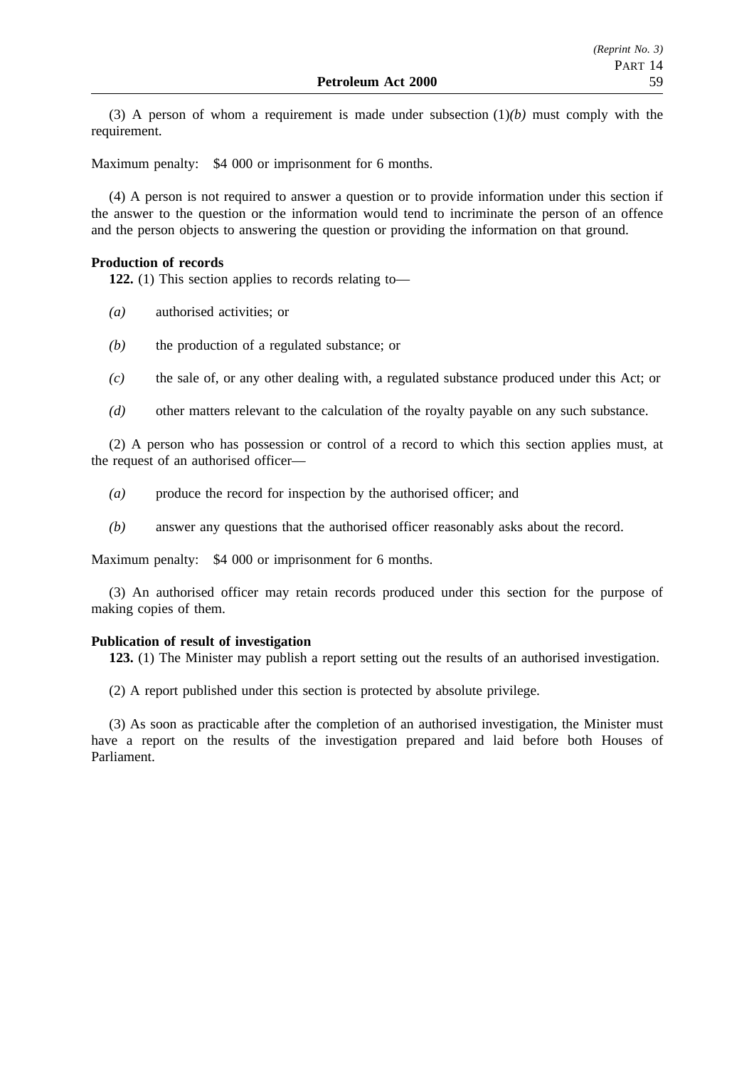(3) A person of whom a requirement is made under subsection (1)*(b)* must comply with the requirement.

Maximum penalty: $4 000 or imprisonment for 6 months.

(4) A person is not required to answer a question or to provide information under this section if the answer to the question or the information would tend to incriminate the person of an offence and the person objects to answering the question or providing the information on that ground.

**Production of records**

**122.** (1) This section applies to records relating to—

*(a)* authorised activities; or

*(b)* the production of a regulated substance; or

*(c)* the sale of, or any other dealing with, a regulated substance produced under this Act; or

*(d)* other matters relevant to the calculation of the royalty payable on any such substance.

(2) A person who has possession or control of a record to which this section applies must, at the request of an authorised officer—

*(a)* produce the record for inspection by the authorised officer; and

*(b)* answer any questions that the authorised officer reasonably asks about the record.

Maximum penalty: $4 000 or imprisonment for 6 months.

(3) An authorised officer may retain records produced under this section for the purpose of making copies of them.

**Publication of result of investigation**

**123.** (1) The Minister may publish a report setting out the results of an authorised investigation.

(2) A report published under this section is protected by absolute privilege.

(3) As soon as practicable after the completion of an authorised investigation, the Minister must have a report on the results of the investigation prepared and laid before both Houses of Parliament.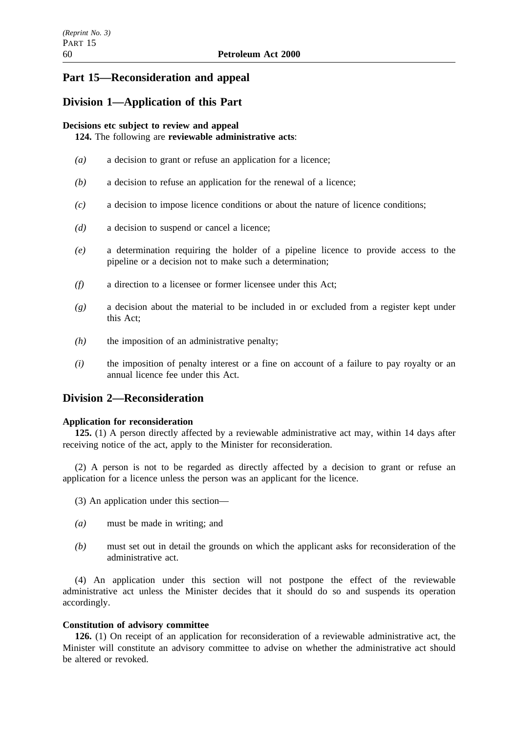# Part 15—Reconsideration and appeal

## Division 1—Application of this Part

**Decisions etc subject to review and appeal**

**124.** The following are **reviewable administrative acts**:

*(a)* a decision to grant or refuse an application for a licence;

*(b)* a decision to refuse an application for the renewal of a licence;

*(c)* a decision to impose licence conditions or about the nature of licence conditions;

*(d)* a decision to suspend or cancel a licence;

*(e)* a determination requiring the holder of a pipeline licence to provide access to the pipeline or a decision not to make such a determination;

*(f)* a direction to a licensee or former licensee under this Act;

*(g)* a decision about the material to be included in or excluded from a register kept under this Act;

*(h)* the imposition of an administrative penalty;

*(i)* the imposition of penalty interest or a fine on account of a failure to pay royalty or an annual licence fee under this Act.

## Division 2—Reconsideration

**Application for reconsideration**

**125.** (1) A person directly affected by a reviewable administrative act may, within 14 days after receiving notice of the act, apply to the Minister for reconsideration.

(2) A person is not to be regarded as directly affected by a decision to grant or refuse an application for a licence unless the person was an applicant for the licence.

(3) An application under this section—

*(a)* must be made in writing; and

*(b)* must set out in detail the grounds on which the applicant asks for reconsideration of the administrative act.

(4) An application under this section will not postpone the effect of the reviewable administrative act unless the Minister decides that it should do so and suspends its operation accordingly.

**Constitution of advisory committee**

**126.** (1) On receipt of an application for reconsideration of a reviewable administrative act, the Minister will constitute an advisory committee to advise on whether the administrative act should be altered or revoked.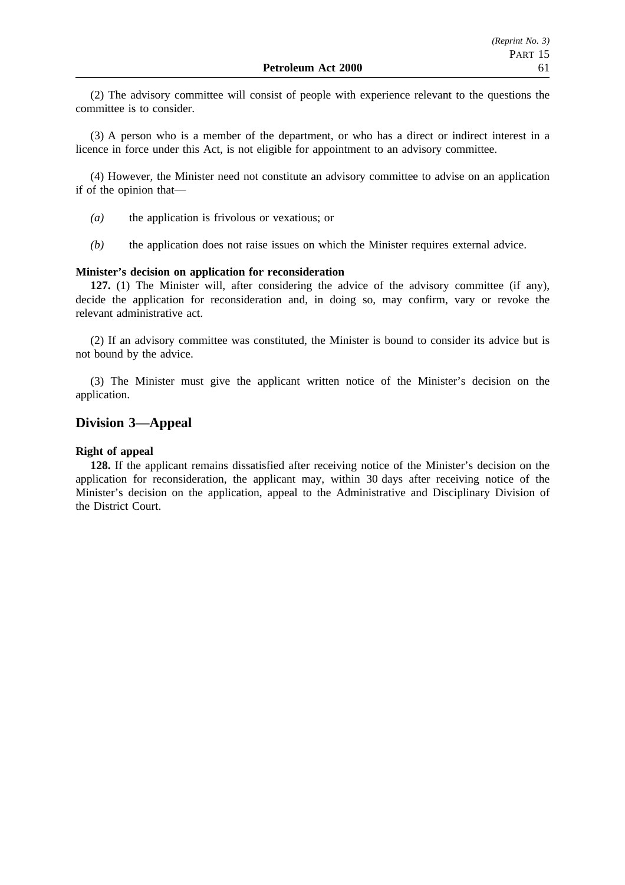(2) The advisory committee will consist of people with experience relevant to the questions the committee is to consider.

(3) A person who is a member of the department, or who has a direct or indirect interest in a licence in force under this Act, is not eligible for appointment to an advisory committee.

(4) However, the Minister need not constitute an advisory committee to advise on an application if of the opinion that—

*(a)* the application is frivolous or vexatious; or

*(b)* the application does not raise issues on which the Minister requires external advice.

**Minister's decision on application for reconsideration**

**127.** (1) The Minister will, after considering the advice of the advisory committee (if any), decide the application for reconsideration and, in doing so, may confirm, vary or revoke the relevant administrative act.

(2) If an advisory committee was constituted, the Minister is bound to consider its advice but is not bound by the advice.

(3) The Minister must give the applicant written notice of the Minister's decision on the application.

## Division 3—Appeal

**Right of appeal**

**128.** If the applicant remains dissatisfied after receiving notice of the Minister's decision on the application for reconsideration, the applicant may, within 30 days after receiving notice of the Minister's decision on the application, appeal to the Administrative and Disciplinary Division of the District Court.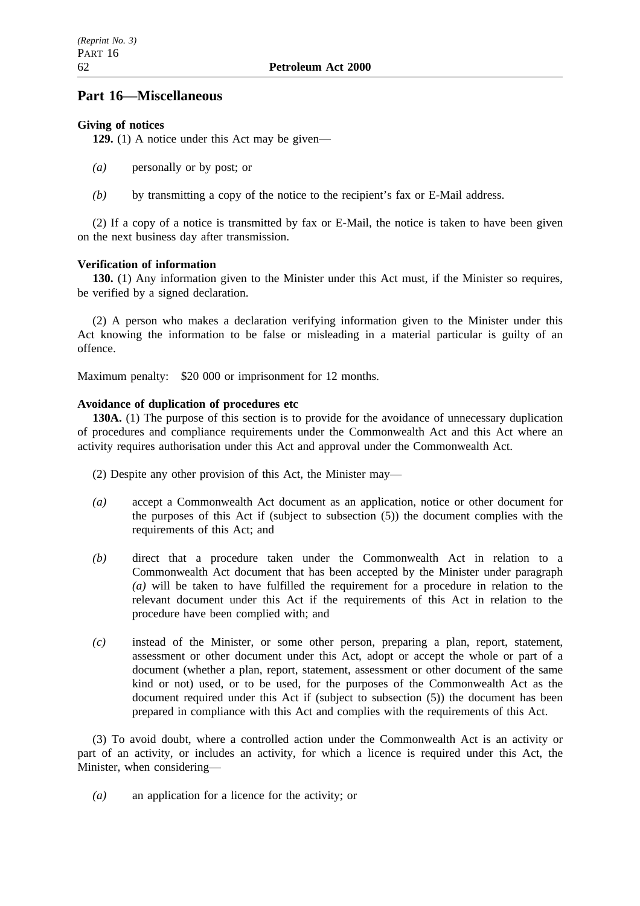## Part 16—Miscellaneous

**Giving of notices**

**129.** (1) A notice under this Act may be given—

*(a)* personally or by post; or

*(b)* by transmitting a copy of the notice to the recipient's fax or E-Mail address.

(2) If a copy of a notice is transmitted by fax or E-Mail, the notice is taken to have been given on the next business day after transmission.

**Verification of information**

**130.** (1) Any information given to the Minister under this Act must, if the Minister so requires, be verified by a signed declaration.

(2) A person who makes a declaration verifying information given to the Minister under this Act knowing the information to be false or misleading in a material particular is guilty of an offence.

Maximum penalty: $20 000 or imprisonment for 12 months.

**Avoidance of duplication of procedures etc**

**130A.** (1) The purpose of this section is to provide for the avoidance of unnecessary duplication of procedures and compliance requirements under the Commonwealth Act and this Act where an activity requires authorisation under this Act and approval under the Commonwealth Act.

(2) Despite any other provision of this Act, the Minister may—

*(a)* accept a Commonwealth Act document as an application, notice or other document for the purposes of this Act if (subject to subsection (5)) the document complies with the requirements of this Act; and

*(b)* direct that a procedure taken under the Commonwealth Act in relation to a Commonwealth Act document that has been accepted by the Minister under paragraph *(a)* will be taken to have fulfilled the requirement for a procedure in relation to the relevant document under this Act if the requirements of this Act in relation to the procedure have been complied with; and

*(c)* instead of the Minister, or some other person, preparing a plan, report, statement, assessment or other document under this Act, adopt or accept the whole or part of a document (whether a plan, report, statement, assessment or other document of the same kind or not) used, or to be used, for the purposes of the Commonwealth Act as the document required under this Act if (subject to subsection (5)) the document has been prepared in compliance with this Act and complies with the requirements of this Act.

(3) To avoid doubt, where a controlled action under the Commonwealth Act is an activity or part of an activity, or includes an activity, for which a licence is required under this Act, the Minister, when considering—

*(a)* an application for a licence for the activity; or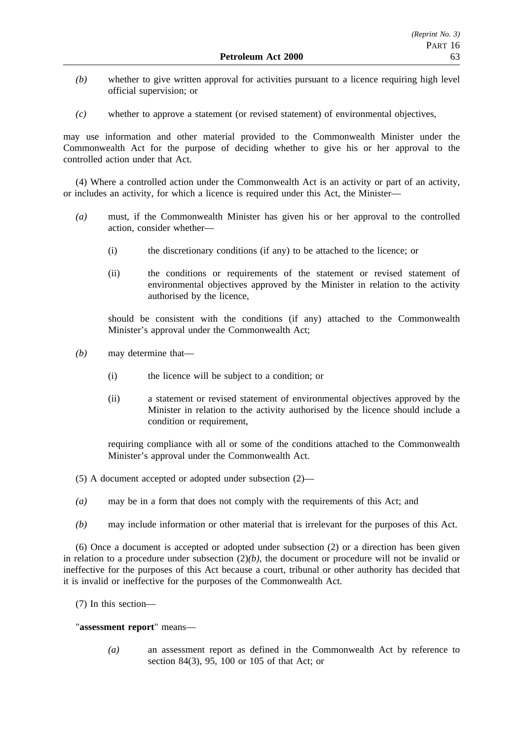*(b)* whether to give written approval for activities pursuant to a licence requiring high level official supervision; or

*(c)* whether to approve a statement (or revised statement) of environmental objectives,

may use information and other material provided to the Commonwealth Minister under the Commonwealth Act for the purpose of deciding whether to give his or her approval to the controlled action under that Act.

(4) Where a controlled action under the Commonwealth Act is an activity or part of an activity, or includes an activity, for which a licence is required under this Act, the Minister—

*(a)* must, if the Commonwealth Minister has given his or her approval to the controlled action, consider whether—

(i) the discretionary conditions (if any) to be attached to the licence; or

(ii) the conditions or requirements of the statement or revised statement of environmental objectives approved by the Minister in relation to the activity authorised by the licence,

should be consistent with the conditions (if any) attached to the Commonwealth Minister's approval under the Commonwealth Act;

*(b)* may determine that—

(i) the licence will be subject to a condition; or

(ii) a statement or revised statement of environmental objectives approved by the Minister in relation to the activity authorised by the licence should include a condition or requirement,

requiring compliance with all or some of the conditions attached to the Commonwealth Minister's approval under the Commonwealth Act.

(5) A document accepted or adopted under subsection (2)—

*(a)* may be in a form that does not comply with the requirements of this Act; and

*(b)* may include information or other material that is irrelevant for the purposes of this Act.

(6) Once a document is accepted or adopted under subsection (2) or a direction has been given in relation to a procedure under subsection (2)*(b)*, the document or procedure will not be invalid or ineffective for the purposes of this Act because a court, tribunal or other authority has decided that it is invalid or ineffective for the purposes of the Commonwealth Act.

(7) In this section—

"**assessment report**" means—

*(a)* an assessment report as defined in the Commonwealth Act by reference to section 84(3), 95, 100 or 105 of that Act; or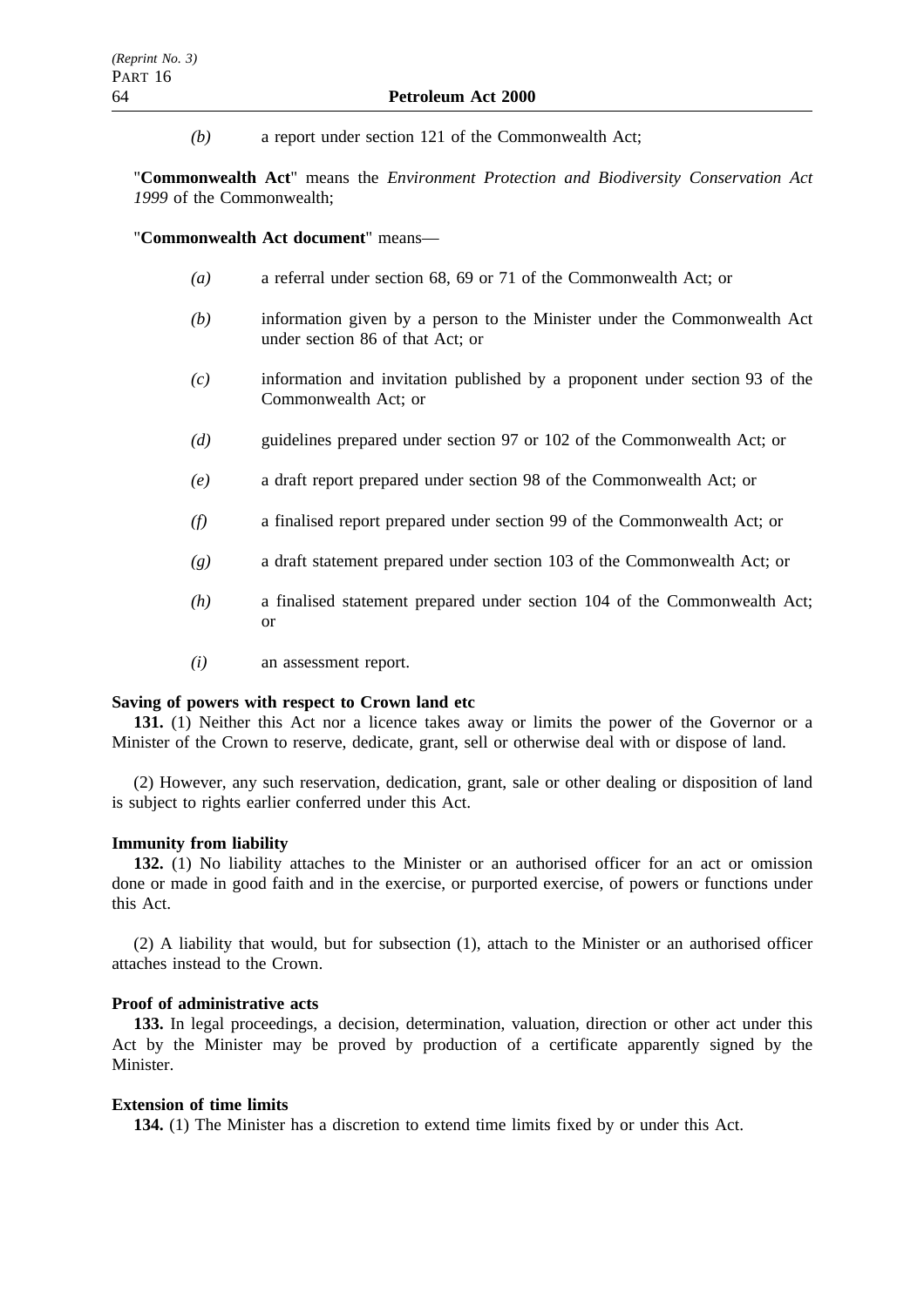*(b)* a report under section 121 of the Commonwealth Act;

"**Commonwealth Act**" means the *Environment Protection and Biodiversity Conservation Act 1999* of the Commonwealth;

"**Commonwealth Act document**" means—

*(a)* a referral under section 68, 69 or 71 of the Commonwealth Act; or

*(b)* information given by a person to the Minister under the Commonwealth Act under section 86 of that Act; or

*(c)* information and invitation published by a proponent under section 93 of the Commonwealth Act; or

*(d)* guidelines prepared under section 97 or 102 of the Commonwealth Act; or

*(e)* a draft report prepared under section 98 of the Commonwealth Act; or

*(f)* a finalised report prepared under section 99 of the Commonwealth Act; or

*(g)* a draft statement prepared under section 103 of the Commonwealth Act; or

*(h)* a finalised statement prepared under section 104 of the Commonwealth Act; or

*(i)* an assessment report.

**Saving of powers with respect to Crown land etc**

**131.** (1) Neither this Act nor a licence takes away or limits the power of the Governor or a Minister of the Crown to reserve, dedicate, grant, sell or otherwise deal with or dispose of land.

(2) However, any such reservation, dedication, grant, sale or other dealing or disposition of land is subject to rights earlier conferred under this Act.

**Immunity from liability**

**132.** (1) No liability attaches to the Minister or an authorised officer for an act or omission done or made in good faith and in the exercise, or purported exercise, of powers or functions under this Act.

(2) A liability that would, but for subsection (1), attach to the Minister or an authorised officer attaches instead to the Crown.

**Proof of administrative acts**

**133.** In legal proceedings, a decision, determination, valuation, direction or other act under this Act by the Minister may be proved by production of a certificate apparently signed by the Minister.

**Extension of time limits**

**134.** (1) The Minister has a discretion to extend time limits fixed by or under this Act.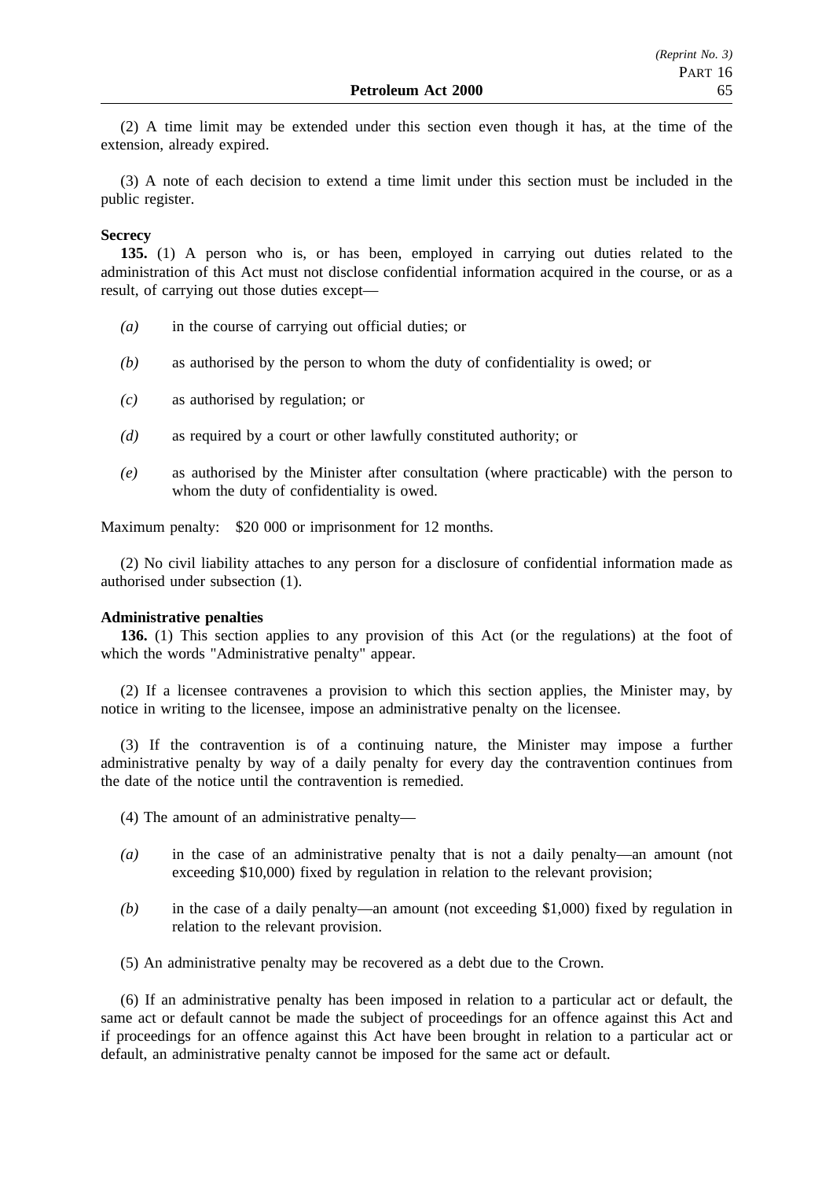(2) A time limit may be extended under this section even though it has, at the time of the extension, already expired.

(3) A note of each decision to extend a time limit under this section must be included in the public register.

**Secrecy**

**135.** (1) A person who is, or has been, employed in carrying out duties related to the administration of this Act must not disclose confidential information acquired in the course, or as a result, of carrying out those duties except—

*(a)* in the course of carrying out official duties; or

*(b)* as authorised by the person to whom the duty of confidentiality is owed; or

*(c)* as authorised by regulation; or

*(d)* as required by a court or other lawfully constituted authority; or

*(e)* as authorised by the Minister after consultation (where practicable) with the person to whom the duty of confidentiality is owed.

Maximum penalty: $20 000 or imprisonment for 12 months.

(2) No civil liability attaches to any person for a disclosure of confidential information made as authorised under subsection (1).

**Administrative penalties**

**136.** (1) This section applies to any provision of this Act (or the regulations) at the foot of which the words "Administrative penalty" appear.

(2) If a licensee contravenes a provision to which this section applies, the Minister may, by notice in writing to the licensee, impose an administrative penalty on the licensee.

(3) If the contravention is of a continuing nature, the Minister may impose a further administrative penalty by way of a daily penalty for every day the contravention continues from the date of the notice until the contravention is remedied.

(4) The amount of an administrative penalty—

*(a)* in the case of an administrative penalty that is not a daily penalty—an amount (not exceeding $10,000) fixed by regulation in relation to the relevant provision;

*(b)* in the case of a daily penalty—an amount (not exceeding $1,000) fixed by regulation in relation to the relevant provision.

(5) An administrative penalty may be recovered as a debt due to the Crown.

(6) If an administrative penalty has been imposed in relation to a particular act or default, the same act or default cannot be made the subject of proceedings for an offence against this Act and if proceedings for an offence against this Act have been brought in relation to a particular act or default, an administrative penalty cannot be imposed for the same act or default.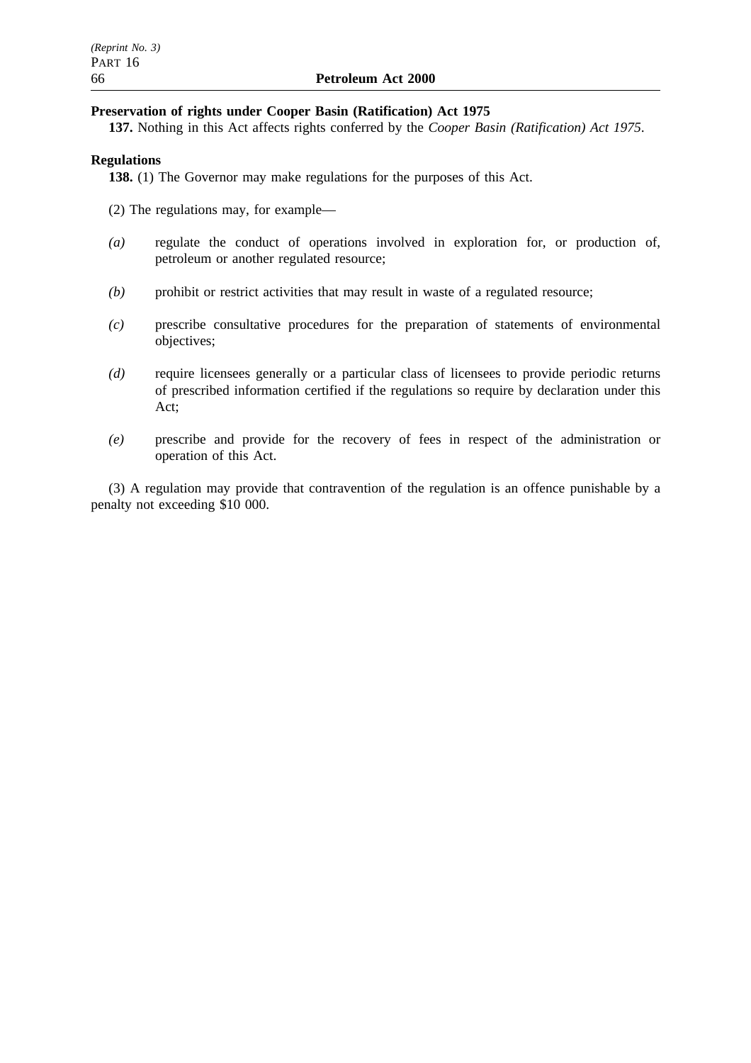**Preservation of rights under Cooper Basin (Ratification) Act 1975**

**137.** Nothing in this Act affects rights conferred by the *Cooper Basin (Ratification) Act 1975*.

**Regulations**

**138.** (1) The Governor may make regulations for the purposes of this Act.

(2) The regulations may, for example—

*(a)* regulate the conduct of operations involved in exploration for, or production of, petroleum or another regulated resource;

*(b)* prohibit or restrict activities that may result in waste of a regulated resource;

*(c)* prescribe consultative procedures for the preparation of statements of environmental objectives;

*(d)* require licensees generally or a particular class of licensees to provide periodic returns of prescribed information certified if the regulations so require by declaration under this Act;

*(e)* prescribe and provide for the recovery of fees in respect of the administration or operation of this Act.

(3) A regulation may provide that contravention of the regulation is an offence punishable by a penalty not exceeding $10 000.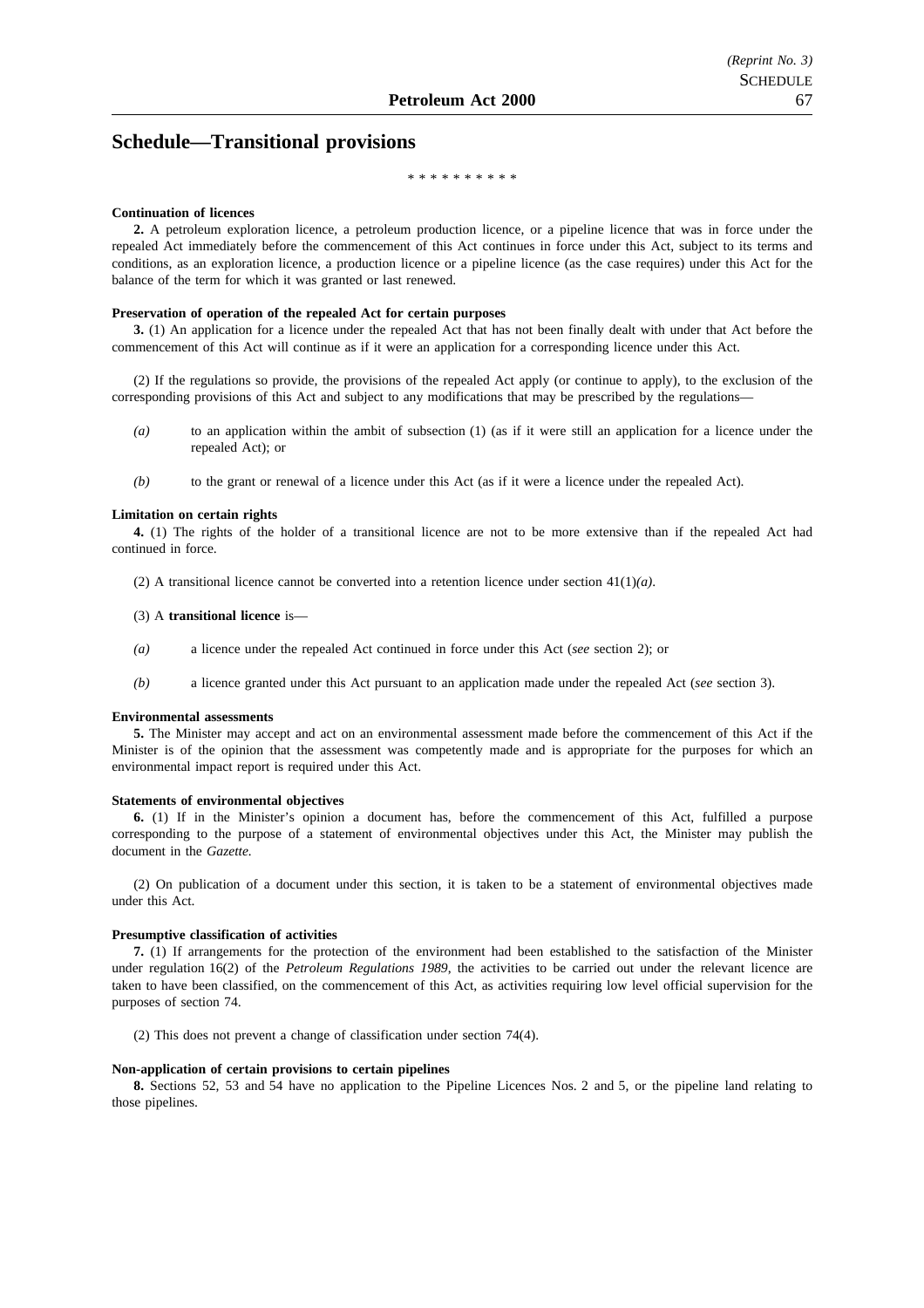## Schedule—Transitional provisions

\* \* \* \* \* \* \* \* \* \*

**Continuation of licences**

**2.** A petroleum exploration licence, a petroleum production licence, or a pipeline licence that was in force under the repealed Act immediately before the commencement of this Act continues in force under this Act, subject to its terms and conditions, as an exploration licence, a production licence or a pipeline licence (as the case requires) under this Act for the balance of the term for which it was granted or last renewed.

**Preservation of operation of the repealed Act for certain purposes**

**3.** (1) An application for a licence under the repealed Act that has not been finally dealt with under that Act before the commencement of this Act will continue as if it were an application for a corresponding licence under this Act.

(2) If the regulations so provide, the provisions of the repealed Act apply (or continue to apply), to the exclusion of the corresponding provisions of this Act and subject to any modifications that may be prescribed by the regulations—

*(a)* to an application within the ambit of subsection (1) (as if it were still an application for a licence under the repealed Act); or

*(b)* to the grant or renewal of a licence under this Act (as if it were a licence under the repealed Act).

**Limitation on certain rights**

**4.** (1) The rights of the holder of a transitional licence are not to be more extensive than if the repealed Act had continued in force.

(2) A transitional licence cannot be converted into a retention licence under section 41(1)*(a)*.

(3) A **transitional licence** is—

*(a)* a licence under the repealed Act continued in force under this Act (*see* section 2); or

*(b)* a licence granted under this Act pursuant to an application made under the repealed Act (*see* section 3).

**Environmental assessments**

**5.** The Minister may accept and act on an environmental assessment made before the commencement of this Act if the Minister is of the opinion that the assessment was competently made and is appropriate for the purposes for which an environmental impact report is required under this Act.

**Statements of environmental objectives**

**6.** (1) If in the Minister's opinion a document has, before the commencement of this Act, fulfilled a purpose corresponding to the purpose of a statement of environmental objectives under this Act, the Minister may publish the document in the *Gazette.*

(2) On publication of a document under this section, it is taken to be a statement of environmental objectives made under this Act.

**Presumptive classification of activities**

**7.** (1) If arrangements for the protection of the environment had been established to the satisfaction of the Minister under regulation 16(2) of the *Petroleum Regulations 1989*, the activities to be carried out under the relevant licence are taken to have been classified, on the commencement of this Act, as activities requiring low level official supervision for the purposes of section 74.

(2) This does not prevent a change of classification under section 74(4).

**Non-application of certain provisions to certain pipelines**

**8.** Sections 52, 53 and 54 have no application to the Pipeline Licences Nos. 2 and 5, or the pipeline land relating to those pipelines.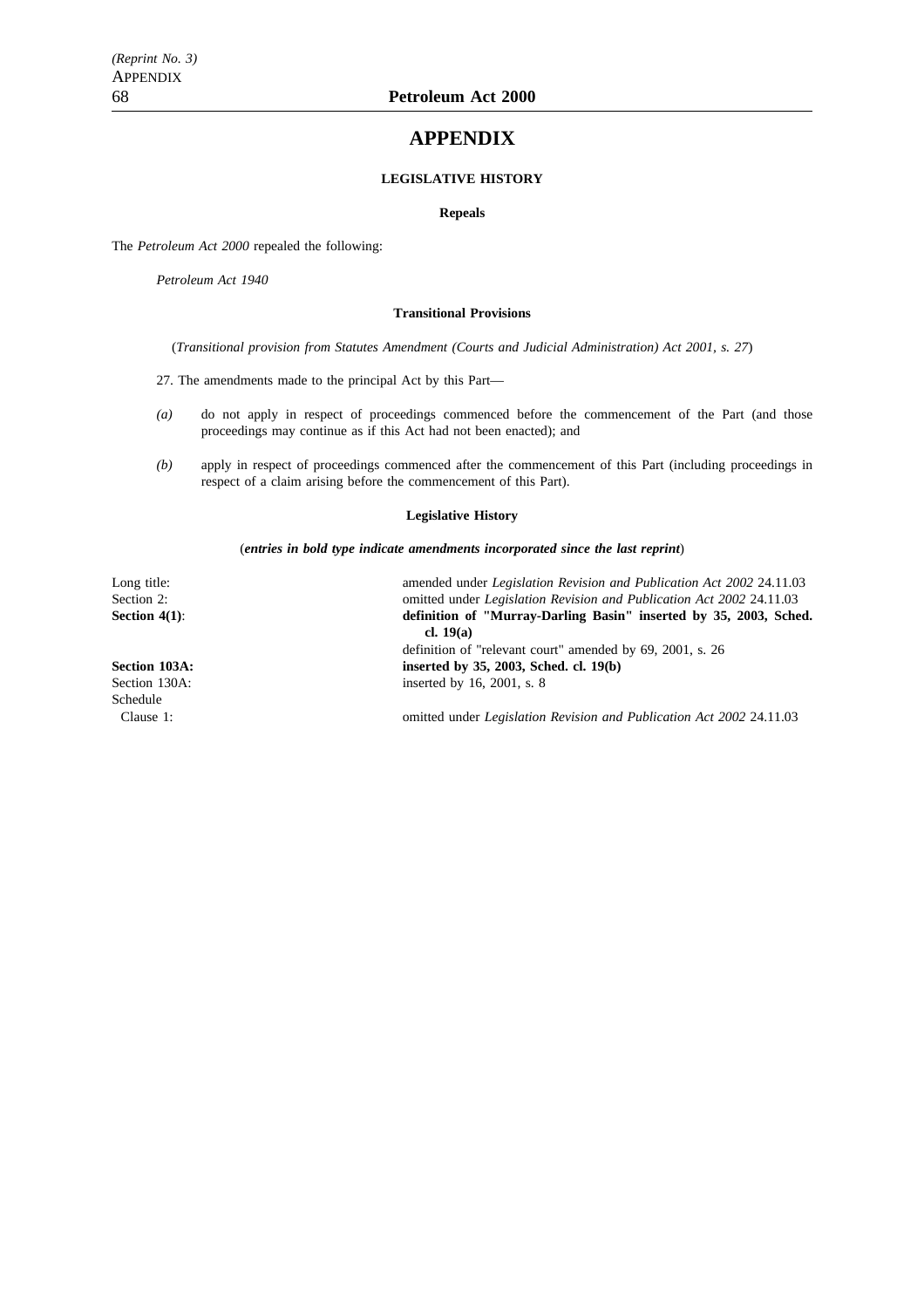# APPENDIX

## LEGISLATIVE HISTORY

### Repeals

The *Petroleum Act 2000* repealed the following:

*Petroleum Act 1940*

### Transitional Provisions

(*Transitional provision from Statutes Amendment (Courts and Judicial Administration) Act 2001, s. 27*)

27. The amendments made to the principal Act by this Part—

*(a)* do not apply in respect of proceedings commenced before the commencement of the Part (and those proceedings may continue as if this Act had not been enacted); and

*(b)* apply in respect of proceedings commenced after the commencement of this Part (including proceedings in respect of a claim arising before the commencement of this Part).

### Legislative History

(***entries in bold type indicate amendments incorporated since the last reprint***)

| | |
|---|---|
| Long title: | amended under *Legislation Revision and Publication Act 2002* 24.11.03 |
| Section 2: | omitted under *Legislation Revision and Publication Act 2002* 24.11.03 |
| **Section 4(1)**: | **definition of "Murray-Darling Basin" inserted by 35, 2003, Sched. cl. 19(a)** |
| | definition of "relevant court" amended by 69, 2001, s. 26 |
| **Section 103A:** | **inserted by 35, 2003, Sched. cl. 19(b)** |
| Section 130A: | inserted by 16, 2001, s. 8 |
| Schedule | |
| Clause 1: | omitted under *Legislation Revision and Publication Act 2002* 24.11.03 |